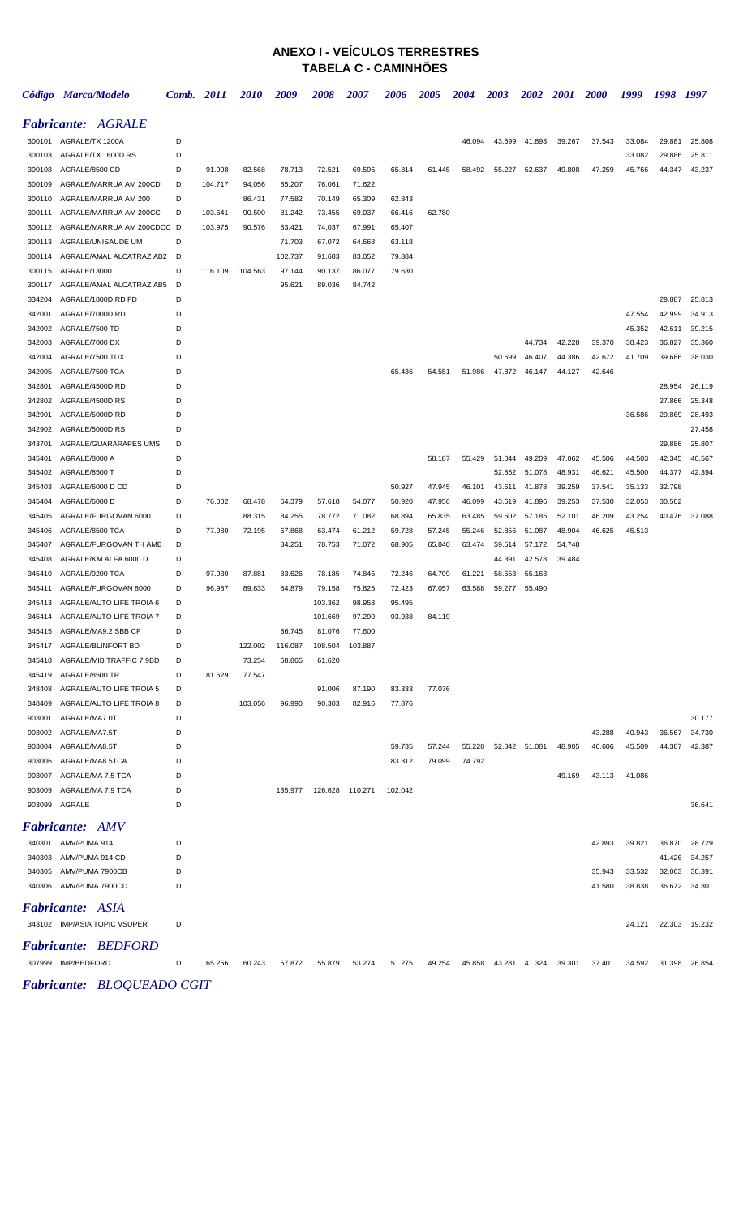# ANEXO I - VEÍCULOS TERRESTRES
## TABELA C - CAMINHÕES

### *Fabricante: AGRALE*

| Código | Marca/Modelo | Comb. | 2011 | 2010 | 2009 | 2008 | 2007 | 2006 | 2005 | 2004 | 2003 | 2002 | 2001 | 2000 | 1999 | 1998 | 1997 |
|---|---|---|---|---|---|---|---|---|---|---|---|---|---|---|---|---|---|
| 300101 | AGRALE/TX 1200A | D | | | | | | | | 46.094 | 43.599 | 41.893 | 39.267 | 37.543 | 33.084 | 29.881 | 25.808 |
| 300103 | AGRALE/TX 1600D RS | D | | | | | | | | | | | | | 33.082 | 29.886 | 25.811 |
| 300108 | AGRALE/8500 CD | D | 91.908 | 82.568 | 78.713 | 72.521 | 69.596 | 65.814 | 61.445 | 58.492 | 55.227 | 52.637 | 49.808 | 47.259 | 45.766 | 44.347 | 43.237 |
| 300109 | AGRALE/MARRUA AM 200CD | D | 104.717 | 94.056 | 85.207 | 76.061 | 71.622 | | | | | | | | | | |
| 300110 | AGRALE/MARRUA AM 200 | D | | 86.431 | 77.582 | 70.149 | 65.309 | 62.843 | | | | | | | | | |
| 300111 | AGRALE/MARRUA AM 200CC | D | 103.641 | 90.500 | 81.242 | 73.455 | 69.037 | 66.416 | 62.780 | | | | | | | | |
| 300112 | AGRALE/MARRUA AM 200CDCC | D | 103.975 | 90.576 | 83.421 | 74.037 | 67.991 | 65.407 | | | | | | | | | |
| 300113 | AGRALE/UNISAUDE UM | D | | | 71.703 | 67.072 | 64.668 | 63.118 | | | | | | | | | |
| 300114 | AGRALE/AMAL ALCATRAZ AB2 | D | | | 102.737 | 91.683 | 83.052 | 79.884 | | | | | | | | | |
| 300115 | AGRALE/13000 | D | 116.109 | 104.563 | 97.144 | 90.137 | 86.077 | 79.630 | | | | | | | | | |
| 300117 | AGRALE/AMAL ALCATRAZ AB5 | D | | | 95.621 | 89.036 | 84.742 | | | | | | | | | | |
| 334204 | AGRALE/1800D RD FD | D | | | | | | | | | | | | | | 29.887 | 25.813 |
| 342001 | AGRALE/7000D RD | D | | | | | | | | | | | | | 47.554 | 42.999 | 34.913 |
| 342002 | AGRALE/7500 TD | D | | | | | | | | | | | | | 45.352 | 42.611 | 39.215 |
| 342003 | AGRALE/7000 DX | D | | | | | | | | | | 44.734 | 42.228 | 39.370 | 38.423 | 36.827 | 35.360 |
| 342004 | AGRALE/7500 TDX | D | | | | | | | | | 50.699 | 46.407 | 44.386 | 42.672 | 41.709 | 39.686 | 38.030 |
| 342005 | AGRALE/7500 TCA | D | | | | | | 65.436 | 54.551 | 51.986 | 47.872 | 46.147 | 44.127 | 42.646 | | | |
| 342801 | AGRALE/4500D RD | D | | | | | | | | | | | | | | 28.954 | 26.119 |
| 342802 | AGRALE/4500D RS | D | | | | | | | | | | | | | | 27.866 | 25.348 |
| 342901 | AGRALE/5000D RD | D | | | | | | | | | | | | | 36.586 | 29.869 | 28.493 |
| 342902 | AGRALE/5000D RS | D | | | | | | | | | | | | | | | 27.458 |
| 343701 | AGRALE/GUARARAPES UMS | D | | | | | | | | | | | | | | 29.886 | 25.807 |
| 345401 | AGRALE/8000 A | D | | | | | | | 58.187 | 55.429 | 51.044 | 49.209 | 47.062 | 45.506 | 44.503 | 42.345 | 40.567 |
| 345402 | AGRALE/8500 T | D | | | | | | | | | 52.852 | 51.078 | 48.931 | 46.621 | 45.500 | 44.377 | 42.394 |
| 345403 | AGRALE/6000 D CD | D | | | | | | 50.927 | 47.945 | 46.101 | 43.611 | 41.878 | 39.259 | 37.541 | 35.133 | 32.798 | |
| 345404 | AGRALE/6000 D | D | 76.002 | 68.478 | 64.379 | 57.618 | 54.077 | 50.920 | 47.956 | 46.099 | 43.619 | 41.896 | 39.253 | 37.530 | 32.053 | 30.502 | |
| 345405 | AGRALE/FURGOVAN 6000 | D | | 88.315 | 84.255 | 78.772 | 71.082 | 68.894 | 65.835 | 63.485 | 59.502 | 57.185 | 52.101 | 46.209 | 43.254 | 40.476 | 37.088 |
| 345406 | AGRALE/8500 TCA | D | 77.980 | 72.195 | 67.868 | 63.474 | 61.212 | 59.728 | 57.245 | 55.246 | 52.856 | 51.087 | 48.904 | 46.625 | 45.513 | | |
| 345407 | AGRALE/FURGOVAN TH AMB | D | | | 84.251 | 78.753 | 71.072 | 68.905 | 65.840 | 63.474 | 59.514 | 57.172 | 54.748 | | | | |
| 345408 | AGRALE/KM ALFA 6000 D | D | | | | | | | | | 44.391 | 42.578 | 39.484 | | | | |
| 345410 | AGRALE/9200 TCA | D | 97.930 | 87.881 | 83.626 | 78.185 | 74.846 | 72.246 | 64.709 | 61.221 | 58.653 | 55.163 | | | | | |
| 345411 | AGRALE/FURGOVAN 8000 | D | 96.987 | 89.633 | 84.879 | 79.158 | 75.825 | 72.423 | 67.057 | 63.588 | 59.277 | 55.490 | | | | | |
| 345413 | AGRALE/AUTO LIFE TROIA 6 | D | | | | 103.362 | 98.958 | 95.495 | | | | | | | | | |
| 345414 | AGRALE/AUTO LIFE TROIA 7 | D | | | | 101.669 | 97.290 | 93.938 | 84.119 | | | | | | | | |
| 345415 | AGRALE/MA9.2 SBB CF | D | | | 86.745 | 81.076 | 77.600 | | | | | | | | | | |
| 345417 | AGRALE/BLINFORT BD | D | | 122.002 | 116.087 | 108.504 | 103.887 | | | | | | | | | | |
| 345418 | AGRALE/MIB TRAFFIC 7.9BD | D | | 73.254 | 68.865 | 61.620 | | | | | | | | | | | |
| 345419 | AGRALE/8500 TR | D | 81.629 | 77.547 | | | | | | | | | | | | | |
| 348408 | AGRALE/AUTO LIFE TROIA 5 | D | | | | 91.006 | 87.190 | 83.333 | 77.076 | | | | | | | | |
| 348409 | AGRALE/AUTO LIFE TROIA 8 | D | | 103.056 | 96.990 | 90.303 | 82.916 | 77.876 | | | | | | | | | |
| 903001 | AGRALE/MA7.0T | D | | | | | | | | | | | | | | | 30.177 |
| 903002 | AGRALE/MA7.5T | D | | | | | | | | | | | | 43.288 | 40.943 | 36.567 | 34.730 |
| 903004 | AGRALE/MA8.5T | D | | | | | | 59.735 | 57.244 | 55.228 | 52.842 | 51.081 | 48.905 | 46.606 | 45.509 | 44.387 | 42.387 |
| 903006 | AGRALE/MA8.5TCA | D | | | | | | 83.312 | 79.099 | 74.792 | | | | | | | |
| 903007 | AGRALE/MA 7.5 TCA | D | | | | | | | | | | | 49.169 | 43.113 | 41.086 | | |
| 903009 | AGRALE/MA 7.9 TCA | D | | | 135.977 | 126.628 | 110.271 | 102.042 | | | | | | | | | |
| 903099 | AGRALE | D | | | | | | | | | | | | | | | 36.641 |

### *Fabricante: AMV*

| Código | Marca/Modelo | Comb. | 2011 | 2010 | 2009 | 2008 | 2007 | 2006 | 2005 | 2004 | 2003 | 2002 | 2001 | 2000 | 1999 | 1998 | 1997 |
|---|---|---|---|---|---|---|---|---|---|---|---|---|---|---|---|---|---|
| 340301 | AMV/PUMA 914 | D | | | | | | | | | | | | 42.893 | 39.821 | 36.870 | 28.729 |
| 340303 | AMV/PUMA 914 CD | D | | | | | | | | | | | | | | 41.426 | 34.257 |
| 340305 | AMV/PUMA 7900CB | D | | | | | | | | | | | | 35.943 | 33.532 | 32.063 | 30.391 |
| 340306 | AMV/PUMA 7900CD | D | | | | | | | | | | | | 41.580 | 38.838 | 36.672 | 34.301 |

### *Fabricante: ASIA*

| Código | Marca/Modelo | Comb. | 2011 | 2010 | 2009 | 2008 | 2007 | 2006 | 2005 | 2004 | 2003 | 2002 | 2001 | 2000 | 1999 | 1998 | 1997 |
|---|---|---|---|---|---|---|---|---|---|---|---|---|---|---|---|---|---|
| 343102 | IMP/ASIA TOPIC VSUPER | D | | | | | | | | | | | | | 24.121 | 22.303 | 19.232 |

### *Fabricante: BEDFORD*

| Código | Marca/Modelo | Comb. | 2011 | 2010 | 2009 | 2008 | 2007 | 2006 | 2005 | 2004 | 2003 | 2002 | 2001 | 2000 | 1999 | 1998 | 1997 |
|---|---|---|---|---|---|---|---|---|---|---|---|---|---|---|---|---|---|
| 307999 | IMP/BEDFORD | D | 65.256 | 60.243 | 57.872 | 55.879 | 53.274 | 51.275 | 49.254 | 45.858 | 43.281 | 41.324 | 39.301 | 37.401 | 34.592 | 31.398 | 26.854 |

### *Fabricante: BLOQUEADO CGIT*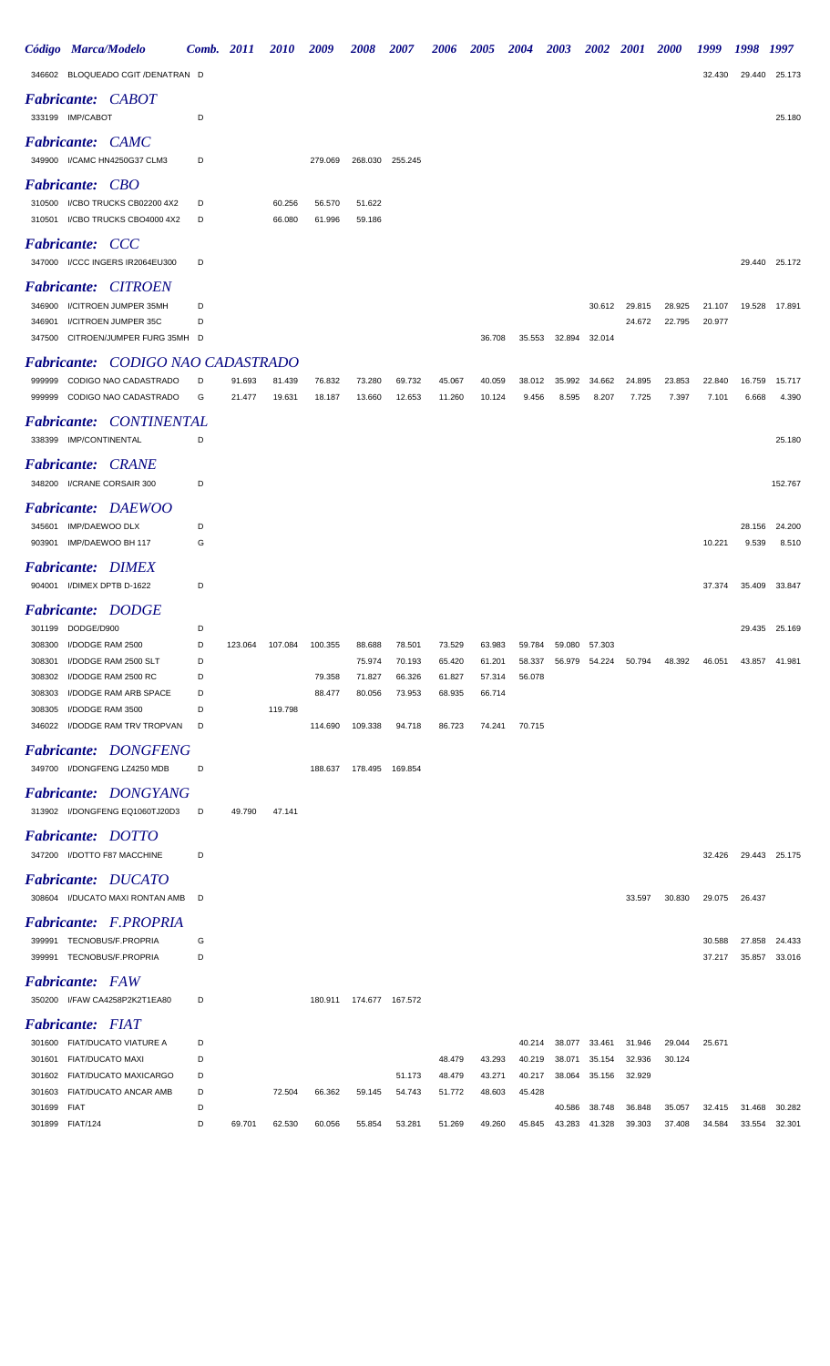| Código | Marca/Modelo | Comb. | 2011 | 2010 | 2009 | 2008 | 2007 | 2006 | 2005 | 2004 | 2003 | 2002 | 2001 | 2000 | 1999 | 1998 | 1997 |
|---|---|---|---|---|---|---|---|---|---|---|---|---|---|---|---|---|---|
| 346602 | BLOQUEADO CGIT /DENATRAN | D | | | | | | | | | | | | | 32.430 | 29.440 | 25.173 |

## *Fabricante: CABOT*

| Código | Marca/Modelo | Comb. | 2011 | 2010 | 2009 | 2008 | 2007 | 2006 | 2005 | 2004 | 2003 | 2002 | 2001 | 2000 | 1999 | 1998 | 1997 |
|---|---|---|---|---|---|---|---|---|---|---|---|---|---|---|---|---|---|
| 333199 | IMP/CABOT | D | | | | | | | | | | | | | | | 25.180 |

## *Fabricante: CAMC*

| Código | Marca/Modelo | Comb. | 2011 | 2010 | 2009 | 2008 | 2007 | 2006 | 2005 | 2004 | 2003 | 2002 | 2001 | 2000 | 1999 | 1998 | 1997 |
|---|---|---|---|---|---|---|---|---|---|---|---|---|---|---|---|---|---|
| 349900 | I/CAMC HN4250G37 CLM3 | D | | | 279.069 | 268.030 | 255.245 | | | | | | | | | | |

## *Fabricante: CBO*

| Código | Marca/Modelo | Comb. | 2011 | 2010 | 2009 | 2008 | 2007 | 2006 | 2005 | 2004 | 2003 | 2002 | 2001 | 2000 | 1999 | 1998 | 1997 |
|---|---|---|---|---|---|---|---|---|---|---|---|---|---|---|---|---|---|
| 310500 | I/CBO TRUCKS CB02200 4X2 | D | | 60.256 | 56.570 | 51.622 | | | | | | | | | | | |
| 310501 | I/CBO TRUCKS CBO4000 4X2 | D | | 66.080 | 61.996 | 59.186 | | | | | | | | | | | |

## *Fabricante: CCC*

| Código | Marca/Modelo | Comb. | 2011 | 2010 | 2009 | 2008 | 2007 | 2006 | 2005 | 2004 | 2003 | 2002 | 2001 | 2000 | 1999 | 1998 | 1997 |
|---|---|---|---|---|---|---|---|---|---|---|---|---|---|---|---|---|---|
| 347000 | I/CCC INGERS IR2064EU300 | D | | | | | | | | | | | | | | 29.440 | 25.172 |

## *Fabricante: CITROEN*

| Código | Marca/Modelo | Comb. | 2011 | 2010 | 2009 | 2008 | 2007 | 2006 | 2005 | 2004 | 2003 | 2002 | 2001 | 2000 | 1999 | 1998 | 1997 |
|---|---|---|---|---|---|---|---|---|---|---|---|---|---|---|---|---|---|
| 346900 | I/CITROEN JUMPER 35MH | D | | | | | | | | | | 30.612 | 29.815 | 28.925 | 21.107 | 19.528 | 17.891 |
| 346901 | I/CITROEN JUMPER 35C | D | | | | | | | | | | | 24.672 | 22.795 | 20.977 | | |
| 347500 | CITROEN/JUMPER FURG 35MH | D | | | | | | | 36.708 | 35.553 | 32.894 | 32.014 | | | | | |

## *Fabricante: CODIGO NAO CADASTRADO*

| Código | Marca/Modelo | Comb. | 2011 | 2010 | 2009 | 2008 | 2007 | 2006 | 2005 | 2004 | 2003 | 2002 | 2001 | 2000 | 1999 | 1998 | 1997 |
|---|---|---|---|---|---|---|---|---|---|---|---|---|---|---|---|---|---|
| 999999 | CODIGO NAO CADASTRADO | D | 91.693 | 81.439 | 76.832 | 73.280 | 69.732 | 45.067 | 40.059 | 38.012 | 35.992 | 34.662 | 24.895 | 23.853 | 22.840 | 16.759 | 15.717 |
| 999999 | CODIGO NAO CADASTRADO | G | 21.477 | 19.631 | 18.187 | 13.660 | 12.653 | 11.260 | 10.124 | 9.456 | 8.595 | 8.207 | 7.725 | 7.397 | 7.101 | 6.668 | 4.390 |

## *Fabricante: CONTINENTAL*

| Código | Marca/Modelo | Comb. | 2011 | 2010 | 2009 | 2008 | 2007 | 2006 | 2005 | 2004 | 2003 | 2002 | 2001 | 2000 | 1999 | 1998 | 1997 |
|---|---|---|---|---|---|---|---|---|---|---|---|---|---|---|---|---|---|
| 338399 | IMP/CONTINENTAL | D | | | | | | | | | | | | | | | 25.180 |

## *Fabricante: CRANE*

| Código | Marca/Modelo | Comb. | 2011 | 2010 | 2009 | 2008 | 2007 | 2006 | 2005 | 2004 | 2003 | 2002 | 2001 | 2000 | 1999 | 1998 | 1997 |
|---|---|---|---|---|---|---|---|---|---|---|---|---|---|---|---|---|---|
| 348200 | I/CRANE CORSAIR 300 | D | | | | | | | | | | | | | | | 152.767 |

## *Fabricante: DAEWOO*

| Código | Marca/Modelo | Comb. | 2011 | 2010 | 2009 | 2008 | 2007 | 2006 | 2005 | 2004 | 2003 | 2002 | 2001 | 2000 | 1999 | 1998 | 1997 |
|---|---|---|---|---|---|---|---|---|---|---|---|---|---|---|---|---|---|
| 345601 | IMP/DAEWOO DLX | D | | | | | | | | | | | | | | 28.156 | 24.200 |
| 903901 | IMP/DAEWOO BH 117 | G | | | | | | | | | | | | | 10.221 | 9.539 | 8.510 |

## *Fabricante: DIMEX*

| Código | Marca/Modelo | Comb. | 2011 | 2010 | 2009 | 2008 | 2007 | 2006 | 2005 | 2004 | 2003 | 2002 | 2001 | 2000 | 1999 | 1998 | 1997 |
|---|---|---|---|---|---|---|---|---|---|---|---|---|---|---|---|---|---|
| 904001 | I/DIMEX DPTB D-1622 | D | | | | | | | | | | | | | 37.374 | 35.409 | 33.847 |

## *Fabricante: DODGE*

| Código | Marca/Modelo | Comb. | 2011 | 2010 | 2009 | 2008 | 2007 | 2006 | 2005 | 2004 | 2003 | 2002 | 2001 | 2000 | 1999 | 1998 | 1997 |
|---|---|---|---|---|---|---|---|---|---|---|---|---|---|---|---|---|---|
| 301199 | DODGE/D900 | D | | | | | | | | | | | | | | 29.435 | 25.169 |
| 308300 | I/DODGE RAM 2500 | D | 123.064 | 107.084 | 100.355 | 88.688 | 78.501 | 73.529 | 63.983 | 59.784 | 59.080 | 57.303 | | | | | |
| 308301 | I/DODGE RAM 2500 SLT | D | | | | 75.974 | 70.193 | 65.420 | 61.201 | 58.337 | 56.979 | 54.224 | 50.794 | 48.392 | 46.051 | 43.857 | 41.981 |
| 308302 | I/DODGE RAM 2500 RC | D | | | 79.358 | 71.827 | 66.326 | 61.827 | 57.314 | 56.078 | | | | | | | |
| 308303 | I/DODGE RAM ARB SPACE | D | | | 88.477 | 80.056 | 73.953 | 68.935 | 66.714 | | | | | | | | |
| 308305 | I/DODGE RAM 3500 | D | | 119.798 | | | | | | | | | | | | | |
| 346022 | I/DODGE RAM TRV TROPVAN | D | | | 114.690 | 109.338 | 94.718 | 86.723 | 74.241 | 70.715 | | | | | | | |

## *Fabricante: DONGFENG*

| Código | Marca/Modelo | Comb. | 2011 | 2010 | 2009 | 2008 | 2007 | 2006 | 2005 | 2004 | 2003 | 2002 | 2001 | 2000 | 1999 | 1998 | 1997 |
|---|---|---|---|---|---|---|---|---|---|---|---|---|---|---|---|---|---|
| 349700 | I/DONGFENG LZ4250 MDB | D | | | 188.637 | 178.495 | 169.854 | | | | | | | | | | |

## *Fabricante: DONGYANG*

| Código | Marca/Modelo | Comb. | 2011 | 2010 | 2009 | 2008 | 2007 | 2006 | 2005 | 2004 | 2003 | 2002 | 2001 | 2000 | 1999 | 1998 | 1997 |
|---|---|---|---|---|---|---|---|---|---|---|---|---|---|---|---|---|---|
| 313902 | I/DONGFENG EQ1060TJ20D3 | D | 49.790 | 47.141 | | | | | | | | | | | | | |

## *Fabricante: DOTTO*

| Código | Marca/Modelo | Comb. | 2011 | 2010 | 2009 | 2008 | 2007 | 2006 | 2005 | 2004 | 2003 | 2002 | 2001 | 2000 | 1999 | 1998 | 1997 |
|---|---|---|---|---|---|---|---|---|---|---|---|---|---|---|---|---|---|
| 347200 | I/DOTTO F87 MACCHINE | D | | | | | | | | | | | | | 32.426 | 29.443 | 25.175 |

## *Fabricante: DUCATO*

| Código | Marca/Modelo | Comb. | 2011 | 2010 | 2009 | 2008 | 2007 | 2006 | 2005 | 2004 | 2003 | 2002 | 2001 | 2000 | 1999 | 1998 | 1997 |
|---|---|---|---|---|---|---|---|---|---|---|---|---|---|---|---|---|---|
| 308604 | I/DUCATO MAXI RONTAN AMB | D | | | | | | | | | | | 33.597 | 30.830 | 29.075 | 26.437 | |

## *Fabricante: F.PROPRIA*

| Código | Marca/Modelo | Comb. | 2011 | 2010 | 2009 | 2008 | 2007 | 2006 | 2005 | 2004 | 2003 | 2002 | 2001 | 2000 | 1999 | 1998 | 1997 |
|---|---|---|---|---|---|---|---|---|---|---|---|---|---|---|---|---|---|
| 399991 | TECNOBUS/F.PROPRIA | G | | | | | | | | | | | | | 30.588 | 27.858 | 24.433 |
| 399991 | TECNOBUS/F.PROPRIA | D | | | | | | | | | | | | | 37.217 | 35.857 | 33.016 |

## *Fabricante: FAW*

| Código | Marca/Modelo | Comb. | 2011 | 2010 | 2009 | 2008 | 2007 | 2006 | 2005 | 2004 | 2003 | 2002 | 2001 | 2000 | 1999 | 1998 | 1997 |
|---|---|---|---|---|---|---|---|---|---|---|---|---|---|---|---|---|---|
| 350200 | I/FAW CA4258P2K2T1EA80 | D | | | 180.911 | 174.677 | 167.572 | | | | | | | | | | |

## *Fabricante: FIAT*

| Código | Marca/Modelo | Comb. | 2011 | 2010 | 2009 | 2008 | 2007 | 2006 | 2005 | 2004 | 2003 | 2002 | 2001 | 2000 | 1999 | 1998 | 1997 |
|---|---|---|---|---|---|---|---|---|---|---|---|---|---|---|---|---|---|
| 301600 | FIAT/DUCATO VIATURE A | D | | | | | | | | 40.214 | 38.077 | 33.461 | 31.946 | 29.044 | 25.671 | | |
| 301601 | FIAT/DUCATO MAXI | D | | | | | | 48.479 | 43.293 | 40.219 | 38.071 | 35.154 | 32.936 | 30.124 | | | |
| 301602 | FIAT/DUCATO MAXICARGO | D | | | | | 51.173 | 48.479 | 43.271 | 40.217 | 38.064 | 35.156 | 32.929 | | | | |
| 301603 | FIAT/DUCATO ANCAR AMB | D | | 72.504 | 66.362 | 59.145 | 54.743 | 51.772 | 48.603 | 45.428 | | | | | | | |
| 301699 | FIAT | D | | | | | | | | | 40.586 | 38.748 | 36.848 | 35.057 | 32.415 | 31.468 | 30.282 |
| 301899 | FIAT/124 | D | 69.701 | 62.530 | 60.056 | 55.854 | 53.281 | 51.269 | 49.260 | 45.845 | 43.283 | 41.328 | 39.303 | 37.408 | 34.584 | 33.554 | 32.301 |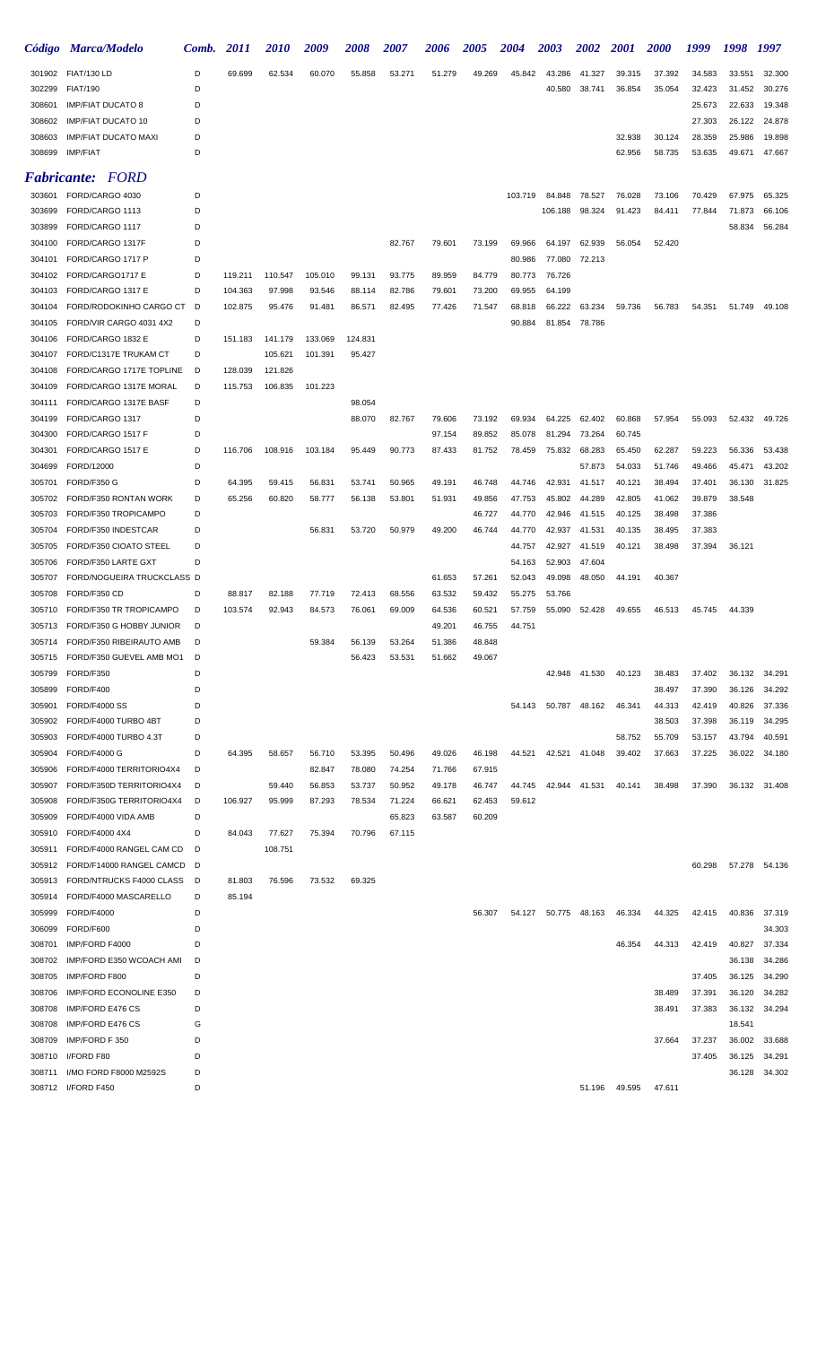| Código | Marca/Modelo | Comb. | 2011 | 2010 | 2009 | 2008 | 2007 | 2006 | 2005 | 2004 | 2003 | 2002 | 2001 | 2000 | 1999 | 1998 | 1997 |
|---|---|---|---|---|---|---|---|---|---|---|---|---|---|---|---|---|---|
| 301902 | FIAT/130 LD | D | 69.699 | 62.534 | 60.070 | 55.858 | 53.271 | 51.279 | 49.269 | 45.842 | 43.286 | 41.327 | 39.315 | 37.392 | 34.583 | 33.551 | 32.300 |
| 302299 | FIAT/190 | D | | | | | | | | | 40.580 | 38.741 | 36.854 | 35.054 | 32.423 | 31.452 | 30.276 |
| 308601 | IMP/FIAT DUCATO 8 | D | | | | | | | | | | | | | 25.673 | 22.633 | 19.348 |
| 308602 | IMP/FIAT DUCATO 10 | D | | | | | | | | | | | | | 27.303 | 26.122 | 24.878 |
| 308603 | IMP/FIAT DUCATO MAXI | D | | | | | | | | | | | 32.938 | 30.124 | 28.359 | 25.986 | 19.898 |
| 308699 | IMP/FIAT | D | | | | | | | | | | | 62.956 | 58.735 | 53.635 | 49.671 | 47.667 |

## *Fabricante: FORD*

| Código | Marca/Modelo | Comb. | 2011 | 2010 | 2009 | 2008 | 2007 | 2006 | 2005 | 2004 | 2003 | 2002 | 2001 | 2000 | 1999 | 1998 | 1997 |
|---|---|---|---|---|---|---|---|---|---|---|---|---|---|---|---|---|---|
| 303601 | FORD/CARGO 4030 | D | | | | | | | | 103.719 | 84.848 | 78.527 | 76.028 | 73.106 | 70.429 | 67.975 | 65.325 |
| 303699 | FORD/CARGO 1113 | D | | | | | | | | | 106.188 | 98.324 | 91.423 | 84.411 | 77.844 | 71.873 | 66.106 |
| 303899 | FORD/CARGO 1117 | D | | | | | | | | | | | | | | 58.834 | 56.284 |
| 304100 | FORD/CARGO 1317F | D | | | | | 82.767 | 79.601 | 73.199 | 69.966 | 64.197 | 62.939 | 56.054 | 52.420 | | | |
| 304101 | FORD/CARGO 1717 P | D | | | | | | | | 80.986 | 77.080 | 72.213 | | | | | |
| 304102 | FORD/CARGO1717 E | D | 119.211 | 110.547 | 105.010 | 99.131 | 93.775 | 89.959 | 84.779 | 80.773 | 76.726 | | | | | | |
| 304103 | FORD/CARGO 1317 E | D | 104.363 | 97.998 | 93.546 | 88.114 | 82.786 | 79.601 | 73.200 | 69.955 | 64.199 | | | | | | |
| 304104 | FORD/RODOKINHO CARGO CT | D | 102.875 | 95.476 | 91.481 | 86.571 | 82.495 | 77.426 | 71.547 | 68.818 | 66.222 | 63.234 | 59.736 | 56.783 | 54.351 | 51.749 | 49.108 |
| 304105 | FORD/VIR CARGO 4031 4X2 | D | | | | | | | | 90.884 | 81.854 | 78.786 | | | | | |
| 304106 | FORD/CARGO 1832 E | D | 151.183 | 141.179 | 133.069 | 124.831 | | | | | | | | | | | |
| 304107 | FORD/C1317E TRUKAM CT | D | | 105.621 | 101.391 | 95.427 | | | | | | | | | | | |
| 304108 | FORD/CARGO 1717E TOPLINE | D | 128.039 | 121.826 | | | | | | | | | | | | | |
| 304109 | FORD/CARGO 1317E MORAL | D | 115.753 | 106.835 | 101.223 | | | | | | | | | | | | |
| 304111 | FORD/CARGO 1317E BASF | D | | | | 98.054 | | | | | | | | | | | |
| 304199 | FORD/CARGO 1317 | D | | | | 88.070 | 82.767 | 79.606 | 73.192 | 69.934 | 64.225 | 62.402 | 60.868 | 57.954 | 55.093 | 52.432 | 49.726 |
| 304300 | FORD/CARGO 1517 F | D | | | | | | 97.154 | 89.852 | 85.078 | 81.294 | 73.264 | 60.745 | | | | |
| 304301 | FORD/CARGO 1517 E | D | 116.706 | 108.916 | 103.184 | 95.449 | 90.773 | 87.433 | 81.752 | 78.459 | 75.832 | 68.283 | 65.450 | 62.287 | 59.223 | 56.336 | 53.438 |
| 304699 | FORD/12000 | D | | | | | | | | | | 57.873 | 54.033 | 51.746 | 49.466 | 45.471 | 43.202 |
| 305701 | FORD/F350 G | D | 64.395 | 59.415 | 56.831 | 53.741 | 50.965 | 49.191 | 46.748 | 44.746 | 42.931 | 41.517 | 40.121 | 38.494 | 37.401 | 36.130 | 31.825 |
| 305702 | FORD/F350 RONTAN WORK | D | 65.256 | 60.820 | 58.777 | 56.138 | 53.801 | 51.931 | 49.856 | 47.753 | 45.802 | 44.289 | 42.805 | 41.062 | 39.879 | 38.548 | |
| 305703 | FORD/F350 TROPICAMPO | D | | | | | | | 46.727 | 44.770 | 42.946 | 41.515 | 40.125 | 38.498 | 37.386 | | |
| 305704 | FORD/F350 INDESTCAR | D | | | 56.831 | 53.720 | 50.979 | 49.200 | 46.744 | 44.770 | 42.937 | 41.531 | 40.135 | 38.495 | 37.383 | | |
| 305705 | FORD/F350 CIOATO STEEL | D | | | | | | | | 44.757 | 42.927 | 41.519 | 40.121 | 38.498 | 37.394 | 36.121 | |
| 305706 | FORD/F350 LARTE GXT | D | | | | | | | | 54.163 | 52.903 | 47.604 | | | | | |
| 305707 | FORD/NOGUEIRA TRUCKCLASS | D | | | | | | 61.653 | 57.261 | 52.043 | 49.098 | 48.050 | 44.191 | 40.367 | | | |
| 305708 | FORD/F350 CD | D | 88.817 | 82.188 | 77.719 | 72.413 | 68.556 | 63.532 | 59.432 | 55.275 | 53.766 | | | | | | |
| 305710 | FORD/F350 TR TROPICAMPO | D | 103.574 | 92.943 | 84.573 | 76.061 | 69.009 | 64.536 | 60.521 | 57.759 | 55.090 | 52.428 | 49.655 | 46.513 | 45.745 | 44.339 | |
| 305713 | FORD/F350 G HOBBY JUNIOR | D | | | | | | 49.201 | 46.755 | 44.751 | | | | | | | |
| 305714 | FORD/F350 RIBEIRAUTO AMB | D | | | 59.384 | 56.139 | 53.264 | 51.386 | 48.848 | | | | | | | | |
| 305715 | FORD/F350 GUEVEL AMB MO1 | D | | | | 56.423 | 53.531 | 51.662 | 49.067 | | | | | | | | |
| 305799 | FORD/F350 | D | | | | | | | | | 42.948 | 41.530 | 40.123 | 38.483 | 37.402 | 36.132 | 34.291 |
| 305899 | FORD/F400 | D | | | | | | | | | | | | 38.497 | 37.390 | 36.126 | 34.292 |
| 305901 | FORD/F4000 SS | D | | | | | | | | 54.143 | 50.787 | 48.162 | 46.341 | 44.313 | 42.419 | 40.826 | 37.336 |
| 305902 | FORD/F4000 TURBO 4BT | D | | | | | | | | | | | | 38.503 | 37.398 | 36.119 | 34.295 |
| 305903 | FORD/F4000 TURBO 4.3T | D | | | | | | | | | | | 58.752 | 55.709 | 53.157 | 43.794 | 40.591 |
| 305904 | FORD/F4000 G | D | 64.395 | 58.657 | 56.710 | 53.395 | 50.496 | 49.026 | 46.198 | 44.521 | 42.521 | 41.048 | 39.402 | 37.663 | 37.225 | 36.022 | 34.180 |
| 305906 | FORD/F4000 TERRITORIO4X4 | D | | | 82.847 | 78.080 | 74.254 | 71.766 | 67.915 | | | | | | | | |
| 305907 | FORD/F350D TERRITORIO4X4 | D | | 59.440 | 56.853 | 53.737 | 50.952 | 49.178 | 46.747 | 44.745 | 42.944 | 41.531 | 40.141 | 38.498 | 37.390 | 36.132 | 31.408 |
| 305908 | FORD/F350G TERRITORIO4X4 | D | 106.927 | 95.999 | 87.293 | 78.534 | 71.224 | 66.621 | 62.453 | 59.612 | | | | | | | |
| 305909 | FORD/F4000 VIDA AMB | D | | | | | 65.823 | 63.587 | 60.209 | | | | | | | | |
| 305910 | FORD/F4000 4X4 | D | 84.043 | 77.627 | 75.394 | 70.796 | 67.115 | | | | | | | | | | |
| 305911 | FORD/F4000 RANGEL CAM CD | D | | 108.751 | | | | | | | | | | | | | |
| 305912 | FORD/F14000 RANGEL CAMCD | D | | | | | | | | | | | | | 60.298 | 57.278 | 54.136 |
| 305913 | FORD/NTRUCKS F4000 CLASS | D | 81.803 | 76.596 | 73.532 | 69.325 | | | | | | | | | | | |
| 305914 | FORD/F4000 MASCARELLO | D | 85.194 | | | | | | | | | | | | | | |
| 305999 | FORD/F4000 | D | | | | | | | 56.307 | 54.127 | 50.775 | 48.163 | 46.334 | 44.325 | 42.415 | 40.836 | 37.319 |
| 306099 | FORD/F600 | D | | | | | | | | | | | | | | | 34.303 |
| 308701 | IMP/FORD F4000 | D | | | | | | | | | | | 46.354 | 44.313 | 42.419 | 40.827 | 37.334 |
| 308702 | IMP/FORD E350 WCOACH AMI | D | | | | | | | | | | | | | | 36.138 | 34.286 |
| 308705 | IMP/FORD F800 | D | | | | | | | | | | | | | 37.405 | 36.125 | 34.290 |
| 308706 | IMP/FORD ECONOLINE E350 | D | | | | | | | | | | | | 38.489 | 37.391 | 36.120 | 34.282 |
| 308708 | IMP/FORD E476 CS | D | | | | | | | | | | | | 38.491 | 37.383 | 36.132 | 34.294 |
| 308708 | IMP/FORD E476 CS | G | | | | | | | | | | | | | | 18.541 | |
| 308709 | IMP/FORD F 350 | D | | | | | | | | | | | | 37.664 | 37.237 | 36.002 | 33.688 |
| 308710 | I/FORD F80 | D | | | | | | | | | | | | | 37.405 | 36.125 | 34.291 |
| 308711 | I/MO FORD F8000 M2592S | D | | | | | | | | | | | | | | 36.128 | 34.302 |
| 308712 | I/FORD F450 | D | | | | | | | | | | 51.196 | 49.595 | 47.611 | | | |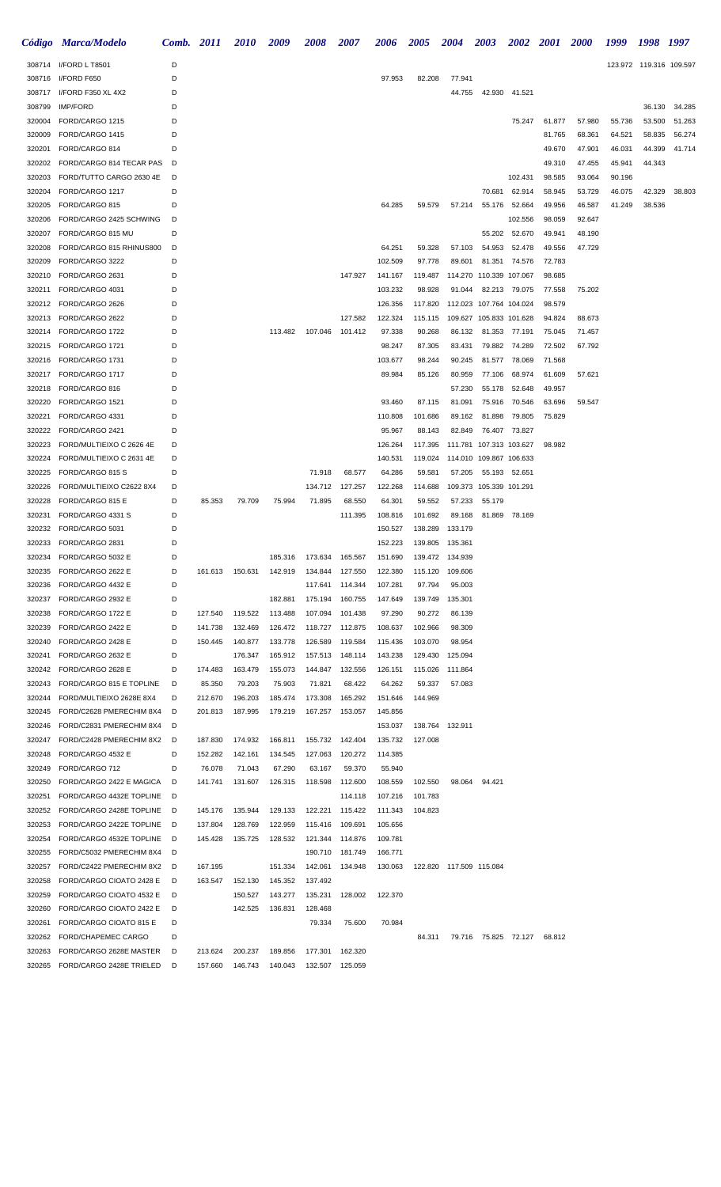| Código | Marca/Modelo | Comb. | 2011 | 2010 | 2009 | 2008 | 2007 | 2006 | 2005 | 2004 | 2003 | 2002 | 2001 | 2000 | 1999 | 1998 | 1997 |
|---|---|---|---|---|---|---|---|---|---|---|---|---|---|---|---|---|---|
| 308714 | I/FORD L T8501 | D | | | | | | | | | | | | | 123.972 | 119.316 | 109.597 |
| 308716 | I/FORD F650 | D | | | | | | 97.953 | 82.208 | 77.941 | | | | | | | |
| 308717 | I/FORD F350 XL 4X2 | D | | | | | | | | 44.755 | 42.930 | 41.521 | | | | | |
| 308799 | IMP/FORD | D | | | | | | | | | | | | | | 36.130 | 34.285 |
| 320004 | FORD/CARGO 1215 | D | | | | | | | | | | 75.247 | 61.877 | 57.980 | 55.736 | 53.500 | 51.263 |
| 320009 | FORD/CARGO 1415 | D | | | | | | | | | | | 81.765 | 68.361 | 64.521 | 58.835 | 56.274 |
| 320201 | FORD/CARGO 814 | D | | | | | | | | | | | 49.670 | 47.901 | 46.031 | 44.399 | 41.714 |
| 320202 | FORD/CARGO 814 TECAR PAS | D | | | | | | | | | | | 49.310 | 47.455 | 45.941 | 44.343 | |
| 320203 | FORD/TUTTO CARGO 2630 4E | D | | | | | | | | | | 102.431 | 98.585 | 93.064 | 90.196 | | |
| 320204 | FORD/CARGO 1217 | D | | | | | | | | | 70.681 | 62.914 | 58.945 | 53.729 | 46.075 | 42.329 | 38.803 |
| 320205 | FORD/CARGO 815 | D | | | | | | 64.285 | 59.579 | 57.214 | 55.176 | 52.664 | 49.956 | 46.587 | 41.249 | 38.536 | |
| 320206 | FORD/CARGO 2425 SCHWING | D | | | | | | | | | | 102.556 | 98.059 | 92.647 | | | |
| 320207 | FORD/CARGO 815 MU | D | | | | | | | | | 55.202 | 52.670 | 49.941 | 48.190 | | | |
| 320208 | FORD/CARGO 815 RHINUS800 | D | | | | | | 64.251 | 59.328 | 57.103 | 54.953 | 52.478 | 49.556 | 47.729 | | | |
| 320209 | FORD/CARGO 3222 | D | | | | | | 102.509 | 97.778 | 89.601 | 81.351 | 74.576 | 72.783 | | | | |
| 320210 | FORD/CARGO 2631 | D | | | | | 147.927 | 141.167 | 119.487 | 114.270 | 110.339 | 107.067 | 98.685 | | | | |
| 320211 | FORD/CARGO 4031 | D | | | | | | 103.232 | 98.928 | 91.044 | 82.213 | 79.075 | 77.558 | 75.202 | | | |
| 320212 | FORD/CARGO 2626 | D | | | | | | 126.356 | 117.820 | 112.023 | 107.764 | 104.024 | 98.579 | | | | |
| 320213 | FORD/CARGO 2622 | D | | | | | 127.582 | 122.324 | 115.115 | 109.627 | 105.833 | 101.628 | 94.824 | 88.673 | | | |
| 320214 | FORD/CARGO 1722 | D | | | 113.482 | 107.046 | 101.412 | 97.338 | 90.268 | 86.132 | 81.353 | 77.191 | 75.045 | 71.457 | | | |
| 320215 | FORD/CARGO 1721 | D | | | | | | 98.247 | 87.305 | 83.431 | 79.882 | 74.289 | 72.502 | 67.792 | | | |
| 320216 | FORD/CARGO 1731 | D | | | | | | 103.677 | 98.244 | 90.245 | 81.577 | 78.069 | 71.568 | | | | |
| 320217 | FORD/CARGO 1717 | D | | | | | | 89.984 | 85.126 | 80.959 | 77.106 | 68.974 | 61.609 | 57.621 | | | |
| 320218 | FORD/CARGO 816 | D | | | | | | | | 57.230 | 55.178 | 52.648 | 49.957 | | | | |
| 320220 | FORD/CARGO 1521 | D | | | | | | 93.460 | 87.115 | 81.091 | 75.916 | 70.546 | 63.696 | 59.547 | | | |
| 320221 | FORD/CARGO 4331 | D | | | | | | 110.808 | 101.686 | 89.162 | 81.898 | 79.805 | 75.829 | | | | |
| 320222 | FORD/CARGO 2421 | D | | | | | | 95.967 | 88.143 | 82.849 | 76.407 | 73.827 | | | | | |
| 320223 | FORD/MULTIEIXO C 2626 4E | D | | | | | | 126.264 | 117.395 | 111.781 | 107.313 | 103.627 | 98.982 | | | | |
| 320224 | FORD/MULTIEIXO C 2631 4E | D | | | | | | 140.531 | 119.024 | 114.010 | 109.867 | 106.633 | | | | | |
| 320225 | FORD/CARGO 815 S | D | | | | 71.918 | 68.577 | 64.286 | 59.581 | 57.205 | 55.193 | 52.651 | | | | | |
| 320226 | FORD/MULTIEIXO C2622 8X4 | D | | | | 134.712 | 127.257 | 122.268 | 114.688 | 109.373 | 105.339 | 101.291 | | | | | |
| 320228 | FORD/CARGO 815 E | D | 85.353 | 79.709 | 75.994 | 71.895 | 68.550 | 64.301 | 59.552 | 57.233 | 55.179 | | | | | | |
| 320231 | FORD/CARGO 4331 S | D | | | | | 111.395 | 108.816 | 101.692 | 89.168 | 81.869 | 78.169 | | | | | |
| 320232 | FORD/CARGO 5031 | D | | | | | | 150.527 | 138.289 | 133.179 | | | | | | | |
| 320233 | FORD/CARGO 2831 | D | | | | | | 152.223 | 139.805 | 135.361 | | | | | | | |
| 320234 | FORD/CARGO 5032 E | D | | | 185.316 | 173.634 | 165.567 | 151.690 | 139.472 | 134.939 | | | | | | | |
| 320235 | FORD/CARGO 2622 E | D | 161.613 | 150.631 | 142.919 | 134.844 | 127.550 | 122.380 | 115.120 | 109.606 | | | | | | | |
| 320236 | FORD/CARGO 4432 E | D | | | | 117.641 | 114.344 | 107.281 | 97.794 | 95.003 | | | | | | | |
| 320237 | FORD/CARGO 2932 E | D | | | 182.881 | 175.194 | 160.755 | 147.649 | 139.749 | 135.301 | | | | | | | |
| 320238 | FORD/CARGO 1722 E | D | 127.540 | 119.522 | 113.488 | 107.094 | 101.438 | 97.290 | 90.272 | 86.139 | | | | | | | |
| 320239 | FORD/CARGO 2422 E | D | 141.738 | 132.469 | 126.472 | 118.727 | 112.875 | 108.637 | 102.966 | 98.309 | | | | | | | |
| 320240 | FORD/CARGO 2428 E | D | 150.445 | 140.877 | 133.778 | 126.589 | 119.584 | 115.436 | 103.070 | 98.954 | | | | | | | |
| 320241 | FORD/CARGO 2632 E | D | | 176.347 | 165.912 | 157.513 | 148.114 | 143.238 | 129.430 | 125.094 | | | | | | | |
| 320242 | FORD/CARGO 2628 E | D | 174.483 | 163.479 | 155.073 | 144.847 | 132.556 | 126.151 | 115.026 | 111.864 | | | | | | | |
| 320243 | FORD/CARGO 815 E TOPLINE | D | 85.350 | 79.203 | 75.903 | 71.821 | 68.422 | 64.262 | 59.337 | 57.083 | | | | | | | |
| 320244 | FORD/MULTIEIXO 2628E 8X4 | D | 212.670 | 196.203 | 185.474 | 173.308 | 165.292 | 151.646 | 144.969 | | | | | | | | |
| 320245 | FORD/C2628 PMERECHIM 8X4 | D | 201.813 | 187.995 | 179.219 | 167.257 | 153.057 | 145.856 | | | | | | | | | |
| 320246 | FORD/C2831 PMERECHIM 8X4 | D | | | | | | 153.037 | 138.764 | 132.911 | | | | | | | |
| 320247 | FORD/C2428 PMERECHIM 8X2 | D | 187.830 | 174.932 | 166.811 | 155.732 | 142.404 | 135.732 | 127.008 | | | | | | | | |
| 320248 | FORD/CARGO 4532 E | D | 152.282 | 142.161 | 134.545 | 127.063 | 120.272 | 114.385 | | | | | | | | | |
| 320249 | FORD/CARGO 712 | D | 76.078 | 71.043 | 67.290 | 63.167 | 59.370 | 55.940 | | | | | | | | | |
| 320250 | FORD/CARGO 2422 E MAGICA | D | 141.741 | 131.607 | 126.315 | 118.598 | 112.600 | 108.559 | 102.550 | 98.064 | 94.421 | | | | | | |
| 320251 | FORD/CARGO 4432E TOPLINE | D | | | | | 114.118 | 107.216 | 101.783 | | | | | | | | |
| 320252 | FORD/CARGO 2428E TOPLINE | D | 145.176 | 135.944 | 129.133 | 122.221 | 115.422 | 111.343 | 104.823 | | | | | | | | |
| 320253 | FORD/CARGO 2422E TOPLINE | D | 137.804 | 128.769 | 122.959 | 115.416 | 109.691 | 105.656 | | | | | | | | | |
| 320254 | FORD/CARGO 4532E TOPLINE | D | 145.428 | 135.725 | 128.532 | 121.344 | 114.876 | 109.781 | | | | | | | | | |
| 320255 | FORD/C5032 PMERECHIM 8X4 | D | | | | 190.710 | 181.749 | 166.771 | | | | | | | | | |
| 320257 | FORD/C2422 PMERECHIM 8X2 | D | 167.195 | | 151.334 | 142.061 | 134.948 | 130.063 | 122.820 | 117.509 | 115.084 | | | | | | |
| 320258 | FORD/CARGO CIOATO 2428 E | D | 163.547 | 152.130 | 145.352 | 137.492 | | | | | | | | | | | |
| 320259 | FORD/CARGO CIOATO 4532 E | D | | 150.527 | 143.277 | 135.231 | 128.002 | 122.370 | | | | | | | | | |
| 320260 | FORD/CARGO CIOATO 2422 E | D | | 142.525 | 136.831 | 128.468 | | | | | | | | | | | |
| 320261 | FORD/CARGO CIOATO 815 E | D | | | | 79.334 | 75.600 | 70.984 | | | | | | | | | |
| 320262 | FORD/CHAPEMEC CARGO | D | | | | | | | 84.311 | | 79.716 | 75.825 | 72.127 | 68.812 | | | |
| 320263 | FORD/CARGO 2628E MASTER | D | 213.624 | 200.237 | 189.856 | 177.301 | 162.320 | | | | | | | | | | |
| 320265 | FORD/CARGO 2428E TRIELED | D | 157.660 | 146.743 | 140.043 | 132.507 | 125.059 | | | | | | | | | | |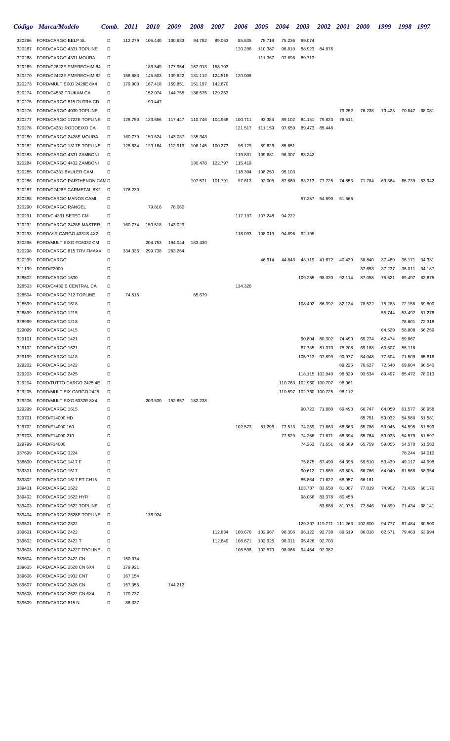| Código | Marca/Modelo | Comb. | 2011 | 2010 | 2009 | 2008 | 2007 | 2006 | 2005 | 2004 | 2003 | 2002 | 2001 | 2000 | 1999 | 1998 | 1997 |
|---|---|---|---|---|---|---|---|---|---|---|---|---|---|---|---|---|---|
| 320266 | FORD/CARGO BELP SL | D | 112.279 | 105.440 | 100.633 | 94.782 | 89.063 | 85.635 | 78.719 | 75.236 | 69.074 | | | | | | |
| 320267 | FORD/CARGO 4331 TOPLINE | D | | | | | | 120.296 | 110.387 | 96.810 | 88.923 | 84.876 | | | | | |
| 320268 | FORD/CARGO 4331 MOURA | D | | | | | | | 111.367 | 97.696 | 89.713 | | | | | | |
| 320269 | FORD/C2622E PMERECHIM 84 | D | | 186.549 | 177.954 | 167.913 | 158.703 | | | | | | | | | | |
| 320270 | FORD/C2422E PMERECHIM 82 | D | 156.683 | 145.503 | 139.622 | 131.112 | 124.515 | 120.006 | | | | | | | | | |
| 320273 | FORD/MULTIEIXO 2428E 8X4 | D | 179.903 | 167.418 | 159.851 | 151.197 | 142.670 | | | | | | | | | | |
| 320274 | FORD/C4532 TRUKAM CA | D | | 152.074 | 144.755 | 136.575 | 129.253 | | | | | | | | | | |
| 320275 | FORD/CARGO 815 DUTRA CD | D | | 90.447 | | | | | | | | | | | | | |
| 320276 | FORD/CARGO 4030 TOPLINE | D | | | | | | | | | | | 79.252 | 76.238 | 73.423 | 70.847 | 68.081 |
| 320277 | FORD/CARGO 1722E TOPLINE | D | 128.750 | 123.656 | 117.447 | 110.746 | 104.958 | 100.711 | 93.384 | 89.102 | 84.151 | 79.823 | 76.511 | | | | |
| 320278 | FORD/C4331 RODOEIXO CA | D | | | | | | 121.517 | 111.159 | 97.659 | 89.473 | 85.448 | | | | | |
| 320280 | FORD/CARGO 2428E MOURA | D | 160.779 | 150.524 | 143.037 | 135.343 | | | | | | | | | | | |
| 320282 | FORD/CARGO 1317E TOPLINE | D | 125.634 | 120.164 | 112.919 | 106.145 | 100.273 | 96.129 | 89.626 | 85.651 | | | | | | | |
| 320283 | FORD/CARGO 4331 ZAMBONI | D | | | | | | 119.831 | 109.681 | 96.307 | 88.242 | | | | | | |
| 320284 | FORD/CARGO 4432 ZAMBONI | D | | | | 130.478 | 122.797 | 115.419 | | | | | | | | | |
| 320285 | FORD/C4331 BAULER CAM | D | | | | | | 118.304 | 108.250 | 95.103 | | | | | | | |
| 320286 | FORD/CARGO PARTHENON CAM | D | | | | 107.571 | 101.791 | 97.613 | 92.005 | 87.660 | 83.313 | 77.725 | 74.853 | 71.784 | 69.364 | 66.739 | 63.942 |
| 320287 | FORD/C2428E CARMETAL 8X2 | D | 176.230 | | | | | | | | | | | | | | |
| 320288 | FORD/CARGO MANOS CAMI | D | | | | | | | | | 57.257 | 54.690 | 51.666 | | | | |
| 320290 | FORD/CARGO RANGEL | D | | 79.816 | 78.060 | | | | | | | | | | | | |
| 320291 | FORD/C 4331 SETEC CM | D | | | | | | 117.197 | 107.248 | 94.222 | | | | | | | |
| 320292 | FORD/CARGO 2428E MASTER | D | 160.774 | 150.518 | 143.029 | | | | | | | | | | | | |
| 320293 | FORD/VIR CARGO 4331S 4X2 | D | | | | | | 118.093 | 108.019 | 94.896 | 92.198 | | | | | | |
| 320296 | FORD/MULTIEIXO FC6332 CM | D | | 204.753 | 194.044 | 183.430 | | | | | | | | | | | |
| 320298 | FORD/CARGO 815 TRV FMAXX | D | 334.336 | 299.738 | 283.264 | | | | | | | | | | | | |
| 320299 | FORD/CARGO | D | | | | | | | 46.914 | 44.843 | 43.119 | 41.672 | 40.439 | 38.840 | 37.489 | 36.171 | 34.331 |
| 321199 | FORD/F2000 | D | | | | | | | | | | | | 37.653 | 37.237 | 36.011 | 34.187 |
| 328502 | FORD/CARGO 1630 | D | | | | | | | | | 109.255 | 98.320 | 92.114 | 87.058 | 75.621 | 69.497 | 63.675 |
| 328503 | FORD/C4432 E CENTRAL CA | D | | | | | | 134.326 | | | | | | | | | |
| 328504 | FORD/CARGO 712 TOPLINE | D | 74.515 | | | 65.679 | | | | | | | | | | | |
| 328599 | FORD/CARGO 1618 | D | | | | | | | | | 108.492 | 86.392 | 82.134 | 78.522 | 75.283 | 72.158 | 69.800 |
| 328899 | FORD/CARGO 1215 | D | | | | | | | | | | | | | 55.744 | 53.492 | 51.276 |
| 328999 | FORD/CARGO 1218 | D | | | | | | | | | | | | | | 78.601 | 72.318 |
| 329099 | FORD/CARGO 1415 | D | | | | | | | | | | | | | 64.529 | 58.808 | 56.259 |
| 329101 | FORD/CARGO 1421 | D | | | | | | | | | 90.804 | 80.302 | 74.490 | 69.274 | 62.474 | 59.867 | |
| 329102 | FORD/CARGO 1621 | D | | | | | | | | | 87.735 | 81.370 | 75.208 | 69.188 | 60.607 | 55.118 | |
| 329199 | FORD/CARGO 1418 | D | | | | | | | | | 105.713 | 97.899 | 90.977 | 84.048 | 77.504 | 71.509 | 65.816 |
| 329202 | FORD/CARGO 1422 | D | | | | | | | | | | | 89.226 | 76.627 | 72.548 | 69.604 | 66.540 |
| 329203 | FORD/CARGO 2425 | D | | | | | | | | | 118.115 | 102.949 | 98.829 | 93.534 | 89.497 | 85.472 | 78.013 |
| 329204 | FORD/TUTTO CARGO 2425 4E | D | | | | | | | | 110.763 | 102.960 | 100.707 | 98.061 | | | | |
| 329205 | FORD/MULTIEIX CARGO 2425 | D | | | | | | | | 110.597 | 102.760 | 100.725 | 98.112 | | | | |
| 329206 | FORD/MULTIEIXO 6332E 8X4 | D | | 203.530 | 192.857 | 182.238 | | | | | | | | | | | |
| 329299 | FORD/CARGO 1615 | D | | | | | | | | | 90.723 | 71.880 | 69.493 | 66.747 | 64.059 | 61.577 | 58.958 |
| 329701 | FORD/F14000 HD | D | | | | | | | | | | | | 65.751 | 59.032 | 54.580 | 51.581 |
| 329702 | FORD/F14000 160 | D | | | | | | 102.573 | 81.296 | 77.513 | 74.269 | 71.663 | 68.663 | 65.786 | 59.045 | 54.595 | 51.599 |
| 329703 | FORD/F14000 210 | D | | | | | | | | 77.529 | 74.256 | 71.671 | 68.694 | 65.764 | 59.033 | 54.579 | 51.597 |
| 329799 | FORD/F14000 | D | | | | | | | | | 74.263 | 71.651 | 68.689 | 65.759 | 59.055 | 54.570 | 51.583 |
| 337699 | FORD/CARGO 3224 | D | | | | | | | | | | | | | | 78.244 | 64.010 |
| 338600 | FORD/CARGO 1417 F | D | | | | | | | | | 75.875 | 67.490 | 64.398 | 59.510 | 53.439 | 49.117 | 44.998 |
| 339301 | FORD/CARGO 1617 | D | | | | | | | | | 90.612 | 71.869 | 69.505 | 66.766 | 64.040 | 61.568 | 58.954 |
| 339302 | FORD/CARGO 1617 ET CH15 | D | | | | | | | | | 85.864 | 71.622 | 68.957 | 66.161 | | | |
| 339401 | FORD/CARGO 1622 | D | | | | | | | | | 103.787 | 83.650 | 81.087 | 77.819 | 74.902 | 71.435 | 68.170 |
| 339402 | FORD/CARGO 1622 HYR | D | | | | | | | | | 98.066 | 83.378 | 80.458 | | | | |
| 339403 | FORD/CARGO 1622 TOPLINE | D | | | | | | | | | | 83.688 | 81.078 | 77.846 | 74.899 | 71.434 | 68.141 |
| 339404 | FORD/CARGO 2628E TOPLINE | D | | 176.924 | | | | | | | | | | | | | |
| 339501 | FORD/CARGO 2322 | D | | | | | | | | | 129.307 | 119.771 | 111.263 | 102.800 | 94.777 | 87.484 | 80.500 |
| 339601 | FORD/CARGO 2422 | D | | | | | 112.834 | 108.676 | 102.967 | 98.306 | 96.122 | 92.738 | 89.519 | 86.018 | 82.571 | 79.463 | 63.994 |
| 339602 | FORD/CARGO 2422 T | D | | | | | 112.849 | 108.671 | 102.925 | 98.311 | 95.426 | 92.703 | | | | | |
| 339603 | FORD/CARGO 2422T TPOLINE | D | | | | | | 108.598 | 102.579 | 98.066 | 94.454 | 92.382 | | | | | |
| 339604 | FORD/CARGO 2422 CN | D | 150.074 | | | | | | | | | | | | | | |
| 339605 | FORD/CARGO 2628 CN 6X4 | D | 179.921 | | | | | | | | | | | | | | |
| 339606 | FORD/CARGO 1932 CNT | D | 167.154 | | | | | | | | | | | | | | |
| 339607 | FORD/CARGO 2428 CN | D | 157.355 | | 144.212 | | | | | | | | | | | | |
| 339608 | FORD/CARGO 2622 CN 6X4 | D | 170.737 | | | | | | | | | | | | | | |
| 339609 | FORD/CARGO 815 N | D | 86.337 | | | | | | | | | | | | | | |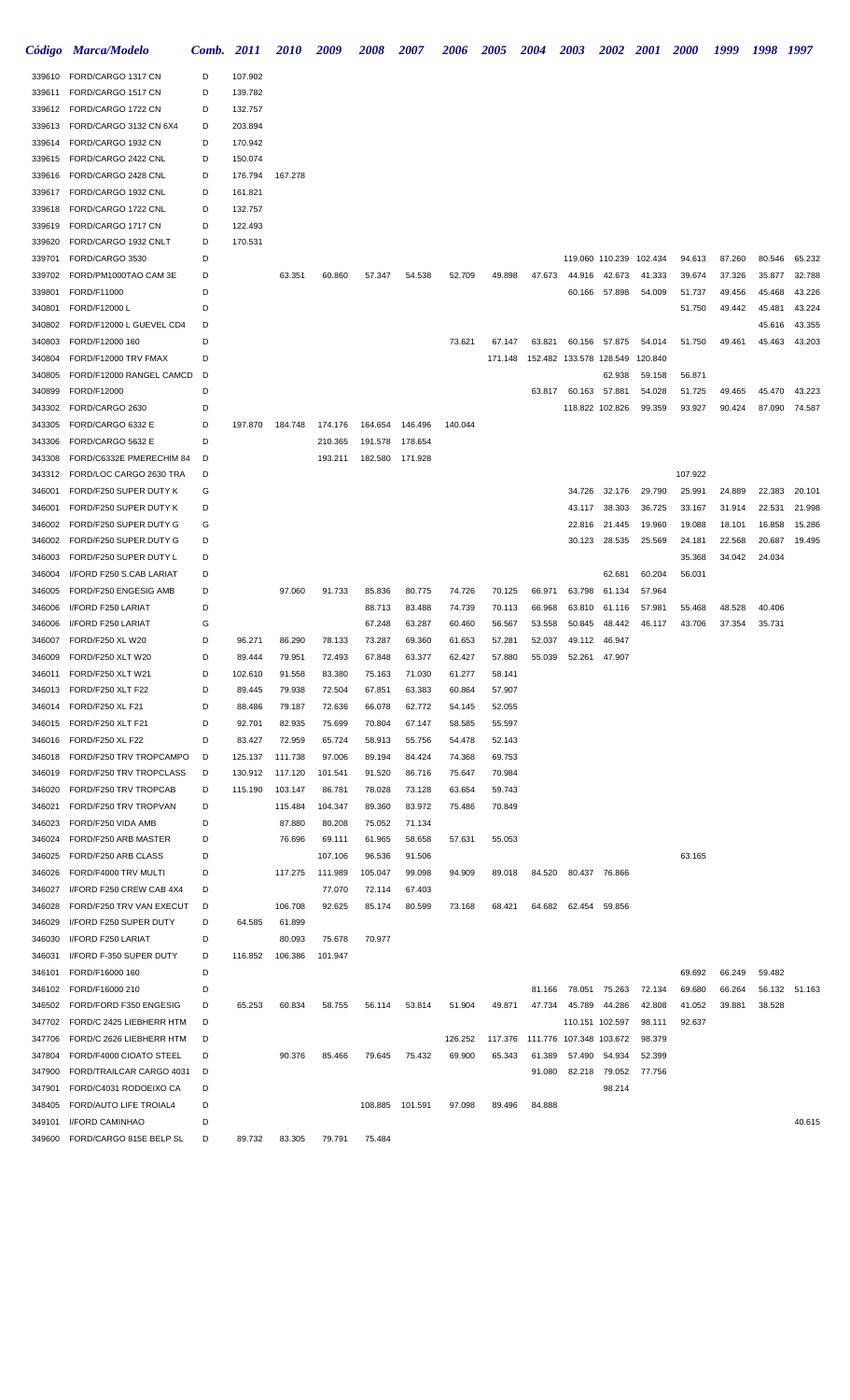| Código | Marca/Modelo | Comb. | 2011 | 2010 | 2009 | 2008 | 2007 | 2006 | 2005 | 2004 | 2003 | 2002 | 2001 | 2000 | 1999 | 1998 | 1997 |
|---|---|---|---|---|---|---|---|---|---|---|---|---|---|---|---|---|---|
| 339610 | FORD/CARGO 1317 CN | D | 107.902 | | | | | | | | | | | | | | |
| 339611 | FORD/CARGO 1517 CN | D | 139.782 | | | | | | | | | | | | | | |
| 339612 | FORD/CARGO 1722 CN | D | 132.757 | | | | | | | | | | | | | | |
| 339613 | FORD/CARGO 3132 CN 6X4 | D | 203.894 | | | | | | | | | | | | | | |
| 339614 | FORD/CARGO 1932 CN | D | 170.942 | | | | | | | | | | | | | | |
| 339615 | FORD/CARGO 2422 CNL | D | 150.074 | | | | | | | | | | | | | | |
| 339616 | FORD/CARGO 2428 CNL | D | 176.794 | 167.278 | | | | | | | | | | | | | |
| 339617 | FORD/CARGO 1932 CNL | D | 161.821 | | | | | | | | | | | | | | |
| 339618 | FORD/CARGO 1722 CNL | D | 132.757 | | | | | | | | | | | | | | |
| 339619 | FORD/CARGO 1717 CN | D | 122.493 | | | | | | | | | | | | | | |
| 339620 | FORD/CARGO 1932 CNLT | D | 170.531 | | | | | | | | | | | | | | |
| 339701 | FORD/CARGO 3530 | D | | | | | | | | | 119.060 | 110.239 | 102.434 | 94.613 | 87.260 | 80.546 | 65.232 |
| 339702 | FORD/PM1000TAO CAM 3E | D | | 63.351 | 60.860 | 57.347 | 54.538 | 52.709 | 49.898 | 47.673 | 44.916 | 42.673 | 41.333 | 39.674 | 37.326 | 35.877 | 32.788 |
| 339801 | FORD/F11000 | D | | | | | | | | | 60.166 | 57.898 | 54.009 | 51.737 | 49.456 | 45.468 | 43.226 |
| 340801 | FORD/F12000 L | D | | | | | | | | | | | | 51.750 | 49.442 | 45.481 | 43.224 |
| 340802 | FORD/F12000 L GUEVEL CD4 | D | | | | | | | | | | | | | | 45.616 | 43.355 |
| 340803 | FORD/F12000 160 | D | | | | | | 73.621 | 67.147 | 63.821 | 60.156 | 57.875 | 54.014 | 51.750 | 49.461 | 45.463 | 43.203 |
| 340804 | FORD/F12000 TRV FMAX | D | | | | | | | 171.148 | 152.482 | 133.578 | 128.549 | 120.840 | | | | |
| 340805 | FORD/F12000 RANGEL CAMCD | D | | | | | | | | | | 62.938 | 59.158 | 56.871 | | | |
| 340899 | FORD/F12000 | D | | | | | | | | 63.817 | 60.163 | 57.881 | 54.028 | 51.725 | 49.465 | 45.470 | 43.223 |
| 343302 | FORD/CARGO 2630 | D | | | | | | | | | 118.822 | 102.826 | 99.359 | 93.927 | 90.424 | 87.090 | 74.587 |
| 343305 | FORD/CARGO 6332 E | D | 197.870 | 184.748 | 174.176 | 164.654 | 146.496 | 140.044 | | | | | | | | | |
| 343306 | FORD/CARGO 5632 E | D | | | 210.365 | 191.578 | 178.654 | | | | | | | | | | |
| 343308 | FORD/C6332E PMERECHIM 84 | D | | | 193.211 | 182.580 | 171.928 | | | | | | | | | | |
| 343312 | FORD/LOC CARGO 2630 TRA | D | | | | | | | | | | | | 107.922 | | | |
| 346001 | FORD/F250 SUPER DUTY K | G | | | | | | | | | 34.726 | 32.176 | 29.790 | 25.991 | 24.889 | 22.383 | 20.101 |
| 346001 | FORD/F250 SUPER DUTY K | D | | | | | | | | | 43.117 | 38.303 | 36.725 | 33.167 | 31.914 | 22.531 | 21.998 |
| 346002 | FORD/F250 SUPER DUTY G | G | | | | | | | | | 22.816 | 21.445 | 19.960 | 19.088 | 18.101 | 16.858 | 15.286 |
| 346002 | FORD/F250 SUPER DUTY G | D | | | | | | | | | 30.123 | 28.535 | 25.569 | 24.181 | 22.568 | 20.687 | 19.495 |
| 346003 | FORD/F250 SUPER DUTY L | D | | | | | | | | | | | | 35.368 | 34.042 | 24.034 | |
| 346004 | I/FORD F250 S.CAB LARIAT | D | | | | | | | | | | 62.681 | 60.204 | 56.031 | | | |
| 346005 | FORD/F250 ENGESIG AMB | D | | 97.060 | 91.733 | 85.836 | 80.775 | 74.726 | 70.125 | 66.971 | 63.798 | 61.134 | 57.964 | | | | |
| 346006 | I/FORD F250 LARIAT | D | | | | 88.713 | 83.488 | 74.739 | 70.113 | 66.968 | 63.810 | 61.116 | 57.981 | 55.468 | 48.528 | 40.406 | |
| 346006 | I/FORD F250 LARIAT | G | | | | 67.248 | 63.287 | 60.460 | 56.567 | 53.558 | 50.845 | 48.442 | 46.117 | 43.706 | 37.354 | 35.731 | |
| 346007 | FORD/F250 XL W20 | D | 96.271 | 86.290 | 78.133 | 73.287 | 69.360 | 61.653 | 57.281 | 52.037 | 49.112 | 46.947 | | | | | |
| 346009 | FORD/F250 XLT W20 | D | 89.444 | 79.951 | 72.493 | 67.848 | 63.377 | 62.427 | 57.880 | 55.039 | 52.261 | 47.907 | | | | | |
| 346011 | FORD/F250 XLT W21 | D | 102.610 | 91.558 | 83.380 | 75.163 | 71.030 | 61.277 | 58.141 | | | | | | | | |
| 346013 | FORD/F250 XLT F22 | D | 89.445 | 79.938 | 72.504 | 67.851 | 63.383 | 60.864 | 57.907 | | | | | | | | |
| 346014 | FORD/F250 XL F21 | D | 88.486 | 79.187 | 72.636 | 66.078 | 62.772 | 54.145 | 52.055 | | | | | | | | |
| 346015 | FORD/F250 XLT F21 | D | 92.701 | 82.935 | 75.699 | 70.804 | 67.147 | 58.585 | 55.597 | | | | | | | | |
| 346016 | FORD/F250 XL F22 | D | 83.427 | 72.959 | 65.724 | 58.913 | 55.756 | 54.478 | 52.143 | | | | | | | | |
| 346018 | FORD/F250 TRV TROPCAMPO | D | 125.137 | 111.738 | 97.006 | 89.194 | 84.424 | 74.368 | 69.753 | | | | | | | | |
| 346019 | FORD/F250 TRV TROPCLASS | D | 130.912 | 117.120 | 101.541 | 91.520 | 86.716 | 75.647 | 70.984 | | | | | | | | |
| 346020 | FORD/F250 TRV TROPCAB | D | 115.190 | 103.147 | 86.781 | 78.028 | 73.128 | 63.654 | 59.743 | | | | | | | | |
| 346021 | FORD/F250 TRV TROPVAN | D | | 115.484 | 104.347 | 89.360 | 83.972 | 75.486 | 70.849 | | | | | | | | |
| 346023 | FORD/F250 VIDA AMB | D | | 87.880 | 80.208 | 75.052 | 71.134 | | | | | | | | | | |
| 346024 | FORD/F250 ARB MASTER | D | | 76.696 | 69.111 | 61.965 | 58.658 | 57.631 | 55.053 | | | | | | | | |
| 346025 | FORD/F250 ARB CLASS | D | | | 107.106 | 96.536 | 91.506 | | | | | | | 63.165 | | | |
| 346026 | FORD/F4000 TRV MULTI | D | | 117.275 | 111.989 | 105.047 | 99.098 | 94.909 | 89.018 | 84.520 | 80.437 | 76.866 | | | | | |
| 346027 | I/FORD F250 CREW CAB 4X4 | D | | | 77.070 | 72.114 | 67.403 | | | | | | | | | | |
| 346028 | FORD/F250 TRV VAN EXECUT | D | | 106.708 | 92.625 | 85.174 | 80.599 | 73.168 | 68.421 | 64.682 | 62.454 | 59.856 | | | | | |
| 346029 | I/FORD F250 SUPER DUTY | D | 64.585 | 61.899 | | | | | | | | | | | | | |
| 346030 | I/FORD F250 LARIAT | D | | 80.093 | 75.678 | 70.977 | | | | | | | | | | | |
| 346031 | I/FORD F-350 SUPER DUTY | D | 116.852 | 106.386 | 101.947 | | | | | | | | | | | | |
| 346101 | FORD/F16000 160 | D | | | | | | | | | | | | 69.692 | 66.249 | 59.482 | |
| 346102 | FORD/F16000 210 | D | | | | | | | | 81.166 | 78.051 | 75.263 | 72.134 | 69.680 | 66.264 | 56.132 | 51.163 |
| 346502 | FORD/FORD F350 ENGESIG | D | 65.253 | 60.834 | 58.755 | 56.114 | 53.814 | 51.904 | 49.871 | 47.734 | 45.789 | 44.286 | 42.808 | 41.052 | 39.881 | 38.528 | |
| 347702 | FORD/C 2425 LIEBHERR HTM | D | | | | | | | | | 110.151 | 102.597 | 98.111 | 92.637 | | | |
| 347706 | FORD/C 2626 LIEBHERR HTM | D | | | | | | 126.252 | 117.376 | 111.776 | 107.348 | 103.672 | 98.379 | | | | |
| 347804 | FORD/F4000 CIOATO STEEL | D | | 90.376 | 85.466 | 79.645 | 75.432 | 69.900 | 65.343 | 61.389 | 57.490 | 54.934 | 52.399 | | | | |
| 347900 | FORD/TRAILCAR CARGO 4031 | D | | | | | | | | 91.080 | 82.218 | 79.052 | 77.756 | | | | |
| 347901 | FORD/C4031 RODOEIXO CA | D | | | | | | | | | | 98.214 | | | | | |
| 348405 | FORD/AUTO LIFE TROIAL4 | D | | | | 108.885 | 101.591 | 97.098 | 89.496 | 84.888 | | | | | | | |
| 349101 | I/FORD CAMINHAO | D | | | | | | | | | | | | | | | 40.615 |
| 349600 | FORD/CARGO 815E BELP SL | D | 89.732 | 83.305 | 79.791 | 75.484 | | | | | | | | | | | |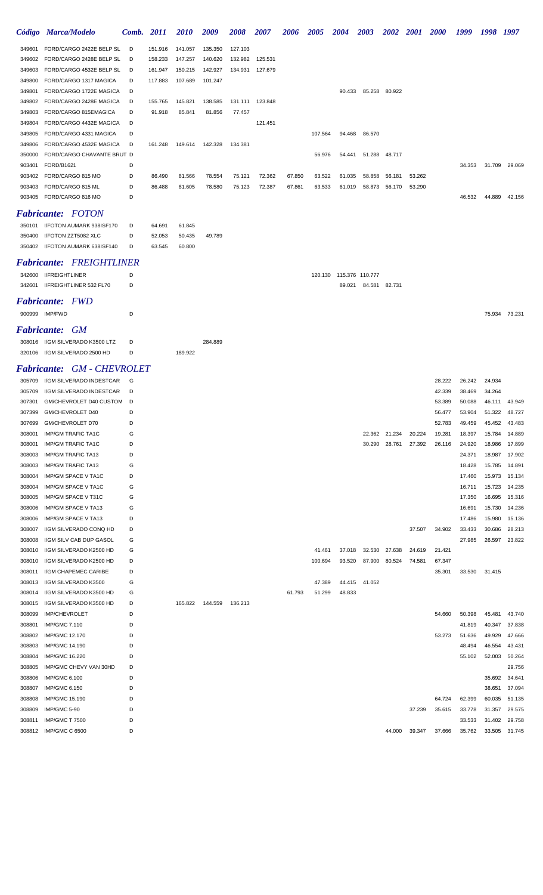| Código | Marca/Modelo | Comb. | 2011 | 2010 | 2009 | 2008 | 2007 | 2006 | 2005 | 2004 | 2003 | 2002 | 2001 | 2000 | 1999 | 1998 | 1997 |
|---|---|---|---|---|---|---|---|---|---|---|---|---|---|---|---|---|---|
| 349601 | FORD/CARGO 2422E BELP SL | D | 151.916 | 141.057 | 135.350 | 127.103 | | | | | | | | | | | |
| 349602 | FORD/CARGO 2428E BELP SL | D | 158.233 | 147.257 | 140.620 | 132.982 | 125.531 | | | | | | | | | | |
| 349603 | FORD/CARGO 4532E BELP SL | D | 161.947 | 150.215 | 142.927 | 134.931 | 127.679 | | | | | | | | | | |
| 349800 | FORD/CARGO 1317 MAGICA | D | 117.883 | 107.689 | 101.247 | | | | | | | | | | | | |
| 349801 | FORD/CARGO 1722E MAGICA | D | | | | | | | | 90.433 | 85.258 | 80.922 | | | | | |
| 349802 | FORD/CARGO 2428E MAGICA | D | 155.765 | 145.821 | 138.585 | 131.111 | 123.848 | | | | | | | | | | |
| 349803 | FORD/CARGO 815EMAGICA | D | 91.918 | 85.841 | 81.856 | 77.457 | | | | | | | | | | | |
| 349804 | FORD/CARGO 4432E MAGICA | D | | | | | 121.451 | | | | | | | | | | |
| 349805 | FORD/CARGO 4331 MAGICA | D | | | | | | | 107.564 | 94.468 | 86.570 | | | | | | |
| 349806 | FORD/CARGO 4532E MAGICA | D | 161.248 | 149.614 | 142.328 | 134.381 | | | | | | | | | | | |
| 350000 | FORD/CARGO CHAVANTE BRUT | D | | | | | | | 56.976 | 54.441 | 51.288 | 48.717 | | | | | |
| 903401 | FORD/B1621 | D | | | | | | | | | | | | | 34.353 | 31.709 | 29.069 |
| 903402 | FORD/CARGO 815 MO | D | 86.490 | 81.566 | 78.554 | 75.121 | 72.362 | 67.850 | 63.522 | 61.035 | 58.858 | 56.181 | 53.262 | | | | |
| 903403 | FORD/CARGO 815 ML | D | 86.488 | 81.605 | 78.580 | 75.123 | 72.387 | 67.861 | 63.533 | 61.019 | 58.873 | 56.170 | 53.290 | | | | |
| 903405 | FORD/CARGO 816 MO | D | | | | | | | | | | | | | 46.532 | 44.889 | 42.156 |

## *Fabricante: FOTON*

| Código | Marca/Modelo | Comb. | 2011 | 2010 | 2009 | 2008 | 2007 | 2006 | 2005 | 2004 | 2003 | 2002 | 2001 | 2000 | 1999 | 1998 | 1997 |
|---|---|---|---|---|---|---|---|---|---|---|---|---|---|---|---|---|---|
| 350101 | I/FOTON AUMARK 938ISF170 | D | 64.691 | 61.845 | | | | | | | | | | | | | |
| 350400 | I/FOTON ZZT5082 XLC | D | 52.053 | 50.435 | 49.789 | | | | | | | | | | | | |
| 350402 | I/FOTON AUMARK 638ISF140 | D | 63.545 | 60.800 | | | | | | | | | | | | | |

## *Fabricante: FREIGHTLINER*

| Código | Marca/Modelo | Comb. | 2011 | 2010 | 2009 | 2008 | 2007 | 2006 | 2005 | 2004 | 2003 | 2002 | 2001 | 2000 | 1999 | 1998 | 1997 |
|---|---|---|---|---|---|---|---|---|---|---|---|---|---|---|---|---|---|
| 342600 | I/FREIGHTLINER | D | | | | | | | 120.130 | 115.376 | 110.777 | | | | | | |
| 342601 | I/FREIGHTLINER 532 FL70 | D | | | | | | | | 89.021 | 84.581 | 82.731 | | | | | |

## *Fabricante: FWD*

| Código | Marca/Modelo | Comb. | 2011 | 2010 | 2009 | 2008 | 2007 | 2006 | 2005 | 2004 | 2003 | 2002 | 2001 | 2000 | 1999 | 1998 | 1997 |
|---|---|---|---|---|---|---|---|---|---|---|---|---|---|---|---|---|---|
| 900999 | IMP/FWD | D | | | | | | | | | | | | | | 75.934 | 73.231 |

## *Fabricante: GM*

| Código | Marca/Modelo | Comb. | 2011 | 2010 | 2009 | 2008 | 2007 | 2006 | 2005 | 2004 | 2003 | 2002 | 2001 | 2000 | 1999 | 1998 | 1997 |
|---|---|---|---|---|---|---|---|---|---|---|---|---|---|---|---|---|---|
| 308016 | I/GM SILVERADO K3500 LTZ | D | | | 284.889 | | | | | | | | | | | | |
| 320106 | I/GM SILVERADO 2500 HD | D | | 189.922 | | | | | | | | | | | | | |

## *Fabricante: GM - CHEVROLET*

| Código | Marca/Modelo | Comb. | 2011 | 2010 | 2009 | 2008 | 2007 | 2006 | 2005 | 2004 | 2003 | 2002 | 2001 | 2000 | 1999 | 1998 | 1997 |
|---|---|---|---|---|---|---|---|---|---|---|---|---|---|---|---|---|---|
| 305709 | I/GM SILVERADO INDESTCAR | G | | | | | | | | | | | | 28.222 | 26.242 | 24.934 | |
| 305709 | I/GM SILVERADO INDESTCAR | D | | | | | | | | | | | | 42.339 | 38.469 | 34.264 | |
| 307301 | GM/CHEVROLET D40 CUSTOM | D | | | | | | | | | | | | 53.389 | 50.088 | 46.111 | 43.949 |
| 307399 | GM/CHEVROLET D40 | D | | | | | | | | | | | | 56.477 | 53.904 | 51.322 | 48.727 |
| 307699 | GM/CHEVROLET D70 | D | | | | | | | | | | | | 52.783 | 49.459 | 45.452 | 43.483 |
| 308001 | IMP/GM TRAFIC TA1C | G | | | | | | | | | 22.362 | 21.234 | 20.224 | 19.281 | 18.397 | 15.784 | 14.889 |
| 308001 | IMP/GM TRAFIC TA1C | D | | | | | | | | | 30.290 | 28.761 | 27.392 | 26.116 | 24.920 | 18.986 | 17.899 |
| 308003 | IMP/GM TRAFIC TA13 | D | | | | | | | | | | | | | 24.371 | 18.987 | 17.902 |
| 308003 | IMP/GM TRAFIC TA13 | G | | | | | | | | | | | | | 18.428 | 15.785 | 14.891 |
| 308004 | IMP/GM SPACE V TA1C | D | | | | | | | | | | | | | 17.460 | 15.973 | 15.134 |
| 308004 | IMP/GM SPACE V TA1C | G | | | | | | | | | | | | | 16.711 | 15.723 | 14.235 |
| 308005 | IMP/GM SPACE V T31C | G | | | | | | | | | | | | | 17.350 | 16.695 | 15.316 |
| 308006 | IMP/GM SPACE V TA13 | G | | | | | | | | | | | | | 16.691 | 15.730 | 14.236 |
| 308006 | IMP/GM SPACE V TA13 | D | | | | | | | | | | | | | 17.486 | 15.980 | 15.136 |
| 308007 | I/GM SILVERADO CONQ HD | D | | | | | | | | | | | 37.507 | 34.902 | 33.433 | 30.686 | 28.213 |
| 308008 | I/GM SILV CAB DUP GASOL | G | | | | | | | | | | | | | 27.985 | 26.597 | 23.822 |
| 308010 | I/GM SILVERADO K2500 HD | G | | | | | | | 41.461 | 37.018 | 32.530 | 27.638 | 24.619 | 21.421 | | | |
| 308010 | I/GM SILVERADO K2500 HD | D | | | | | | | 100.694 | 93.520 | 87.900 | 80.524 | 74.581 | 67.347 | | | |
| 308011 | I/GM CHAPEMEC CARIBE | D | | | | | | | | | | | | 35.301 | 33.530 | 31.415 | |
| 308013 | I/GM SILVERADO K3500 | G | | | | | | | 47.389 | 44.415 | 41.052 | | | | | | |
| 308014 | I/GM SILVERADO K3500 HD | G | | | | | | 61.793 | 51.299 | 48.833 | | | | | | | |
| 308015 | I/GM SILVERADO K3500 HD | D | | 165.822 | 144.559 | 136.213 | | | | | | | | | | | |
| 308099 | IMP/CHEVROLET | D | | | | | | | | | | | | 54.660 | 50.398 | 45.481 | 43.740 |
| 308801 | IMP/GMC 7.110 | D | | | | | | | | | | | | | 41.819 | 40.347 | 37.838 |
| 308802 | IMP/GMC 12.170 | D | | | | | | | | | | | | 53.273 | 51.636 | 49.929 | 47.666 |
| 308803 | IMP/GMC 14.190 | D | | | | | | | | | | | | | 48.494 | 46.554 | 43.431 |
| 308804 | IMP/GMC 16.220 | D | | | | | | | | | | | | | 55.102 | 52.003 | 50.264 |
| 308805 | IMP/GMC CHEVY VAN 30HD | D | | | | | | | | | | | | | | | 29.756 |
| 308806 | IMP/GMC 6.100 | D | | | | | | | | | | | | | | 35.692 | 34.641 |
| 308807 | IMP/GMC 6.150 | D | | | | | | | | | | | | | | 38.651 | 37.094 |
| 308808 | IMP/GMC 15.190 | D | | | | | | | | | | | | 64.724 | 62.399 | 60.035 | 51.135 |
| 308809 | IMP/GMC 5-90 | D | | | | | | | | | | | 37.239 | 35.615 | 33.778 | 31.357 | 29.575 |
| 308811 | IMP/GMC T 7500 | D | | | | | | | | | | | | | 33.533 | 31.402 | 29.758 |
| 308812 | IMP/GMC C 6500 | D | | | | | | | | | | 44.000 | 39.347 | 37.666 | 35.762 | 33.505 | 31.745 |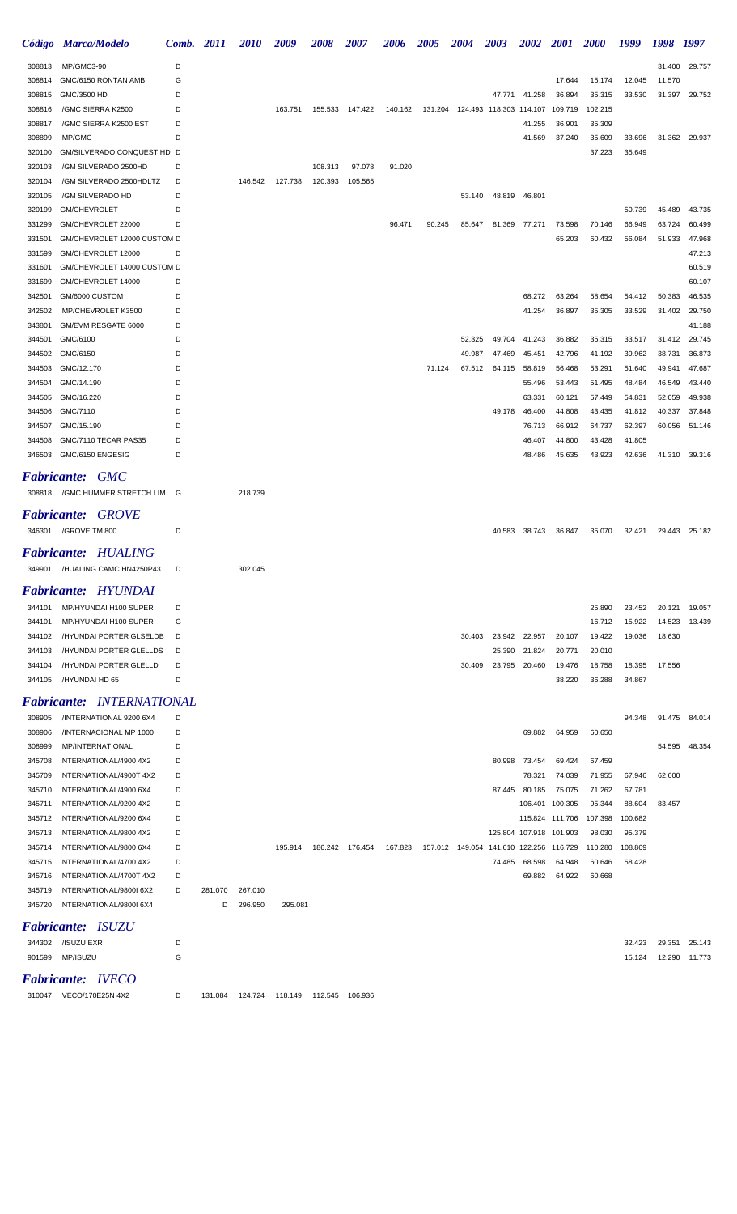| Código | Marca/Modelo | Comb. | 2011 | 2010 | 2009 | 2008 | 2007 | 2006 | 2005 | 2004 | 2003 | 2002 | 2001 | 2000 | 1999 | 1998 | 1997 |
|---|---|---|---|---|---|---|---|---|---|---|---|---|---|---|---|---|---|
| 308813 | IMP/GMC3-90 | D | | | | | | | | | | | | | | 31.400 | 29.757 |
| 308814 | GMC/6150 RONTAN AMB | G | | | | | | | | | | | 17.644 | 15.174 | 12.045 | 11.570 | |
| 308815 | GMC/3500 HD | D | | | | | | | | | 47.771 | 41.258 | 36.894 | 35.315 | 33.530 | 31.397 | 29.752 |
| 308816 | I/GMC SIERRA K2500 | D | | | 163.751 | 155.533 | 147.422 | 140.162 | 131.204 | 124.493 | 118.303 | 114.107 | 109.719 | 102.215 | | | |
| 308817 | I/GMC SIERRA K2500 EST | D | | | | | | | | | | 41.255 | 36.901 | 35.309 | | | |
| 308899 | IMP/GMC | D | | | | | | | | | | 41.569 | 37.240 | 35.609 | 33.696 | 31.362 | 29.937 |
| 320100 | GM/SILVERADO CONQUEST HD | D | | | | | | | | | | | | 37.223 | 35.649 | | |
| 320103 | I/GM SILVERADO 2500HD | D | | | | 108.313 | 97.078 | 91.020 | | | | | | | | | |
| 320104 | I/GM SILVERADO 2500HDLTZ | D | | 146.542 | 127.738 | 120.393 | 105.565 | | | | | | | | | | |
| 320105 | I/GM SILVERADO HD | D | | | | | | | | 53.140 | 48.819 | 46.801 | | | | | |
| 320199 | GM/CHEVROLET | D | | | | | | | | | | | | | 50.739 | 45.489 | 43.735 |
| 331299 | GM/CHEVROLET 22000 | D | | | | | | 96.471 | 90.245 | 85.647 | 81.369 | 77.271 | 73.598 | 70.146 | 66.949 | 63.724 | 60.499 |
| 331501 | GM/CHEVROLET 12000 CUSTOM | D | | | | | | | | | | | 65.203 | 60.432 | 56.084 | 51.933 | 47.968 |
| 331599 | GM/CHEVROLET 12000 | D | | | | | | | | | | | | | | | 47.213 |
| 331601 | GM/CHEVROLET 14000 CUSTOM | D | | | | | | | | | | | | | | | 60.519 |
| 331699 | GM/CHEVROLET 14000 | D | | | | | | | | | | | | | | | 60.107 |
| 342501 | GM/6000 CUSTOM | D | | | | | | | | | | 68.272 | 63.264 | 58.654 | 54.412 | 50.383 | 46.535 |
| 342502 | IMP/CHEVROLET K3500 | D | | | | | | | | | | 41.254 | 36.897 | 35.305 | 33.529 | 31.402 | 29.750 |
| 343801 | GM/EVM RESGATE 6000 | D | | | | | | | | | | | | | | | 41.188 |
| 344501 | GMC/6100 | D | | | | | | | | 52.325 | 49.704 | 41.243 | 36.882 | 35.315 | 33.517 | 31.412 | 29.745 |
| 344502 | GMC/6150 | D | | | | | | | | 49.987 | 47.469 | 45.451 | 42.796 | 41.192 | 39.962 | 38.731 | 36.873 |
| 344503 | GMC/12.170 | D | | | | | | | 71.124 | 67.512 | 64.115 | 58.819 | 56.468 | 53.291 | 51.640 | 49.941 | 47.687 |
| 344504 | GMC/14.190 | D | | | | | | | | | | 55.496 | 53.443 | 51.495 | 48.484 | 46.549 | 43.440 |
| 344505 | GMC/16.220 | D | | | | | | | | | | 63.331 | 60.121 | 57.449 | 54.831 | 52.059 | 49.938 |
| 344506 | GMC/7110 | D | | | | | | | | | 49.178 | 46.400 | 44.808 | 43.435 | 41.812 | 40.337 | 37.848 |
| 344507 | GMC/15.190 | D | | | | | | | | | | 76.713 | 66.912 | 64.737 | 62.397 | 60.056 | 51.146 |
| 344508 | GMC/7110 TECAR PAS35 | D | | | | | | | | | | 46.407 | 44.800 | 43.428 | 41.805 | | |
| 346503 | GMC/6150 ENGESIG | D | | | | | | | | | | 48.486 | 45.635 | 43.923 | 42.636 | 41.310 | 39.316 |

## *Fabricante: GMC*

| Código | Marca/Modelo | Comb. | 2011 | 2010 | 2009 | 2008 | 2007 | 2006 | 2005 | 2004 | 2003 | 2002 | 2001 | 2000 | 1999 | 1998 | 1997 |
|---|---|---|---|---|---|---|---|---|---|---|---|---|---|---|---|---|---|
| 308818 | I/GMC HUMMER STRETCH LIM | G | | 218.739 | | | | | | | | | | | | | |

## *Fabricante: GROVE*

| Código | Marca/Modelo | Comb. | 2011 | 2010 | 2009 | 2008 | 2007 | 2006 | 2005 | 2004 | 2003 | 2002 | 2001 | 2000 | 1999 | 1998 | 1997 |
|---|---|---|---|---|---|---|---|---|---|---|---|---|---|---|---|---|---|
| 346301 | I/GROVE TM 800 | D | | | | | | | | | 40.583 | 38.743 | 36.847 | 35.070 | 32.421 | 29.443 | 25.182 |

## *Fabricante: HUALING*

| Código | Marca/Modelo | Comb. | 2011 | 2010 | 2009 | 2008 | 2007 | 2006 | 2005 | 2004 | 2003 | 2002 | 2001 | 2000 | 1999 | 1998 | 1997 |
|---|---|---|---|---|---|---|---|---|---|---|---|---|---|---|---|---|---|
| 349901 | I/HUALING CAMC HN4250P43 | D | | 302.045 | | | | | | | | | | | | | |

## *Fabricante: HYUNDAI*

| Código | Marca/Modelo | Comb. | 2011 | 2010 | 2009 | 2008 | 2007 | 2006 | 2005 | 2004 | 2003 | 2002 | 2001 | 2000 | 1999 | 1998 | 1997 |
|---|---|---|---|---|---|---|---|---|---|---|---|---|---|---|---|---|---|
| 344101 | IMP/HYUNDAI H100 SUPER | D | | | | | | | | | | | | 25.890 | 23.452 | 20.121 | 19.057 |
| 344101 | IMP/HYUNDAI H100 SUPER | G | | | | | | | | | | | | 16.712 | 15.922 | 14.523 | 13.439 |
| 344102 | I/HYUNDAI PORTER GLSELDB | D | | | | | | | | 30.403 | 23.942 | 22.957 | 20.107 | 19.422 | 19.036 | 18.630 | |
| 344103 | I/HYUNDAI PORTER GLELLDS | D | | | | | | | | | 25.390 | 21.824 | 20.771 | 20.010 | | | |
| 344104 | I/HYUNDAI PORTER GLELLD | D | | | | | | | | 30.409 | 23.795 | 20.460 | 19.476 | 18.758 | 18.395 | 17.556 | |
| 344105 | I/HYUNDAI HD 65 | D | | | | | | | | | | | 38.220 | 36.288 | 34.867 | | |

## *Fabricante: INTERNATIONAL*

| Código | Marca/Modelo | Comb. | 2011 | 2010 | 2009 | 2008 | 2007 | 2006 | 2005 | 2004 | 2003 | 2002 | 2001 | 2000 | 1999 | 1998 | 1997 |
|---|---|---|---|---|---|---|---|---|---|---|---|---|---|---|---|---|---|
| 308905 | I/INTERNATIONAL 9200 6X4 | D | | | | | | | | | | | | | 94.348 | 91.475 | 84.014 |
| 308906 | I/INTERNACIONAL MP 1000 | D | | | | | | | | | | 69.882 | 64.959 | 60.650 | | | |
| 308999 | IMP/INTERNATIONAL | D | | | | | | | | | | | | | | 54.595 | 48.354 |
| 345708 | INTERNATIONAL/4900 4X2 | D | | | | | | | | | 80.998 | 73.454 | 69.424 | 67.459 | | | |
| 345709 | INTERNATIONAL/4900T 4X2 | D | | | | | | | | | | 78.321 | 74.039 | 71.955 | 67.946 | 62.600 | |
| 345710 | INTERNATIONAL/4900 6X4 | D | | | | | | | | | 87.445 | 80.185 | 75.075 | 71.262 | 67.781 | | |
| 345711 | INTERNATIONAL/9200 4X2 | D | | | | | | | | | | 106.401 | 100.305 | 95.344 | 88.604 | 83.457 | |
| 345712 | INTERNATIONAL/9200 6X4 | D | | | | | | | | | | 115.824 | 111.706 | 107.398 | 100.682 | | |
| 345713 | INTERNATIONAL/9800 4X2 | D | | | | | | | | | 125.804 | 107.918 | 101.903 | 98.030 | 95.379 | | |
| 345714 | INTERNATIONAL/9800 6X4 | D | | | 195.914 | 186.242 | 176.454 | 167.823 | 157.012 | 149.054 | 141.610 | 122.256 | 116.729 | 110.280 | 108.869 | | |
| 345715 | INTERNATIONAL/4700 4X2 | D | | | | | | | | | 74.485 | 68.598 | 64.948 | 60.646 | 58.428 | | |
| 345716 | INTERNATIONAL/4700T 4X2 | D | | | | | | | | | | 69.882 | 64.922 | 60.668 | | | |
| 345719 | INTERNATIONAL/9800I 6X2 | D | 281.070 | 267.010 | | | | | | | | | | | | | |
| 345720 | INTERNATIONAL/9800I 6X4 | D | | 296.950 | 295.081 | | | | | | | | | | | | |

## *Fabricante: ISUZU*

| Código | Marca/Modelo | Comb. | 2011 | 2010 | 2009 | 2008 | 2007 | 2006 | 2005 | 2004 | 2003 | 2002 | 2001 | 2000 | 1999 | 1998 | 1997 |
|---|---|---|---|---|---|---|---|---|---|---|---|---|---|---|---|---|---|
| 344302 | I/ISUZU EXR | D | | | | | | | | | | | | | 32.423 | 29.351 | 25.143 |
| 901599 | IMP/ISUZU | G | | | | | | | | | | | | | 15.124 | 12.290 | 11.773 |

## *Fabricante: IVECO*

| Código | Marca/Modelo | Comb. | 2011 | 2010 | 2009 | 2008 | 2007 | 2006 | 2005 | 2004 | 2003 | 2002 | 2001 | 2000 | 1999 | 1998 | 1997 |
|---|---|---|---|---|---|---|---|---|---|---|---|---|---|---|---|---|---|
| 310047 | IVECO/170E25N 4X2 | D | 131.084 | 124.724 | 118.149 | 112.545 | 106.936 | | | | | | | | | | |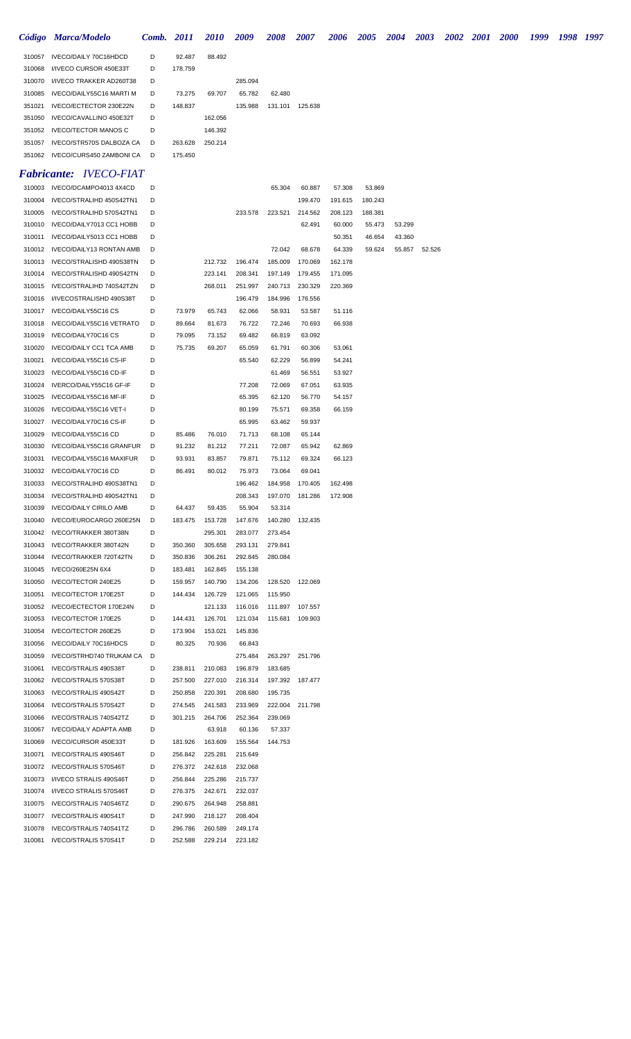| Código | Marca/Modelo | Comb. | 2011 | 2010 | 2009 | 2008 | 2007 | 2006 | 2005 | 2004 | 2003 | 2002 | 2001 | 2000 | 1999 | 1998 | 1997 |
|---|---|---|---|---|---|---|---|---|---|---|---|---|---|---|---|---|---|
| 310057 | IVECO/DAILY 70C16HDCD | D | 92.487 | 88.492 | | | | | | | | | | | | | |
| 310068 | I/IVECO CURSOR 450E33T | D | 178.759 | | | | | | | | | | | | | | |
| 310070 | I/IVECO TRAKKER AD260T38 | D | | | 285.094 | | | | | | | | | | | | |
| 310085 | IVECO/DAILY55C16 MARTI M | D | 73.275 | 69.707 | 65.782 | 62.480 | | | | | | | | | | | |
| 351021 | IVECO/ECTECTOR 230E22N | D | 148.837 | | 135.988 | 131.101 | 125.638 | | | | | | | | | | |
| 351050 | IVECO/CAVALLINO 450E32T | D | | 162.056 | | | | | | | | | | | | | |
| 351052 | IVECO/TECTOR MANOS C | D | | 146.392 | | | | | | | | | | | | | |
| 351057 | IVECO/STR570S DALBOZA CA | D | 263.628 | 250.214 | | | | | | | | | | | | | |
| 351062 | IVECO/CURS450 ZAMBONI CA | D | 175.450 | | | | | | | | | | | | | | |

## *Fabricante: IVECO-FIAT*

| Código | Marca/Modelo | Comb. | 2011 | 2010 | 2009 | 2008 | 2007 | 2006 | 2005 | 2004 | 2003 | 2002 | 2001 | 2000 | 1999 | 1998 | 1997 |
|---|---|---|---|---|---|---|---|---|---|---|---|---|---|---|---|---|---|
| 310003 | IVECO/DCAMPO4013 4X4CD | D | | | | 65.304 | 60.887 | 57.308 | 53.869 | | | | | | | | |
| 310004 | IVECO/STRALIHD 450S42TN1 | D | | | | | 199.470 | 191.615 | 180.243 | | | | | | | | |
| 310005 | IVECO/STRALIHD 570S42TN1 | D | | | 233.578 | 223.521 | 214.562 | 208.123 | 188.381 | | | | | | | | |
| 310010 | IVECO/DAILY7013 CC1 HOBB | D | | | | | 62.491 | 60.000 | 55.473 | 53.299 | | | | | | | |
| 310011 | IVECO/DAILY5013 CC1 HOBB | D | | | | | | 50.351 | 46.654 | 43.360 | | | | | | | |
| 310012 | IVECO/DAILY13 RONTAN AMB | D | | | | 72.042 | 68.678 | 64.339 | 59.624 | 55.857 | 52.526 | | | | | | |
| 310013 | IVECO/STRALISHD 490S38TN | D | | 212.732 | 196.474 | 185.009 | 170.069 | 162.178 | | | | | | | | | |
| 310014 | IVECO/STRALISHD 490S42TN | D | | 223.141 | 208.341 | 197.149 | 179.455 | 171.095 | | | | | | | | | |
| 310015 | IVECO/STRALIHD 740S42TZN | D | | 268.011 | 251.997 | 240.713 | 230.329 | 220.369 | | | | | | | | | |
| 310016 | I/IVECOSTRALISHD 490S38T | D | | | 196.479 | 184.996 | 176.556 | | | | | | | | | | |
| 310017 | IVECO/DAILY55C16 CS | D | 73.979 | 65.743 | 62.066 | 58.931 | 53.587 | 51.116 | | | | | | | | | |
| 310018 | IVECO/DAILY55C16 VETRATO | D | 89.664 | 81.673 | 76.722 | 72.246 | 70.693 | 66.938 | | | | | | | | | |
| 310019 | IVECO/DAILY70C16 CS | D | 79.095 | 73.152 | 69.482 | 66.819 | 63.092 | | | | | | | | | | |
| 310020 | IVECO/DAILY CC1 TCA AMB | D | 75.735 | 69.207 | 65.059 | 61.791 | 60.306 | 53.061 | | | | | | | | | |
| 310021 | IVECO/DAILY55C16 CS-IF | D | | | 65.540 | 62.229 | 56.899 | 54.241 | | | | | | | | | |
| 310023 | IVECO/DAILY55C16 CD-IF | D | | | | 61.469 | 56.551 | 53.927 | | | | | | | | | |
| 310024 | IVERCO/DAILY55C16 GF-IF | D | | | 77.208 | 72.069 | 67.051 | 63.935 | | | | | | | | | |
| 310025 | IVECO/DAILY55C16 MF-IF | D | | | 65.395 | 62.120 | 56.770 | 54.157 | | | | | | | | | |
| 310026 | IVECO/DAILY55C16 VET-I | D | | | 80.199 | 75.571 | 69.358 | 66.159 | | | | | | | | | |
| 310027 | IVECO/DAILY70C16 CS-IF | D | | | 65.995 | 63.462 | 59.937 | | | | | | | | | | |
| 310029 | IVECO/DAILY55C16 CD | D | 85.486 | 76.010 | 71.713 | 68.108 | 65.144 | | | | | | | | | | |
| 310030 | IVECO/DAILY55C16 GRANFUR | D | 91.232 | 81.212 | 77.211 | 72.087 | 65.942 | 62.869 | | | | | | | | | |
| 310031 | IVECO/DAILY55C16 MAXIFUR | D | 93.931 | 83.857 | 79.871 | 75.112 | 69.324 | 66.123 | | | | | | | | | |
| 310032 | IVECO/DAILY70C16 CD | D | 86.491 | 80.012 | 75.973 | 73.064 | 69.041 | | | | | | | | | | |
| 310033 | IVECO/STRALIHD 490S38TN1 | D | | | 196.462 | 184.958 | 170.405 | 162.498 | | | | | | | | | |
| 310034 | IVECO/STRALIHD 490S42TN1 | D | | | 208.343 | 197.070 | 181.286 | 172.908 | | | | | | | | | |
| 310039 | IVECO/DAILY CIRILO AMB | D | 64.437 | 59.435 | 55.904 | 53.314 | | | | | | | | | | | |
| 310040 | IVECO/EUROCARGO 260E25N | D | 183.475 | 153.728 | 147.676 | 140.280 | 132.435 | | | | | | | | | | |
| 310042 | IVECO/TRAKKER 380T38N | D | | 295.301 | 283.077 | 273.454 | | | | | | | | | | | |
| 310043 | IVECO/TRAKKER 380T42N | D | 350.360 | 305.658 | 293.131 | 279.841 | | | | | | | | | | | |
| 310044 | IVECO/TRAKKER 720T42TN | D | 350.836 | 306.261 | 292.845 | 280.084 | | | | | | | | | | | |
| 310045 | IVECO/260E25N 6X4 | D | 183.481 | 162.845 | 155.138 | | | | | | | | | | | | |
| 310050 | IVECO/TECTOR 240E25 | D | 159.957 | 140.790 | 134.206 | 128.520 | 122.069 | | | | | | | | | | |
| 310051 | IVECO/TECTOR 170E25T | D | 144.434 | 126.729 | 121.065 | 115.950 | | | | | | | | | | | |
| 310052 | IVECO/ECTECTOR 170E24N | D | | 121.133 | 116.016 | 111.897 | 107.557 | | | | | | | | | | |
| 310053 | IVECO/TECTOR 170E25 | D | 144.431 | 126.701 | 121.034 | 115.681 | 109.903 | | | | | | | | | | |
| 310054 | IVECO/TECTOR 260E25 | D | 173.904 | 153.021 | 145.836 | | | | | | | | | | | | |
| 310056 | IVECO/DAILY 70C16HDCS | D | 80.325 | 70.936 | 66.843 | | | | | | | | | | | | |
| 310059 | IVECO/STRHD740 TRUKAM CA | D | | | 275.484 | 263.297 | 251.796 | | | | | | | | | | |
| 310061 | IVECO/STRALIS 490S38T | D | 238.811 | 210.083 | 196.879 | 183.685 | | | | | | | | | | | |
| 310062 | IVECO/STRALIS 570S38T | D | 257.500 | 227.010 | 216.314 | 197.392 | 187.477 | | | | | | | | | | |
| 310063 | IVECO/STRALIS 490S42T | D | 250.858 | 220.391 | 208.680 | 195.735 | | | | | | | | | | | |
| 310064 | IVECO/STRALIS 570S42T | D | 274.545 | 241.583 | 233.969 | 222.004 | 211.798 | | | | | | | | | | |
| 310066 | IVECO/STRALIS 740S42TZ | D | 301.215 | 264.706 | 252.364 | 239.069 | | | | | | | | | | | |
| 310067 | IVECO/DAILY ADAPTA AMB | D | | 63.918 | 60.136 | 57.337 | | | | | | | | | | | |
| 310069 | IVECO/CURSOR 450E33T | D | 181.926 | 163.609 | 155.564 | 144.753 | | | | | | | | | | | |
| 310071 | IVECO/STRALIS 490S46T | D | 256.842 | 225.281 | 215.649 | | | | | | | | | | | | |
| 310072 | IVECO/STRALIS 570S46T | D | 276.372 | 242.618 | 232.068 | | | | | | | | | | | | |
| 310073 | I/IVECO STRALIS 490S46T | D | 256.844 | 225.286 | 215.737 | | | | | | | | | | | | |
| 310074 | I/IVECO STRALIS 570S46T | D | 276.375 | 242.671 | 232.037 | | | | | | | | | | | | |
| 310075 | IVECO/STRALIS 740S46TZ | D | 290.675 | 264.948 | 258.881 | | | | | | | | | | | | |
| 310077 | IVECO/STRALIS 490S41T | D | 247.990 | 218.127 | 208.404 | | | | | | | | | | | | |
| 310078 | IVECO/STRALIS 740S41TZ | D | 296.786 | 260.589 | 249.174 | | | | | | | | | | | | |
| 310081 | IVECO/STRALIS 570S41T | D | 252.588 | 229.214 | 223.182 | | | | | | | | | | | | |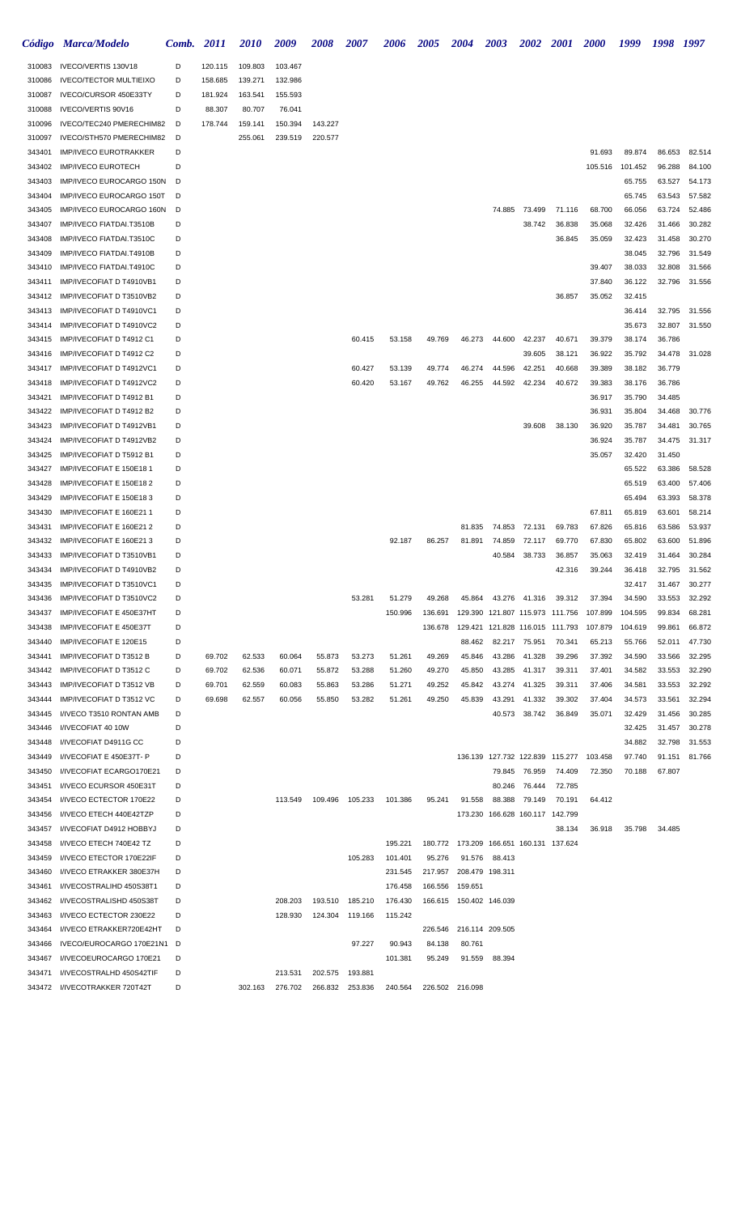| Código | Marca/Modelo | Comb. | 2011 | 2010 | 2009 | 2008 | 2007 | 2006 | 2005 | 2004 | 2003 | 2002 | 2001 | 2000 | 1999 | 1998 | 1997 |
|---|---|---|---|---|---|---|---|---|---|---|---|---|---|---|---|---|---|
| 310083 | IVECO/VERTIS 130V18 | D | 120.115 | 109.803 | 103.467 | | | | | | | | | | | | |
| 310086 | IVECO/TECTOR MULTIEIXO | D | 158.685 | 139.271 | 132.986 | | | | | | | | | | | | |
| 310087 | IVECO/CURSOR 450E33TY | D | 181.924 | 163.541 | 155.593 | | | | | | | | | | | | |
| 310088 | IVECO/VERTIS 90V16 | D | 88.307 | 80.707 | 76.041 | | | | | | | | | | | | |
| 310096 | IVECO/TEC240 PMERECHIM82 | D | 178.744 | 159.141 | 150.394 | 143.227 | | | | | | | | | | | |
| 310097 | IVECO/STH570 PMERECHIM82 | D | | 255.061 | 239.519 | 220.577 | | | | | | | | | | | |
| 343401 | IMP/IVECO EUROTRAKKER | D | | | | | | | | | | | | 91.693 | 89.874 | 86.653 | 82.514 |
| 343402 | IMP/IVECO EUROTECH | D | | | | | | | | | | | | 105.516 | 101.452 | 96.288 | 84.100 |
| 343403 | IMP/IVECO EUROCARGO 150N | D | | | | | | | | | | | | | 65.755 | 63.527 | 54.173 |
| 343404 | IMP/IVECO EUROCARGO 150T | D | | | | | | | | | | | | | 65.745 | 63.543 | 57.582 |
| 343405 | IMP/IVECO EUROCARGO 160N | D | | | | | | | | | 74.885 | 73.499 | 71.116 | 68.700 | 66.056 | 63.724 | 52.486 |
| 343407 | IMP/IVECO FIATDAI.T3510B | D | | | | | | | | | | 38.742 | 36.838 | 35.068 | 32.426 | 31.466 | 30.282 |
| 343408 | IMP/IVECO FIATDAI.T3510C | D | | | | | | | | | | | 36.845 | 35.059 | 32.423 | 31.458 | 30.270 |
| 343409 | IMP/IVECO FIATDAI.T4910B | D | | | | | | | | | | | | | 38.045 | 32.796 | 31.549 |
| 343410 | IMP/IVECO FIATDAI.T4910C | D | | | | | | | | | | | | 39.407 | 38.033 | 32.808 | 31.566 |
| 343411 | IMP/IVECOFIAT D T4910VB1 | D | | | | | | | | | | | | 37.840 | 36.122 | 32.796 | 31.556 |
| 343412 | IMP/IVECOFIAT D T3510VB2 | D | | | | | | | | | | | 36.857 | 35.052 | 32.415 | | |
| 343413 | IMP/IVECOFIAT D T4910VC1 | D | | | | | | | | | | | | | 36.414 | 32.795 | 31.556 |
| 343414 | IMP/IVECOFIAT D T4910VC2 | D | | | | | | | | | | | | | 35.673 | 32.807 | 31.550 |
| 343415 | IMP/IVECOFIAT D T4912 C1 | D | | | | | 60.415 | 53.158 | 49.769 | 46.273 | 44.600 | 42.237 | 40.671 | 39.379 | 38.174 | 36.786 | |
| 343416 | IMP/IVECOFIAT D T4912 C2 | D | | | | | | | | | | 39.605 | 38.121 | 36.922 | 35.792 | 34.478 | 31.028 |
| 343417 | IMP/IVECOFIAT D T4912VC1 | D | | | | | 60.427 | 53.139 | 49.774 | 46.274 | 44.596 | 42.251 | 40.668 | 39.389 | 38.182 | 36.779 | |
| 343418 | IMP/IVECOFIAT D T4912VC2 | D | | | | | 60.420 | 53.167 | 49.762 | 46.255 | 44.592 | 42.234 | 40.672 | 39.383 | 38.176 | 36.786 | |
| 343421 | IMP/IVECOFIAT D T4912 B1 | D | | | | | | | | | | | | 36.917 | 35.790 | 34.485 | |
| 343422 | IMP/IVECOFIAT D T4912 B2 | D | | | | | | | | | | | | 36.931 | 35.804 | 34.468 | 30.776 |
| 343423 | IMP/IVECOFIAT D T4912VB1 | D | | | | | | | | | | 39.608 | 38.130 | 36.920 | 35.787 | 34.481 | 30.765 |
| 343424 | IMP/IVECOFIAT D T4912VB2 | D | | | | | | | | | | | | 36.924 | 35.787 | 34.475 | 31.317 |
| 343425 | IMP/IVECOFIAT D T5912 B1 | D | | | | | | | | | | | | 35.057 | 32.420 | 31.450 | |
| 343427 | IMP/IVECOFIAT E 150E18 1 | D | | | | | | | | | | | | | 65.522 | 63.386 | 58.528 |
| 343428 | IMP/IVECOFIAT E 150E18 2 | D | | | | | | | | | | | | | 65.519 | 63.400 | 57.406 |
| 343429 | IMP/IVECOFIAT E 150E18 3 | D | | | | | | | | | | | | | 65.494 | 63.393 | 58.378 |
| 343430 | IMP/IVECOFIAT E 160E21 1 | D | | | | | | | | | | | | 67.811 | 65.819 | 63.601 | 58.214 |
| 343431 | IMP/IVECOFIAT E 160E21 2 | D | | | | | | | | 81.835 | 74.853 | 72.131 | 69.783 | 67.826 | 65.816 | 63.586 | 53.937 |
| 343432 | IMP/IVECOFIAT E 160E21 3 | D | | | | | | 92.187 | 86.257 | 81.891 | 74.859 | 72.117 | 69.770 | 67.830 | 65.802 | 63.600 | 51.896 |
| 343433 | IMP/IVECOFIAT D T3510VB1 | D | | | | | | | | | 40.584 | 38.733 | 36.857 | 35.063 | 32.419 | 31.464 | 30.284 |
| 343434 | IMP/IVECOFIAT D T4910VB2 | D | | | | | | | | | | | 42.316 | 39.244 | 36.418 | 32.795 | 31.562 |
| 343435 | IMP/IVECOFIAT D T3510VC1 | D | | | | | | | | | | | | | 32.417 | 31.467 | 30.277 |
| 343436 | IMP/IVECOFIAT D T3510VC2 | D | | | | | 53.281 | 51.279 | 49.268 | 45.864 | 43.276 | 41.316 | 39.312 | 37.394 | 34.590 | 33.553 | 32.292 |
| 343437 | IMP/IVECOFIAT E 450E37HT | D | | | | | | 150.996 | 136.691 | 129.390 | 121.807 | 115.973 | 111.756 | 107.899 | 104.595 | 99.834 | 68.281 |
| 343438 | IMP/IVECOFIAT E 450E37T | D | | | | | | | 136.678 | 129.421 | 121.828 | 116.015 | 111.793 | 107.879 | 104.619 | 99.861 | 66.872 |
| 343440 | IMP/IVECOFIAT E 120E15 | D | | | | | | | | 88.462 | 82.217 | 75.951 | 70.341 | 65.213 | 55.766 | 52.011 | 47.730 |
| 343441 | IMP/IVECOFIAT D T3512 B | D | 69.702 | 62.533 | 60.064 | 55.873 | 53.273 | 51.261 | 49.269 | 45.846 | 43.286 | 41.328 | 39.296 | 37.392 | 34.590 | 33.566 | 32.295 |
| 343442 | IMP/IVECOFIAT D T3512 C | D | 69.702 | 62.536 | 60.071 | 55.872 | 53.288 | 51.260 | 49.270 | 45.850 | 43.285 | 41.317 | 39.311 | 37.401 | 34.582 | 33.553 | 32.290 |
| 343443 | IMP/IVECOFIAT D T3512 VB | D | 69.701 | 62.559 | 60.083 | 55.863 | 53.286 | 51.271 | 49.252 | 45.842 | 43.274 | 41.325 | 39.311 | 37.406 | 34.581 | 33.553 | 32.292 |
| 343444 | IMP/IVECOFIAT D T3512 VC | D | 69.698 | 62.557 | 60.056 | 55.850 | 53.282 | 51.261 | 49.250 | 45.839 | 43.291 | 41.332 | 39.302 | 37.404 | 34.573 | 33.561 | 32.294 |
| 343445 | I/IVECO T3510 RONTAN AMB | D | | | | | | | | | 40.573 | 38.742 | 36.849 | 35.071 | 32.429 | 31.456 | 30.285 |
| 343446 | I/IVECOFIAT 40 10W | D | | | | | | | | | | | | | 32.425 | 31.457 | 30.278 |
| 343448 | I/IVECOFIAT D4911G CC | D | | | | | | | | | | | | | 34.882 | 32.798 | 31.553 |
| 343449 | I/IVECOFIAT E 450E37T- P | D | | | | | | | | 136.139 | 127.732 | 122.839 | 115.277 | 103.458 | 97.740 | 91.151 | 81.766 |
| 343450 | I/IVECOFIAT ECARGO170E21 | D | | | | | | | | | 79.845 | 76.959 | 74.409 | 72.350 | 70.188 | 67.807 | |
| 343451 | I/IVECO ECURSOR 450E31T | D | | | | | | | | | 80.246 | 76.444 | 72.785 | | | | |
| 343454 | I/IVECO ECTECTOR 170E22 | D | | | 113.549 | 109.496 | 105.233 | 101.386 | 95.241 | 91.558 | 88.388 | 79.149 | 70.191 | 64.412 | | | |
| 343456 | I/IVECO ETECH 440E42TZP | D | | | | | | | | 173.230 | 166.628 | 160.117 | 142.799 | | | | |
| 343457 | I/IVECOFIAT D4912 HOBBYJ | D | | | | | | | | | | | 38.134 | 36.918 | 35.798 | 34.485 | |
| 343458 | I/IVECO ETECH 740E42 TZ | D | | | | | | 195.221 | 180.772 | 173.209 | 166.651 | 160.131 | 137.624 | | | | |
| 343459 | I/IVECO ETECTOR 170E22IF | D | | | | | 105.283 | 101.401 | 95.276 | 91.576 | 88.413 | | | | | | |
| 343460 | I/IVECO ETRAKKER 380E37H | D | | | | | | 231.545 | 217.957 | 208.479 | 198.311 | | | | | | |
| 343461 | I/IVECOSTRALIHD 450S38T1 | D | | | | | | 176.458 | 166.556 | 159.651 | | | | | | | |
| 343462 | I/IVECOSTRALISHD 450S38T | D | | | 208.203 | 193.510 | 185.210 | 176.430 | 166.615 | 150.402 | 146.039 | | | | | | |
| 343463 | I/IVECO ECTECTOR 230E22 | D | | | 128.930 | 124.304 | 119.166 | 115.242 | | | | | | | | | |
| 343464 | I/IVECO ETRAKKER720E42HT | D | | | | | | | 226.546 | 216.114 | 209.505 | | | | | | |
| 343466 | IVECO/EUROCARGO 170E21N1 | D | | | | | 97.227 | 90.943 | 84.138 | 80.761 | | | | | | | |
| 343467 | I/IVECOEUROCARGO 170E21 | D | | | | | | 101.381 | 95.249 | 91.559 | 88.394 | | | | | | |
| 343471 | I/IVECOSTRALHD 450S42TIF | D | | | 213.531 | 202.575 | 193.881 | | | | | | | | | | |
| 343472 | I/IVECOTRAKKER 720T42T | D | | 302.163 | 276.702 | 266.832 | 253.836 | 240.564 | 226.502 | 216.098 | | | | | | | |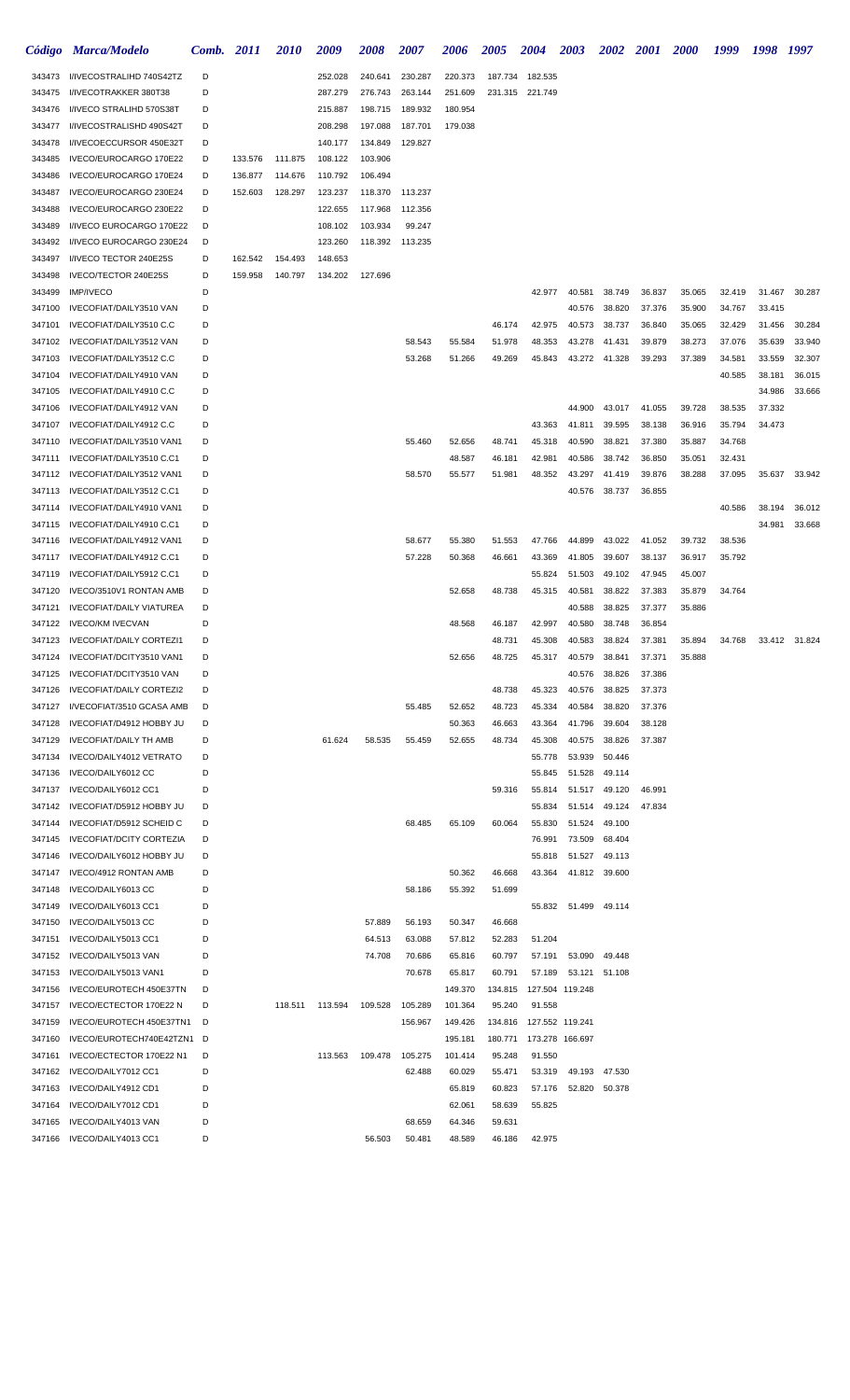| Código | Marca/Modelo | Comb. | 2011 | 2010 | 2009 | 2008 | 2007 | 2006 | 2005 | 2004 | 2003 | 2002 | 2001 | 2000 | 1999 | 1998 | 1997 |
|---|---|---|---|---|---|---|---|---|---|---|---|---|---|---|---|---|---|
| 343473 | I/IVECOSTRALIHD 740S42TZ | D | | | 252.028 | 240.641 | 230.287 | 220.373 | 187.734 | 182.535 | | | | | | | |
| 343475 | I/IVECOTRAKKER 380T38 | D | | | 287.279 | 276.743 | 263.144 | 251.609 | 231.315 | 221.749 | | | | | | | |
| 343476 | I/IVECO STRALIHD 570S38T | D | | | 215.887 | 198.715 | 189.932 | 180.954 | | | | | | | | | |
| 343477 | I/IVECOSTRALISHD 490S42T | D | | | 208.298 | 197.088 | 187.701 | 179.038 | | | | | | | | | |
| 343478 | I/IVECOECCURSOR 450E32T | D | | | 140.177 | 134.849 | 129.827 | | | | | | | | | | |
| 343485 | IVECO/EUROCARGO 170E22 | D | 133.576 | 111.875 | 108.122 | 103.906 | | | | | | | | | | | |
| 343486 | IVECO/EUROCARGO 170E24 | D | 136.877 | 114.676 | 110.792 | 106.494 | | | | | | | | | | | |
| 343487 | IVECO/EUROCARGO 230E24 | D | 152.603 | 128.297 | 123.237 | 118.370 | 113.237 | | | | | | | | | | |
| 343488 | IVECO/EUROCARGO 230E22 | D | | | 122.655 | 117.968 | 112.356 | | | | | | | | | | |
| 343489 | I/IVECO EUROCARGO 170E22 | D | | | 108.102 | 103.934 | 99.247 | | | | | | | | | | |
| 343492 | I/IVECO EUROCARGO 230E24 | D | | | 123.260 | 118.392 | 113.235 | | | | | | | | | | |
| 343497 | I/IVECO TECTOR 240E25S | D | 162.542 | 154.493 | 148.653 | | | | | | | | | | | | |
| 343498 | IVECO/TECTOR 240E25S | D | 159.958 | 140.797 | 134.202 | 127.696 | | | | | | | | | | | |
| 343499 | IMP/IVECO | D | | | | | | | | 42.977 | 40.581 | 38.749 | 36.837 | 35.065 | 32.419 | 31.467 | 30.287 |
| 347100 | IVECOFIAT/DAILY3510 VAN | D | | | | | | | | | 40.576 | 38.820 | 37.376 | 35.900 | 34.767 | 33.415 | |
| 347101 | IVECOFIAT/DAILY3510 C.C | D | | | | | | | 46.174 | 42.975 | 40.573 | 38.737 | 36.840 | 35.065 | 32.429 | 31.456 | 30.284 |
| 347102 | IVECOFIAT/DAILY3512 VAN | D | | | | | 58.543 | 55.584 | 51.978 | 48.353 | 43.278 | 41.431 | 39.879 | 38.273 | 37.076 | 35.639 | 33.940 |
| 347103 | IVECOFIAT/DAILY3512 C.C | D | | | | | 53.268 | 51.266 | 49.269 | 45.843 | 43.272 | 41.328 | 39.293 | 37.389 | 34.581 | 33.559 | 32.307 |
| 347104 | IVECOFIAT/DAILY4910 VAN | D | | | | | | | | | | | | | 40.585 | 38.181 | 36.015 |
| 347105 | IVECOFIAT/DAILY4910 C.C | D | | | | | | | | | | | | | | 34.986 | 33.666 |
| 347106 | IVECOFIAT/DAILY4912 VAN | D | | | | | | | | | 44.900 | 43.017 | 41.055 | 39.728 | 38.535 | 37.332 | |
| 347107 | IVECOFIAT/DAILY4912 C.C | D | | | | | | | | 43.363 | 41.811 | 39.595 | 38.138 | 36.916 | 35.794 | 34.473 | |
| 347110 | IVECOFIAT/DAILY3510 VAN1 | D | | | | | 55.460 | 52.656 | 48.741 | 45.318 | 40.590 | 38.821 | 37.380 | 35.887 | 34.768 | | |
| 347111 | IVECOFIAT/DAILY3510 C.C1 | D | | | | | | 48.587 | 46.181 | 42.981 | 40.586 | 38.742 | 36.850 | 35.051 | 32.431 | | |
| 347112 | IVECOFIAT/DAILY3512 VAN1 | D | | | | | 58.570 | 55.577 | 51.981 | 48.352 | 43.297 | 41.419 | 39.876 | 38.288 | 37.095 | 35.637 | 33.942 |
| 347113 | IVECOFIAT/DAILY3512 C.C1 | D | | | | | | | | | 40.576 | 38.737 | 36.855 | | | | |
| 347114 | IVECOFIAT/DAILY4910 VAN1 | D | | | | | | | | | | | | | 40.586 | 38.194 | 36.012 |
| 347115 | IVECOFIAT/DAILY4910 C.C1 | D | | | | | | | | | | | | | | 34.981 | 33.668 |
| 347116 | IVECOFIAT/DAILY4912 VAN1 | D | | | | | 58.677 | 55.380 | 51.553 | 47.766 | 44.899 | 43.022 | 41.052 | 39.732 | 38.536 | | |
| 347117 | IVECOFIAT/DAILY4912 C.C1 | D | | | | | 57.228 | 50.368 | 46.661 | 43.369 | 41.805 | 39.607 | 38.137 | 36.917 | 35.792 | | |
| 347119 | IVECOFIAT/DAILY5912 C.C1 | D | | | | | | | | 55.824 | 51.503 | 49.102 | 47.945 | 45.007 | | | |
| 347120 | IVECO/3510V1 RONTAN AMB | D | | | | | | 52.658 | 48.738 | 45.315 | 40.581 | 38.822 | 37.383 | 35.879 | 34.764 | | |
| 347121 | IVECOFIAT/DAILY VIATUREA | D | | | | | | | | | 40.588 | 38.825 | 37.377 | 35.886 | | | |
| 347122 | IVECO/KM IVECVAN | D | | | | | | 48.568 | 46.187 | 42.997 | 40.580 | 38.748 | 36.854 | | | | |
| 347123 | IVECOFIAT/DAILY CORTEZI1 | D | | | | | | | 48.731 | 45.308 | 40.583 | 38.824 | 37.381 | 35.894 | 34.768 | 33.412 | 31.824 |
| 347124 | IVECOFIAT/DCITY3510 VAN1 | D | | | | | | 52.656 | 48.725 | 45.317 | 40.579 | 38.841 | 37.371 | 35.888 | | | |
| 347125 | IVECOFIAT/DCITY3510 VAN | D | | | | | | | | | 40.576 | 38.826 | 37.386 | | | | |
| 347126 | IVECOFIAT/DAILY CORTEZI2 | D | | | | | | | 48.738 | 45.323 | 40.576 | 38.825 | 37.373 | | | | |
| 347127 | I/IVECOFIAT/3510 GCASA AMB | D | | | | | 55.485 | 52.652 | 48.723 | 45.334 | 40.584 | 38.820 | 37.376 | | | | |
| 347128 | IVECOFIAT/D4912 HOBBY JU | D | | | | | | 50.363 | 46.663 | 43.364 | 41.796 | 39.604 | 38.128 | | | | |
| 347129 | IVECOFIAT/DAILY TH AMB | D | | | 61.624 | 58.535 | 55.459 | 52.655 | 48.734 | 45.308 | 40.575 | 38.826 | 37.387 | | | | |
| 347134 | IVECO/DAILY4012 VETRATO | D | | | | | | | | 55.778 | 53.939 | 50.446 | | | | | |
| 347136 | IVECO/DAILY6012 CC | D | | | | | | | | 55.845 | 51.528 | 49.114 | | | | | |
| 347137 | IVECO/DAILY6012 CC1 | D | | | | | | | 59.316 | 55.814 | 51.517 | 49.120 | 46.991 | | | | |
| 347142 | IVECOFIAT/D5912 HOBBY JU | D | | | | | | | | 55.834 | 51.514 | 49.124 | 47.834 | | | | |
| 347144 | IVECOFIAT/D5912 SCHEID C | D | | | | | 68.485 | 65.109 | 60.064 | 55.830 | 51.524 | 49.100 | | | | | |
| 347145 | IVECOFIAT/DCITY CORTEZIA | D | | | | | | | | 76.991 | 73.509 | 68.404 | | | | | |
| 347146 | IVECO/DAILY6012 HOBBY JU | D | | | | | | | | 55.818 | 51.527 | 49.113 | | | | | |
| 347147 | IVECO/4912 RONTAN AMB | D | | | | | | 50.362 | 46.668 | 43.364 | 41.812 | 39.600 | | | | | |
| 347148 | IVECO/DAILY6013 CC | D | | | | | 58.186 | 55.392 | 51.699 | | | | | | | | |
| 347149 | IVECO/DAILY6013 CC1 | D | | | | | | | | 55.832 | 51.499 | 49.114 | | | | | |
| 347150 | IVECO/DAILY5013 CC | D | | | | 57.889 | 56.193 | 50.347 | 46.668 | | | | | | | | |
| 347151 | IVECO/DAILY5013 CC1 | D | | | | 64.513 | 63.088 | 57.812 | 52.283 | 51.204 | | | | | | | |
| 347152 | IVECO/DAILY5013 VAN | D | | | | 74.708 | 70.686 | 65.816 | 60.797 | 57.191 | 53.090 | 49.448 | | | | | |
| 347153 | IVECO/DAILY5013 VAN1 | D | | | | | 70.678 | 65.817 | 60.791 | 57.189 | 53.121 | 51.108 | | | | | |
| 347156 | IVECO/EUROTECH 450E37TN | D | | | | | | 149.370 | 134.815 | 127.504 | 119.248 | | | | | | |
| 347157 | IVECO/ECTECTOR 170E22 N | D | | 118.511 | 113.594 | 109.528 | 105.289 | 101.364 | 95.240 | 91.558 | | | | | | | |
| 347159 | IVECO/EUROTECH 450E37TN1 | D | | | | | 156.967 | 149.426 | 134.816 | 127.552 | 119.241 | | | | | | |
| 347160 | IVECO/EUROTECH740E42TZN1 | D | | | | | | 195.181 | 180.771 | 173.278 | 166.697 | | | | | | |
| 347161 | IVECO/ECTECTOR 170E22 N1 | D | | | 113.563 | 109.478 | 105.275 | 101.414 | 95.248 | 91.550 | | | | | | | |
| 347162 | IVECO/DAILY7012 CC1 | D | | | | | 62.488 | 60.029 | 55.471 | 53.319 | 49.193 | 47.530 | | | | | |
| 347163 | IVECO/DAILY4912 CD1 | D | | | | | | 65.819 | 60.823 | 57.176 | 52.820 | 50.378 | | | | | |
| 347164 | IVECO/DAILY7012 CD1 | D | | | | | | 62.061 | 58.639 | 55.825 | | | | | | | |
| 347165 | IVECO/DAILY4013 VAN | D | | | | | 68.659 | 64.346 | 59.631 | | | | | | | | |
| 347166 | IVECO/DAILY4013 CC1 | D | | | | 56.503 | 50.481 | 48.589 | 46.186 | 42.975 | | | | | | | |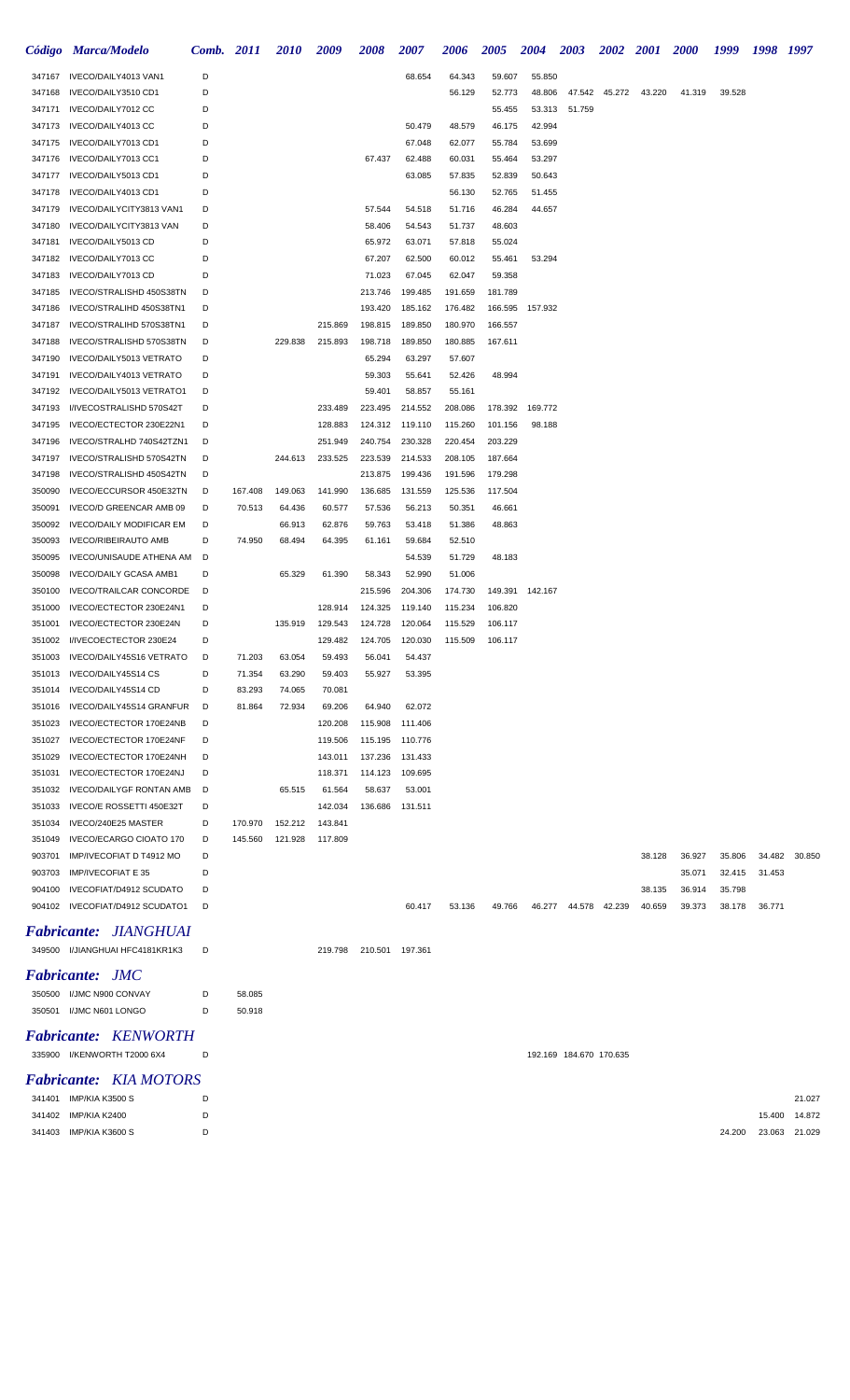| Código | Marca/Modelo | Comb. | 2011 | 2010 | 2009 | 2008 | 2007 | 2006 | 2005 | 2004 | 2003 | 2002 | 2001 | 2000 | 1999 | 1998 | 1997 |
|---|---|---|---|---|---|---|---|---|---|---|---|---|---|---|---|---|---|
| 347167 | IVECO/DAILY4013 VAN1 | D | | | | | 68.654 | 64.343 | 59.607 | 55.850 | | | | | | | |
| 347168 | IVECO/DAILY3510 CD1 | D | | | | | | 56.129 | 52.773 | 48.806 | 47.542 | 45.272 | 43.220 | 41.319 | 39.528 | | |
| 347171 | IVECO/DAILY7012 CC | D | | | | | | | 55.455 | 53.313 | 51.759 | | | | | | |
| 347173 | IVECO/DAILY4013 CC | D | | | | | 50.479 | 48.579 | 46.175 | 42.994 | | | | | | | |
| 347175 | IVECO/DAILY7013 CD1 | D | | | | | 67.048 | 62.077 | 55.784 | 53.699 | | | | | | | |
| 347176 | IVECO/DAILY7013 CC1 | D | | | | 67.437 | 62.488 | 60.031 | 55.464 | 53.297 | | | | | | | |
| 347177 | IVECO/DAILY5013 CD1 | D | | | | | 63.085 | 57.835 | 52.839 | 50.643 | | | | | | | |
| 347178 | IVECO/DAILY4013 CD1 | D | | | | | | 56.130 | 52.765 | 51.455 | | | | | | | |
| 347179 | IVECO/DAILYCITY3813 VAN1 | D | | | | 57.544 | 54.518 | 51.716 | 46.284 | 44.657 | | | | | | | |
| 347180 | IVECO/DAILYCITY3813 VAN | D | | | | 58.406 | 54.543 | 51.737 | 48.603 | | | | | | | | |
| 347181 | IVECO/DAILY5013 CD | D | | | | 65.972 | 63.071 | 57.818 | 55.024 | | | | | | | | |
| 347182 | IVECO/DAILY7013 CC | D | | | | 67.207 | 62.500 | 60.012 | 55.461 | 53.294 | | | | | | | |
| 347183 | IVECO/DAILY7013 CD | D | | | | 71.023 | 67.045 | 62.047 | 59.358 | | | | | | | | |
| 347185 | IVECO/STRALISHD 450S38TN | D | | | | 213.746 | 199.485 | 191.659 | 181.789 | | | | | | | | |
| 347186 | IVECO/STRALIHD 450S38TN1 | D | | | | 193.420 | 185.162 | 176.482 | 166.595 | 157.932 | | | | | | | |
| 347187 | IVECO/STRALIHD 570S38TN1 | D | | | 215.869 | 198.815 | 189.850 | 180.970 | 166.557 | | | | | | | | |
| 347188 | IVECO/STRALISHD 570S38TN | D | | 229.838 | 215.893 | 198.718 | 189.850 | 180.885 | 167.611 | | | | | | | | |
| 347190 | IVECO/DAILY5013 VETRATO | D | | | | 65.294 | 63.297 | 57.607 | | | | | | | | | |
| 347191 | IVECO/DAILY4013 VETRATO | D | | | | 59.303 | 55.641 | 52.426 | 48.994 | | | | | | | | |
| 347192 | IVECO/DAILY5013 VETRATO1 | D | | | | 59.401 | 58.857 | 55.161 | | | | | | | | | |
| 347193 | I/IVECOSTRALISHD 570S42T | D | | | 233.489 | 223.495 | 214.552 | 208.086 | 178.392 | 169.772 | | | | | | | |
| 347195 | IVECO/ECTECTOR 230E22N1 | D | | | 128.883 | 124.312 | 119.110 | 115.260 | 101.156 | 98.188 | | | | | | | |
| 347196 | IVECO/STRALHD 740S42TZN1 | D | | | 251.949 | 240.754 | 230.328 | 220.454 | 203.229 | | | | | | | | |
| 347197 | IVECO/STRALISHD 570S42TN | D | | 244.613 | 233.525 | 223.539 | 214.533 | 208.105 | 187.664 | | | | | | | | |
| 347198 | IVECO/STRALISHD 450S42TN | D | | | | 213.875 | 199.436 | 191.596 | 179.298 | | | | | | | | |
| 350090 | IVECO/ECCURSOR 450E32TN | D | 167.408 | 149.063 | 141.990 | 136.685 | 131.559 | 125.536 | 117.504 | | | | | | | | |
| 350091 | IVECO/D GREENCAR AMB 09 | D | 70.513 | 64.436 | 60.577 | 57.536 | 56.213 | 50.351 | 46.661 | | | | | | | | |
| 350092 | IVECO/DAILY MODIFICAR EM | D | | 66.913 | 62.876 | 59.763 | 53.418 | 51.386 | 48.863 | | | | | | | | |
| 350093 | IVECO/RIBEIRAUTO AMB | D | 74.950 | 68.494 | 64.395 | 61.161 | 59.684 | 52.510 | | | | | | | | | |
| 350095 | IVECO/UNISAUDE ATHENA AM | D | | | | | 54.539 | 51.729 | 48.183 | | | | | | | | |
| 350098 | IVECO/DAILY GCASA AMB1 | D | | 65.329 | 61.390 | 58.343 | 52.990 | 51.006 | | | | | | | | | |
| 350100 | IVECO/TRAILCAR CONCORDE | D | | | | 215.596 | 204.306 | 174.730 | 149.391 | 142.167 | | | | | | | |
| 351000 | IVECO/ECTECTOR 230E24N1 | D | | | 128.914 | 124.325 | 119.140 | 115.234 | 106.820 | | | | | | | | |
| 351001 | IVECO/ECTECTOR 230E24N | D | | 135.919 | 129.543 | 124.728 | 120.064 | 115.529 | 106.117 | | | | | | | | |
| 351002 | I/IVECOECTECTOR 230E24 | D | | | 129.482 | 124.705 | 120.030 | 115.509 | 106.117 | | | | | | | | |
| 351003 | IVECO/DAILY45S16 VETRATO | D | 71.203 | 63.054 | 59.493 | 56.041 | 54.437 | | | | | | | | | | |
| 351013 | IVECO/DAILY45S14 CS | D | 71.354 | 63.290 | 59.403 | 55.927 | 53.395 | | | | | | | | | | |
| 351014 | IVECO/DAILY45S14 CD | D | 83.293 | 74.065 | 70.081 | | | | | | | | | | | | |
| 351016 | IVECO/DAILY45S14 GRANFUR | D | 81.864 | 72.934 | 69.206 | 64.940 | 62.072 | | | | | | | | | | |
| 351023 | IVECO/ECTECTOR 170E24NB | D | | | 120.208 | 115.908 | 111.406 | | | | | | | | | | |
| 351027 | IVECO/ECTECTOR 170E24NF | D | | | 119.506 | 115.195 | 110.776 | | | | | | | | | | |
| 351029 | IVECO/ECTECTOR 170E24NH | D | | | 143.011 | 137.236 | 131.433 | | | | | | | | | | |
| 351031 | IVECO/ECTECTOR 170E24NJ | D | | | 118.371 | 114.123 | 109.695 | | | | | | | | | | |
| 351032 | IVECO/DAILYGF RONTAN AMB | D | | 65.515 | 61.564 | 58.637 | 53.001 | | | | | | | | | | |
| 351033 | IVECO/E ROSSETTI 450E32T | D | | | 142.034 | 136.686 | 131.511 | | | | | | | | | | |
| 351034 | IVECO/240E25 MASTER | D | 170.970 | 152.212 | 143.841 | | | | | | | | | | | | |
| 351049 | IVECO/ECARGO CIOATO 170 | D | 145.560 | 121.928 | 117.809 | | | | | | | | | | | | |
| 903701 | IMP/IVECOFIAT D T4912 MO | D | | | | | | | | | | | 38.128 | 36.927 | 35.806 | 34.482 | 30.850 |
| 903703 | IMP/IVECOFIAT E 35 | D | | | | | | | | | | | | 35.071 | 32.415 | 31.453 | |
| 904100 | IVECOFIAT/D4912 SCUDATO | D | | | | | | | | | | | 38.135 | 36.914 | 35.798 | | |
| 904102 | IVECOFIAT/D4912 SCUDATO1 | D | | | | | 60.417 | 53.136 | 49.766 | 46.277 | 44.578 | 42.239 | 40.659 | 39.373 | 38.178 | 36.771 | |

## *Fabricante: JIANGHUAI*

| Código | Marca/Modelo | Comb. | 2011 | 2010 | 2009 | 2008 | 2007 |
|---|---|---|---|---|---|---|---|
| 349500 | I/JIANGHUAI HFC4181KR1K3 | D | | | 219.798 | 210.501 | 197.361 |

## *Fabricante: JMC*

| Código | Marca/Modelo | Comb. | 2011 |
|---|---|---|---|
| 350500 | I/JMC N900 CONVAY | D | 58.085 |
| 350501 | I/JMC N601 LONGO | D | 50.918 |

## *Fabricante: KENWORTH*

| Código | Marca/Modelo | Comb. | 2004 | 2003 | 2002 |
|---|---|---|---|---|---|
| 335900 | I/KENWORTH T2000 6X4 | D | 192.169 | 184.670 | 170.635 |

## *Fabricante: KIA MOTORS*

| Código | Marca/Modelo | Comb. | 1999 | 1998 | 1997 |
|---|---|---|---|---|---|
| 341401 | IMP/KIA K3500 S | D | | | 21.027 |
| 341402 | IMP/KIA K2400 | D | | 15.400 | 14.872 |
| 341403 | IMP/KIA K3600 S | D | 24.200 | 23.063 | 21.029 |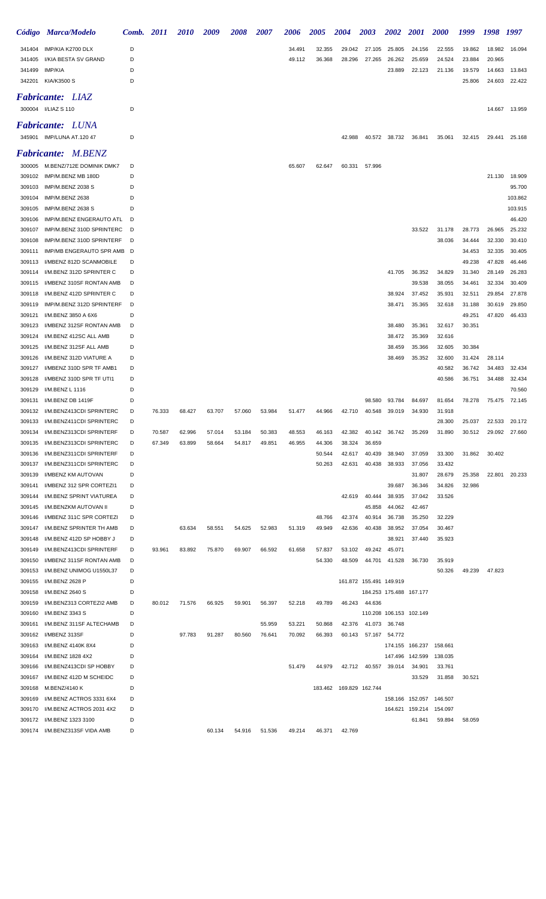| Código | Marca/Modelo | Comb. | 2011 | 2010 | 2009 | 2008 | 2007 | 2006 | 2005 | 2004 | 2003 | 2002 | 2001 | 2000 | 1999 | 1998 | 1997 |
|---|---|---|---|---|---|---|---|---|---|---|---|---|---|---|---|---|---|
| 341404 | IMP/KIA K2700 DLX | D | | | | | | 34.491 | 32.355 | 29.042 | 27.105 | 25.805 | 24.156 | 22.555 | 19.862 | 18.982 | 16.094 |
| 341405 | I/KIA BESTA SV GRAND | D | | | | | | 49.112 | 36.368 | 28.296 | 27.265 | 26.262 | 25.659 | 24.524 | 23.884 | 20.965 | |
| 341499 | IMP/KIA | D | | | | | | | | | | 23.889 | 22.123 | 21.136 | 19.579 | 14.663 | 13.843 |
| 342201 | KIA/K3500 S | D | | | | | | | | | | | | | 25.806 | 24.603 | 22.422 |

## *Fabricante: LIAZ*

| Código | Marca/Modelo | Comb. | 2011 | 2010 | 2009 | 2008 | 2007 | 2006 | 2005 | 2004 | 2003 | 2002 | 2001 | 2000 | 1999 | 1998 | 1997 |
|---|---|---|---|---|---|---|---|---|---|---|---|---|---|---|---|---|---|
| 300004 | I/LIAZ S 110 | D | | | | | | | | | | | | | | 14.667 | 13.959 |

## *Fabricante: LUNA*

| Código | Marca/Modelo | Comb. | 2011 | 2010 | 2009 | 2008 | 2007 | 2006 | 2005 | 2004 | 2003 | 2002 | 2001 | 2000 | 1999 | 1998 | 1997 |
|---|---|---|---|---|---|---|---|---|---|---|---|---|---|---|---|---|---|
| 345901 | IMP/LUNA AT.120 47 | D | | | | | | | | 42.988 | 40.572 | 38.732 | 36.841 | 35.061 | 32.415 | 29.441 | 25.168 |

## *Fabricante: M.BENZ*

| Código | Marca/Modelo | Comb. | 2011 | 2010 | 2009 | 2008 | 2007 | 2006 | 2005 | 2004 | 2003 | 2002 | 2001 | 2000 | 1999 | 1998 | 1997 |
|---|---|---|---|---|---|---|---|---|---|---|---|---|---|---|---|---|---|
| 300005 | M.BENZ/712E DOMINIK DMK7 | D | | | | | | 65.607 | 62.647 | 60.331 | 57.996 | | | | | | |
| 309102 | IMP/M.BENZ MB 180D | D | | | | | | | | | | | | | | 21.130 | 18.909 |
| 309103 | IMP/M.BENZ 2038 S | D | | | | | | | | | | | | | | | 95.700 |
| 309104 | IMP/M.BENZ 2638 | D | | | | | | | | | | | | | | | 103.862 |
| 309105 | IMP/M.BENZ 2638 S | D | | | | | | | | | | | | | | | 103.915 |
| 309106 | IMP/M.BENZ ENGERAUTO ATL | D | | | | | | | | | | | | | | | 46.420 |
| 309107 | IMP/M.BENZ 310D SPRINTERC | D | | | | | | | | | | | 33.522 | 31.178 | 28.773 | 26.965 | 25.232 |
| 309108 | IMP/M.BENZ 310D SPRINTERF | D | | | | | | | | | | | | 38.036 | 34.444 | 32.330 | 30.410 |
| 309111 | IMP/MB ENGERAUTO SPR AMB | D | | | | | | | | | | | | | 34.453 | 32.335 | 30.405 |
| 309113 | I/MBENZ 812D SCANMOBILE | D | | | | | | | | | | | | | 49.238 | 47.828 | 46.446 |
| 309114 | I/M.BENZ 312D SPRINTER C | D | | | | | | | | | | 41.705 | 36.352 | 34.829 | 31.340 | 28.149 | 26.283 |
| 309115 | I/MBENZ 310SF RONTAN AMB | D | | | | | | | | | | | 39.538 | 38.055 | 34.461 | 32.334 | 30.409 |
| 309118 | I/M.BENZ 412D SPRINTER C | D | | | | | | | | | | 38.924 | 37.452 | 35.931 | 32.511 | 29.854 | 27.878 |
| 309119 | IMP/M.BENZ 312D SPRINTERF | D | | | | | | | | | | 38.471 | 35.365 | 32.618 | 31.188 | 30.619 | 29.850 |
| 309121 | I/M.BENZ 3850 A 6X6 | D | | | | | | | | | | | | | 49.251 | 47.820 | 46.433 |
| 309123 | I/MBENZ 312SF RONTAN AMB | D | | | | | | | | | | 38.480 | 35.361 | 32.617 | 30.351 | | |
| 309124 | I/M.BENZ 412SC ALL AMB | D | | | | | | | | | | 38.472 | 35.369 | 32.616 | | | |
| 309125 | I/M.BENZ 312SF ALL AMB | D | | | | | | | | | | 38.459 | 35.366 | 32.605 | 30.384 | | |
| 309126 | I/M.BENZ 312D VIATURE A | D | | | | | | | | | | 38.469 | 35.352 | 32.600 | 31.424 | 28.114 | |
| 309127 | I/MBENZ 310D SPR TF AMB1 | D | | | | | | | | | | | | 40.582 | 36.742 | 34.483 | 32.434 |
| 309128 | I/MBENZ 310D SPR TF UTI1 | D | | | | | | | | | | | | 40.586 | 36.751 | 34.488 | 32.434 |
| 309129 | I/M.BENZ L 1116 | D | | | | | | | | | | | | | | | 70.560 |
| 309131 | I/M.BENZ DB 1419F | D | | | | | | | | | 98.580 | 93.784 | 84.697 | 81.654 | 78.278 | 75.475 | 72.145 |
| 309132 | I/M.BENZ413CDI SPRINTERC | D | 76.333 | 68.427 | 63.707 | 57.060 | 53.984 | 51.477 | 44.966 | 42.710 | 40.548 | 39.019 | 34.930 | 31.918 | | | |
| 309133 | I/M.BENZ411CDI SPRINTERC | D | | | | | | | | | | | | 28.300 | 25.037 | 22.533 | 20.172 |
| 309134 | I/M.BENZ313CDI SPRINTERF | D | 70.587 | 62.996 | 57.014 | 53.184 | 50.383 | 48.553 | 46.163 | 42.382 | 40.142 | 36.742 | 35.269 | 31.890 | 30.512 | 29.092 | 27.660 |
| 309135 | I/M.BENZ313CDI SPRINTERC | D | 67.349 | 63.899 | 58.664 | 54.817 | 49.851 | 46.955 | 44.306 | 38.324 | 36.659 | | | | | | |
| 309136 | I/M.BENZ311CDI SPRINTERF | D | | | | | | | 50.544 | 42.617 | 40.439 | 38.940 | 37.059 | 33.300 | 31.862 | 30.402 | |
| 309137 | I/M.BENZ311CDI SPRINTERC | D | | | | | | | 50.263 | 42.631 | 40.438 | 38.933 | 37.056 | 33.432 | | | |
| 309139 | I/MBENZ KM AUTOVAN | D | | | | | | | | | | | 31.807 | 28.679 | 25.358 | 22.801 | 20.233 |
| 309141 | I/MBENZ 312 SPR CORTEZI1 | D | | | | | | | | | | 39.687 | 36.346 | 34.826 | 32.986 | | |
| 309144 | I/M.BENZ SPRINT VIATUREA | D | | | | | | | | 42.619 | 40.444 | 38.935 | 37.042 | 33.526 | | | |
| 309145 | I/M.BENZKM AUTOVAN II | D | | | | | | | | | 45.858 | 44.062 | 42.467 | | | | |
| 309146 | I/MBENZ 311C SPR CORTEZI | D | | | | | | | 48.766 | 42.374 | 40.914 | 36.738 | 35.250 | 32.229 | | | |
| 309147 | I/M.BENZ SPRINTER TH AMB | D | | 63.634 | 58.551 | 54.625 | 52.983 | 51.319 | 49.949 | 42.636 | 40.438 | 38.952 | 37.054 | 30.467 | | | |
| 309148 | I/M.BENZ 412D SP HOBBY J | D | | | | | | | | | | 38.921 | 37.440 | 35.923 | | | |
| 309149 | I/M.BENZ413CDI SPRINTERF | D | 93.961 | 83.892 | 75.870 | 69.907 | 66.592 | 61.658 | 57.837 | 53.102 | 49.242 | 45.071 | | | | | |
| 309150 | I/MBENZ 311SF RONTAN AMB | D | | | | | | | 54.330 | 48.509 | 44.701 | 41.528 | 36.730 | 35.919 | | | |
| 309153 | I/M.BENZ UNIMOG U1550L37 | D | | | | | | | | | | | | 50.326 | 49.239 | 47.823 | |
| 309155 | I/M.BENZ 2628 P | D | | | | | | | | 161.872 | 155.491 | 149.919 | | | | | |
| 309158 | I/M.BENZ 2640 S | D | | | | | | | | | 184.253 | 175.488 | 167.177 | | | | |
| 309159 | I/M.BENZ313 CORTEZI2 AMB | D | 80.012 | 71.576 | 66.925 | 59.901 | 56.397 | 52.218 | 49.789 | 46.243 | 44.636 | | | | | | |
| 309160 | I/M.BENZ 3343 S | D | | | | | | | | | 110.208 | 106.153 | 102.149 | | | | |
| 309161 | I/M.BENZ 311SF ALTECHAMB | D | | | | | 55.959 | 53.221 | 50.868 | 42.376 | 41.073 | 36.748 | | | | | |
| 309162 | I/MBENZ 313SF | D | | 97.783 | 91.287 | 80.560 | 76.641 | 70.092 | 66.393 | 60.143 | 57.167 | 54.772 | | | | | |
| 309163 | I/M.BENZ 4140K 8X4 | D | | | | | | | | | | 174.155 | 166.237 | 158.661 | | | |
| 309164 | I/M.BENZ 1828 4X2 | D | | | | | | | | | | 147.496 | 142.599 | 138.035 | | | |
| 309166 | I/M.BENZ413CDI SP HOBBY | D | | | | | | 51.479 | 44.979 | 42.712 | 40.557 | 39.014 | 34.901 | 33.761 | | | |
| 309167 | I/M.BENZ 412D M SCHEIDC | D | | | | | | | | | | | 33.529 | 31.858 | 30.521 | | |
| 309168 | M.BENZ/4140 K | D | | | | | | | 183.462 | 169.829 | 162.744 | | | | | | |
| 309169 | I/M.BENZ ACTROS 3331 6X4 | D | | | | | | | | | | 158.166 | 152.057 | 146.507 | | | |
| 309170 | I/M.BENZ ACTROS 2031 4X2 | D | | | | | | | | | | 164.621 | 159.214 | 154.097 | | | |
| 309172 | I/M.BENZ 1323 3100 | D | | | | | | | | | | | 61.841 | 59.894 | 58.059 | | |
| 309174 | I/M.BENZ313SF VIDA AMB | D | | | 60.134 | 54.916 | 51.536 | 49.214 | 46.371 | 42.769 | | | | | | | |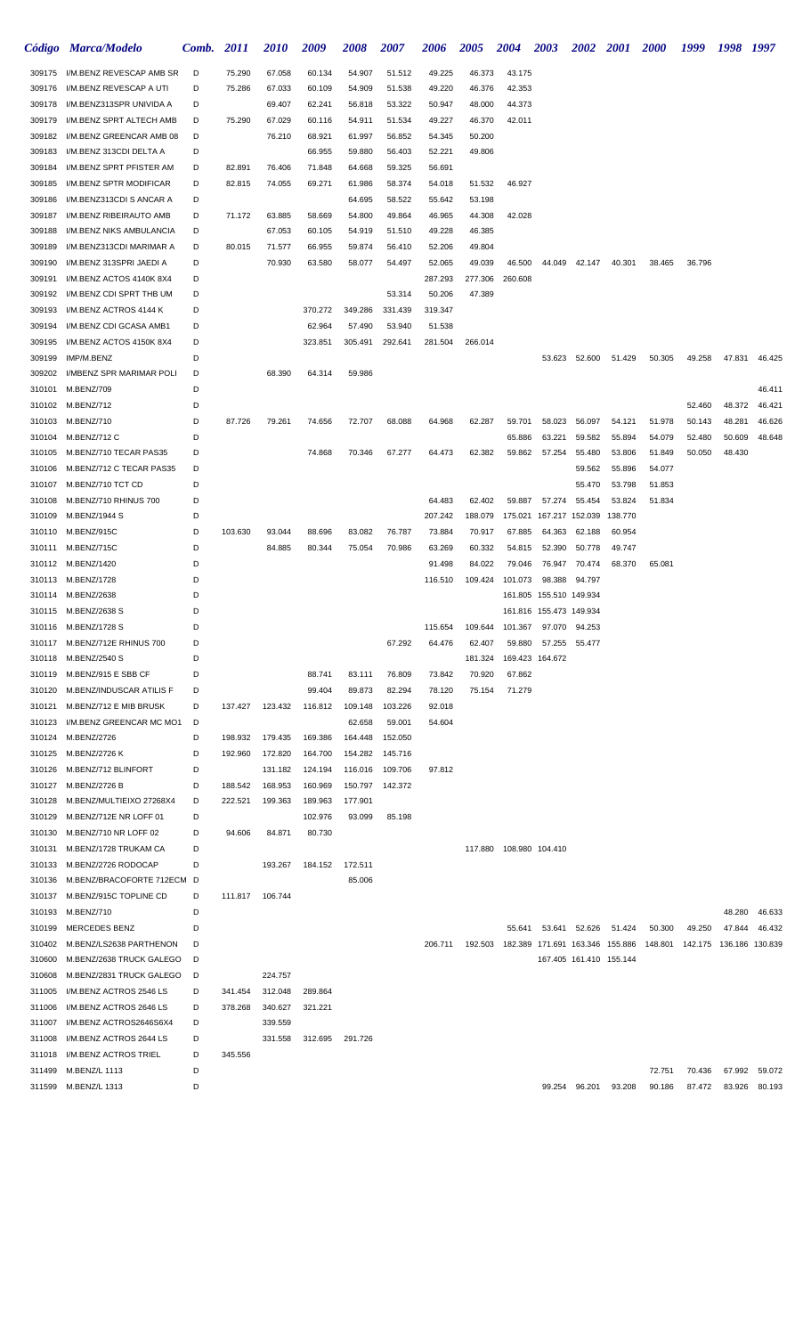| *Código* | *Marca/Modelo* | *Comb.* | *2011* | *2010* | *2009* | *2008* | *2007* | *2006* | *2005* | *2004* | *2003* | *2002* | *2001* | *2000* | *1999* | *1998* | *1997* |
|---|---|---|---|---|---|---|---|---|---|---|---|---|---|---|---|---|---|
| 309175 | I/M.BENZ REVESCAP AMB SR | D | 75.290 | 67.058 | 60.134 | 54.907 | 51.512 | 49.225 | 46.373 | 43.175 | | | | | | | |
| 309176 | I/M.BENZ REVESCAP A UTI | D | 75.286 | 67.033 | 60.109 | 54.909 | 51.538 | 49.220 | 46.376 | 42.353 | | | | | | | |
| 309178 | I/M.BENZ313SPR UNIVIDA A | D | | 69.407 | 62.241 | 56.818 | 53.322 | 50.947 | 48.000 | 44.373 | | | | | | | |
| 309179 | I/M.BENZ SPRT ALTECH AMB | D | 75.290 | 67.029 | 60.116 | 54.911 | 51.534 | 49.227 | 46.370 | 42.011 | | | | | | | |
| 309182 | I/M.BENZ GREENCAR AMB 08 | D | | 76.210 | 68.921 | 61.997 | 56.852 | 54.345 | 50.200 | | | | | | | | |
| 309183 | I/M.BENZ 313CDI DELTA A | D | | | 66.955 | 59.880 | 56.403 | 52.221 | 49.806 | | | | | | | | |
| 309184 | I/M.BENZ SPRT PFISTER AM | D | 82.891 | 76.406 | 71.848 | 64.668 | 59.325 | 56.691 | | | | | | | | | |
| 309185 | I/M.BENZ SPTR MODIFICAR | D | 82.815 | 74.055 | 69.271 | 61.986 | 58.374 | 54.018 | 51.532 | 46.927 | | | | | | | |
| 309186 | I/M.BENZ313CDI S ANCAR A | D | | | | 64.695 | 58.522 | 55.642 | 53.198 | | | | | | | | |
| 309187 | I/M.BENZ RIBEIRAUTO AMB | D | 71.172 | 63.885 | 58.669 | 54.800 | 49.864 | 46.965 | 44.308 | 42.028 | | | | | | | |
| 309188 | I/M.BENZ NIKS AMBULANCIA | D | | 67.053 | 60.105 | 54.919 | 51.510 | 49.228 | 46.385 | | | | | | | | |
| 309189 | I/M.BENZ313CDI MARIMAR A | D | 80.015 | 71.577 | 66.955 | 59.874 | 56.410 | 52.206 | 49.804 | | | | | | | | |
| 309190 | I/M.BENZ 313SPRI JAEDI A | D | | 70.930 | 63.580 | 58.077 | 54.497 | 52.065 | 49.039 | 46.500 | 44.049 | 42.147 | 40.301 | 38.465 | 36.796 | | |
| 309191 | I/M.BENZ ACTOS 4140K 8X4 | D | | | | | | 287.293 | 277.306 | 260.608 | | | | | | | |
| 309192 | I/M.BENZ CDI SPRT THB UM | D | | | | | 53.314 | 50.206 | 47.389 | | | | | | | | |
| 309193 | I/M.BENZ ACTROS 4144 K | D | | | 370.272 | 349.286 | 331.439 | 319.347 | | | | | | | | | |
| 309194 | I/M.BENZ CDI GCASA AMB1 | D | | | 62.964 | 57.490 | 53.940 | 51.538 | | | | | | | | | |
| 309195 | I/M.BENZ ACTOS 4150K 8X4 | D | | | 323.851 | 305.491 | 292.641 | 281.504 | 266.014 | | | | | | | | |
| 309199 | IMP/M.BENZ | D | | | | | | | | | 53.623 | 52.600 | 51.429 | 50.305 | 49.258 | 47.831 | 46.425 |
| 309202 | I/MBENZ SPR MARIMAR POLI | D | | 68.390 | 64.314 | 59.986 | | | | | | | | | | | |
| 310101 | M.BENZ/709 | D | | | | | | | | | | | | | | | 46.411 |
| 310102 | M.BENZ/712 | D | | | | | | | | | | | | | 52.460 | 48.372 | 46.421 |
| 310103 | M.BENZ/710 | D | 87.726 | 79.261 | 74.656 | 72.707 | 68.088 | 64.968 | 62.287 | 59.701 | 58.023 | 56.097 | 54.121 | 51.978 | 50.143 | 48.281 | 46.626 |
| 310104 | M.BENZ/712 C | D | | | | | | | | 65.886 | 63.221 | 59.582 | 55.894 | 54.079 | 52.480 | 50.609 | 48.648 |
| 310105 | M.BENZ/710 TECAR PAS35 | D | | | 74.868 | 70.346 | 67.277 | 64.473 | 62.382 | 59.862 | 57.254 | 55.480 | 53.806 | 51.849 | 50.050 | 48.430 | |
| 310106 | M.BENZ/712 C TECAR PAS35 | D | | | | | | | | | | 59.562 | 55.896 | 54.077 | | | |
| 310107 | M.BENZ/710 TCT CD | D | | | | | | | | | | 55.470 | 53.798 | 51.853 | | | |
| 310108 | M.BENZ/710 RHINUS 700 | D | | | | | | 64.483 | 62.402 | 59.887 | 57.274 | 55.454 | 53.824 | 51.834 | | | |
| 310109 | M.BENZ/1944 S | D | | | | | | 207.242 | 188.079 | 175.021 | 167.217 | 152.039 | 138.770 | | | | |
| 310110 | M.BENZ/915C | D | 103.630 | 93.044 | 88.696 | 83.082 | 76.787 | 73.884 | 70.917 | 67.885 | 64.363 | 62.188 | 60.954 | | | | |
| 310111 | M.BENZ/715C | D | | 84.885 | 80.344 | 75.054 | 70.986 | 63.269 | 60.332 | 54.815 | 52.390 | 50.778 | 49.747 | | | | |
| 310112 | M.BENZ/1420 | D | | | | | | 91.498 | 84.022 | 79.046 | 76.947 | 70.474 | 68.370 | 65.081 | | | |
| 310113 | M.BENZ/1728 | D | | | | | | 116.510 | 109.424 | 101.073 | 98.388 | 94.797 | | | | | |
| 310114 | M.BENZ/2638 | D | | | | | | | | 161.805 | 155.510 | 149.934 | | | | | |
| 310115 | M.BENZ/2638 S | D | | | | | | | | 161.816 | 155.473 | 149.934 | | | | | |
| 310116 | M.BENZ/1728 S | D | | | | | | 115.654 | 109.644 | 101.367 | 97.070 | 94.253 | | | | | |
| 310117 | M.BENZ/712E RHINUS 700 | D | | | | | 67.292 | 64.476 | 62.407 | 59.880 | 57.255 | 55.477 | | | | | |
| 310118 | M.BENZ/2540 S | D | | | | | | | 181.324 | 169.423 | 164.672 | | | | | | |
| 310119 | M.BENZ/915 E SBB CF | D | | | 88.741 | 83.111 | 76.809 | 73.842 | 70.920 | 67.862 | | | | | | | |
| 310120 | M.BENZ/INDUSCAR ATILIS F | D | | | 99.404 | 89.873 | 82.294 | 78.120 | 75.154 | 71.279 | | | | | | | |
| 310121 | M.BENZ/712 E MIB BRUSK | D | 137.427 | 123.432 | 116.812 | 109.148 | 103.226 | 92.018 | | | | | | | | | |
| 310123 | I/M.BENZ GREENCAR MC MO1 | D | | | | 62.658 | 59.001 | 54.604 | | | | | | | | | |
| 310124 | M.BENZ/2726 | D | 198.932 | 179.435 | 169.386 | 164.448 | 152.050 | | | | | | | | | | |
| 310125 | M.BENZ/2726 K | D | 192.960 | 172.820 | 164.700 | 154.282 | 145.716 | | | | | | | | | | |
| 310126 | M.BENZ/712 BLINFORT | D | | 131.182 | 124.194 | 116.016 | 109.706 | 97.812 | | | | | | | | | |
| 310127 | M.BENZ/2726 B | D | 188.542 | 168.953 | 160.969 | 150.797 | 142.372 | | | | | | | | | | |
| 310128 | M.BENZ/MULTIEIXO 27268X4 | D | 222.521 | 199.363 | 189.963 | 177.901 | | | | | | | | | | | |
| 310129 | M.BENZ/712E NR LOFF 01 | D | | | 102.976 | 93.099 | 85.198 | | | | | | | | | | |
| 310130 | M.BENZ/710 NR LOFF 02 | D | 94.606 | 84.871 | 80.730 | | | | | | | | | | | | |
| 310131 | M.BENZ/1728 TRUKAM CA | D | | | | | | | 117.880 | 108.980 | 104.410 | | | | | | |
| 310133 | M.BENZ/2726 RODOCAP | D | | 193.267 | 184.152 | 172.511 | | | | | | | | | | | |
| 310136 | M.BENZ/BRACOFORTE 712ECM | D | | | | 85.006 | | | | | | | | | | | |
| 310137 | M.BENZ/915C TOPLINE CD | D | 111.817 | 106.744 | | | | | | | | | | | | | |
| 310193 | M.BENZ/710 | D | | | | | | | | | | | | | | 48.280 | 46.633 |
| 310199 | MERCEDES BENZ | D | | | | | | | | 55.641 | 53.641 | 52.626 | 51.424 | 50.300 | 49.250 | 47.844 | 46.432 |
| 310402 | M.BENZ/LS2638 PARTHENON | D | | | | | | 206.711 | 192.503 | 182.389 | 171.691 | 163.346 | 155.886 | 148.801 | 142.175 | 136.186 | 130.839 |
| 310600 | M.BENZ/2638 TRUCK GALEGO | D | | | | | | | | | 167.405 | 161.410 | 155.144 | | | | |
| 310608 | M.BENZ/2831 TRUCK GALEGO | D | | 224.757 | | | | | | | | | | | | | |
| 311005 | I/M.BENZ ACTROS 2546 LS | D | 341.454 | 312.048 | 289.864 | | | | | | | | | | | | |
| 311006 | I/M.BENZ ACTROS 2646 LS | D | 378.268 | 340.627 | 321.221 | | | | | | | | | | | | |
| 311007 | I/M.BENZ ACTROS2646S6X4 | D | | 339.559 | | | | | | | | | | | | | |
| 311008 | I/M.BENZ ACTROS 2644 LS | D | | 331.558 | 312.695 | 291.726 | | | | | | | | | | | |
| 311018 | I/M.BENZ ACTROS TRIEL | D | 345.556 | | | | | | | | | | | | | | |
| 311499 | M.BENZ/L 1113 | D | | | | | | | | | | | | 72.751 | 70.436 | 67.992 | 59.072 |
| 311599 | M.BENZ/L 1313 | D | | | | | | | | | 99.254 | 96.201 | 93.208 | 90.186 | 87.472 | 83.926 | 80.193 |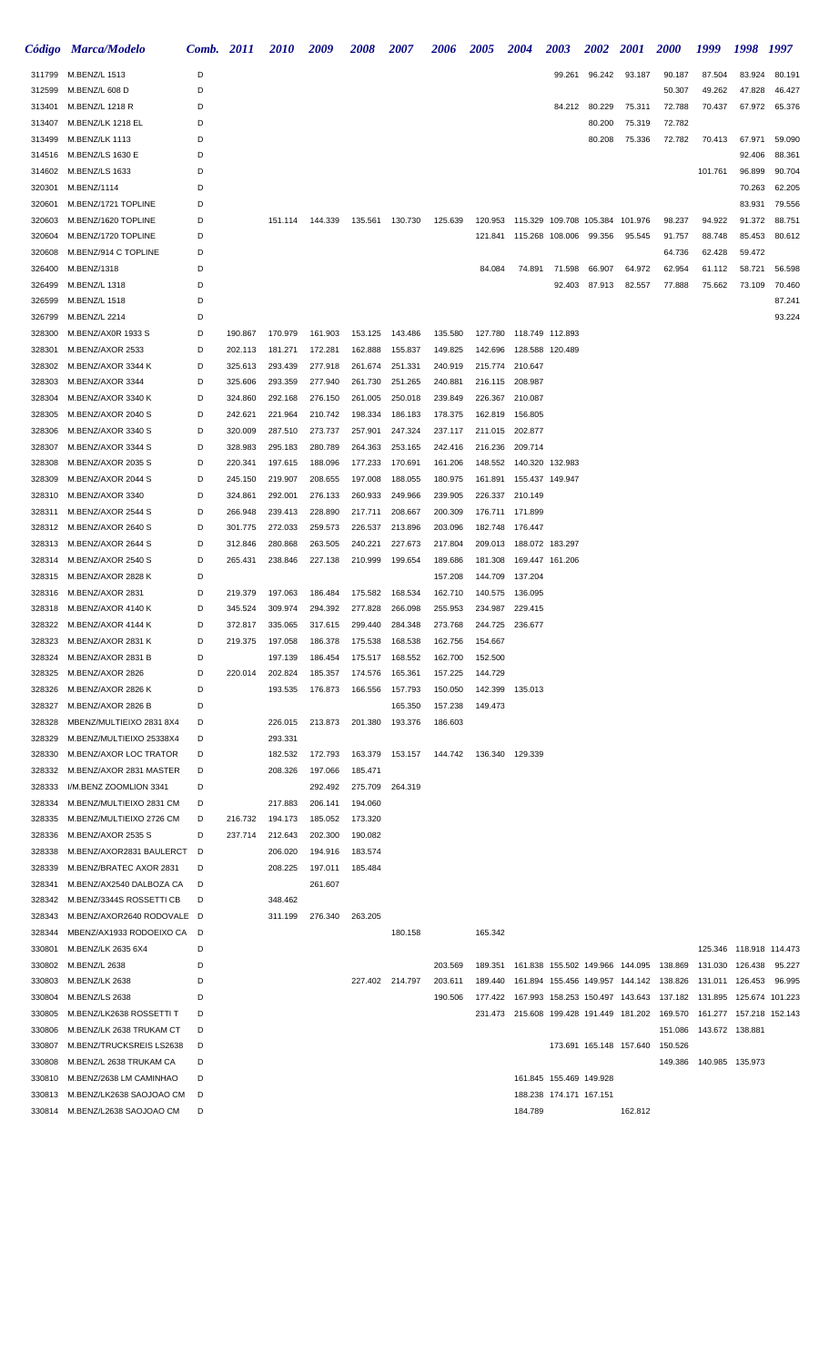| Código | Marca/Modelo | Comb. | 2011 | 2010 | 2009 | 2008 | 2007 | 2006 | 2005 | 2004 | 2003 | 2002 | 2001 | 2000 | 1999 | 1998 | 1997 |
|---|---|---|---|---|---|---|---|---|---|---|---|---|---|---|---|---|---|
| 311799 | M.BENZ/L 1513 | D | | | | | | | | | 99.261 | 96.242 | 93.187 | 90.187 | 87.504 | 83.924 | 80.191 |
| 312599 | M.BENZ/L 608 D | D | | | | | | | | | | | | 50.307 | 49.262 | 47.828 | 46.427 |
| 313401 | M.BENZ/L 1218 R | D | | | | | | | | | 84.212 | 80.229 | 75.311 | 72.788 | 70.437 | 67.972 | 65.376 |
| 313407 | M.BENZ/LK 1218 EL | D | | | | | | | | | | 80.200 | 75.319 | 72.782 | | | |
| 313499 | M.BENZ/LK 1113 | D | | | | | | | | | | 80.208 | 75.336 | 72.782 | 70.413 | 67.971 | 59.090 |
| 314516 | M.BENZ/LS 1630 E | D | | | | | | | | | | | | | | 92.406 | 88.361 |
| 314602 | M.BENZ/LS 1633 | D | | | | | | | | | | | | | 101.761 | 96.899 | 90.704 |
| 320301 | M.BENZ/1114 | D | | | | | | | | | | | | | | 70.263 | 62.205 |
| 320601 | M.BENZ/1721 TOPLINE | D | | | | | | | | | | | | | | 83.931 | 79.556 |
| 320603 | M.BENZ/1620 TOPLINE | D | | 151.114 | 144.339 | 135.561 | 130.730 | 125.639 | 120.953 | 115.329 | 109.708 | 105.384 | 101.976 | 98.237 | 94.922 | 91.372 | 88.751 |
| 320604 | M.BENZ/1720 TOPLINE | D | | | | | | | 121.841 | 115.268 | 108.006 | 99.356 | 95.545 | 91.757 | 88.748 | 85.453 | 80.612 |
| 320608 | M.BENZ/914 C TOPLINE | D | | | | | | | | | | | | 64.736 | 62.428 | 59.472 | |
| 326400 | M.BENZ/1318 | D | | | | | | | 84.084 | 74.891 | 71.598 | 66.907 | 64.972 | 62.954 | 61.112 | 58.721 | 56.598 |
| 326499 | M.BENZ/L 1318 | D | | | | | | | | | 92.403 | 87.913 | 82.557 | 77.888 | 75.662 | 73.109 | 70.460 |
| 326599 | M.BENZ/L 1518 | D | | | | | | | | | | | | | | | 87.241 |
| 326799 | M.BENZ/L 2214 | D | | | | | | | | | | | | | | | 93.224 |
| 328300 | M.BENZ/AXOR 1933 S | D | 190.867 | 170.979 | 161.903 | 153.125 | 143.486 | 135.580 | 127.780 | 118.749 | 112.893 | | | | | | |
| 328301 | M.BENZ/AXOR 2533 | D | 202.113 | 181.271 | 172.281 | 162.888 | 155.837 | 149.825 | 142.696 | 128.588 | 120.489 | | | | | | |
| 328302 | M.BENZ/AXOR 3344 K | D | 325.613 | 293.439 | 277.918 | 261.674 | 251.331 | 240.919 | 215.774 | 210.647 | | | | | | | |
| 328303 | M.BENZ/AXOR 3344 | D | 325.606 | 293.359 | 277.940 | 261.730 | 251.265 | 240.881 | 216.115 | 208.987 | | | | | | | |
| 328304 | M.BENZ/AXOR 3340 K | D | 324.860 | 292.168 | 276.150 | 261.005 | 250.018 | 239.849 | 226.367 | 210.087 | | | | | | | |
| 328305 | M.BENZ/AXOR 2040 S | D | 242.621 | 221.964 | 210.742 | 198.334 | 186.183 | 178.375 | 162.819 | 156.805 | | | | | | | |
| 328306 | M.BENZ/AXOR 3340 S | D | 320.009 | 287.510 | 273.737 | 257.901 | 247.324 | 237.117 | 211.015 | 202.877 | | | | | | | |
| 328307 | M.BENZ/AXOR 3344 S | D | 328.983 | 295.183 | 280.789 | 264.363 | 253.165 | 242.416 | 216.236 | 209.714 | | | | | | | |
| 328308 | M.BENZ/AXOR 2035 S | D | 220.341 | 197.615 | 188.096 | 177.233 | 170.691 | 161.206 | 148.552 | 140.320 | 132.983 | | | | | | |
| 328309 | M.BENZ/AXOR 2044 S | D | 245.150 | 219.907 | 208.655 | 197.008 | 188.055 | 180.975 | 161.891 | 155.437 | 149.947 | | | | | | |
| 328310 | M.BENZ/AXOR 3340 | D | 324.861 | 292.001 | 276.133 | 260.933 | 249.966 | 239.905 | 226.337 | 210.149 | | | | | | | |
| 328311 | M.BENZ/AXOR 2544 S | D | 266.948 | 239.413 | 228.890 | 217.711 | 208.667 | 200.309 | 176.711 | 171.899 | | | | | | | |
| 328312 | M.BENZ/AXOR 2640 S | D | 301.775 | 272.033 | 259.573 | 226.537 | 213.896 | 203.096 | 182.748 | 176.447 | | | | | | | |
| 328313 | M.BENZ/AXOR 2644 S | D | 312.846 | 280.868 | 263.505 | 240.221 | 227.673 | 217.804 | 209.013 | 188.072 | 183.297 | | | | | | |
| 328314 | M.BENZ/AXOR 2540 S | D | 265.431 | 238.846 | 227.138 | 210.999 | 199.654 | 189.686 | 181.308 | 169.447 | 161.206 | | | | | | |
| 328315 | M.BENZ/AXOR 2828 K | D | | | | | | 157.208 | 144.709 | 137.204 | | | | | | | |
| 328316 | M.BENZ/AXOR 2831 | D | 219.379 | 197.063 | 186.484 | 175.582 | 168.534 | 162.710 | 140.575 | 136.095 | | | | | | | |
| 328318 | M.BENZ/AXOR 4140 K | D | 345.524 | 309.974 | 294.392 | 277.828 | 266.098 | 255.953 | 234.987 | 229.415 | | | | | | | |
| 328322 | M.BENZ/AXOR 4144 K | D | 372.817 | 335.065 | 317.615 | 299.440 | 284.348 | 273.768 | 244.725 | 236.677 | | | | | | | |
| 328323 | M.BENZ/AXOR 2831 K | D | 219.375 | 197.058 | 186.378 | 175.538 | 168.538 | 162.756 | 154.667 | | | | | | | | |
| 328324 | M.BENZ/AXOR 2831 B | D | | 197.139 | 186.454 | 175.517 | 168.552 | 162.700 | 152.500 | | | | | | | | |
| 328325 | M.BENZ/AXOR 2826 | D | 220.014 | 202.824 | 185.357 | 174.576 | 165.361 | 157.225 | 144.729 | | | | | | | | |
| 328326 | M.BENZ/AXOR 2826 K | D | | 193.535 | 176.873 | 166.556 | 157.793 | 150.050 | 142.399 | 135.013 | | | | | | | |
| 328327 | M.BENZ/AXOR 2826 B | D | | | | | 165.350 | 157.238 | 149.473 | | | | | | | | |
| 328328 | MBENZ/MULTIEIXO 2831 8X4 | D | | 226.015 | 213.873 | 201.380 | 193.376 | 186.603 | | | | | | | | | |
| 328329 | M.BENZ/MULTIEIXO 25338X4 | D | | 293.331 | | | | | | | | | | | | | |
| 328330 | M.BENZ/AXOR LOC TRATOR | D | | 182.532 | 172.793 | 163.379 | 153.157 | 144.742 | 136.340 | 129.339 | | | | | | | |
| 328332 | M.BENZ/AXOR 2831 MASTER | D | | 208.326 | 197.066 | 185.471 | | | | | | | | | | | |
| 328333 | I/M.BENZ ZOOMLION 3341 | D | | | 292.492 | 275.709 | 264.319 | | | | | | | | | | |
| 328334 | M.BENZ/MULTIEIXO 2831 CM | D | | 217.883 | 206.141 | 194.060 | | | | | | | | | | | |
| 328335 | M.BENZ/MULTIEIXO 2726 CM | D | 216.732 | 194.173 | 185.052 | 173.320 | | | | | | | | | | | |
| 328336 | M.BENZ/AXOR 2535 S | D | 237.714 | 212.643 | 202.300 | 190.082 | | | | | | | | | | | |
| 328338 | M.BENZ/AXOR2831 BAULERCT | D | | 206.020 | 194.916 | 183.574 | | | | | | | | | | | |
| 328339 | M.BENZ/BRATEC AXOR 2831 | D | | 208.225 | 197.011 | 185.484 | | | | | | | | | | | |
| 328341 | M.BENZ/AX2540 DALBOZA CA | D | | | 261.607 | | | | | | | | | | | | |
| 328342 | M.BENZ/3344S ROSSETTI CB | D | | 348.462 | | | | | | | | | | | | | |
| 328343 | M.BENZ/AXOR2640 RODOVALE | D | | 311.199 | 276.340 | 263.205 | | | | | | | | | | | |
| 328344 | MBENZ/AX1933 RODOEIXO CA | D | | | | | 180.158 | | 165.342 | | | | | | | | |
| 330801 | M.BENZ/LK 2635 6X4 | D | | | | | | | | | | | | | 125.346 | 118.918 | 114.473 |
| 330802 | M.BENZ/L 2638 | D | | | | | | 203.569 | 189.351 | 161.838 | 155.502 | 149.966 | 144.095 | 138.869 | 131.030 | 126.438 | 95.227 |
| 330803 | M.BENZ/LK 2638 | D | | | | 227.402 | 214.797 | 203.611 | 189.440 | 161.894 | 155.456 | 149.957 | 144.142 | 138.826 | 131.011 | 126.453 | 96.995 |
| 330804 | M.BENZ/LS 2638 | D | | | | | | 190.506 | 177.422 | 167.993 | 158.253 | 150.497 | 143.643 | 137.182 | 131.895 | 125.674 | 101.223 |
| 330805 | M.BENZ/LK2638 ROSSETTI T | D | | | | | | | 231.473 | 215.608 | 199.428 | 191.449 | 181.202 | 169.570 | 161.277 | 157.218 | 152.143 |
| 330806 | M.BENZ/LK 2638 TRUKAM CT | D | | | | | | | | | | | | 151.086 | 143.672 | 138.881 | |
| 330807 | M.BENZ/TRUCKSREIS LS2638 | D | | | | | | | | | 173.691 | 165.148 | 157.640 | 150.526 | | | |
| 330808 | M.BENZ/L 2638 TRUKAM CA | D | | | | | | | | | | | | 149.386 | 140.985 | 135.973 | |
| 330810 | M.BENZ/2638 LM CAMINHAO | D | | | | | | | | 161.845 | 155.469 | 149.928 | | | | | |
| 330813 | M.BENZ/LK2638 SAOJOAO CM | D | | | | | | | | 188.238 | 174.171 | 167.151 | | | | | |
| 330814 | M.BENZ/L2638 SAOJOAO CM | D | | | | | | | | 184.789 | | | 162.812 | | | | |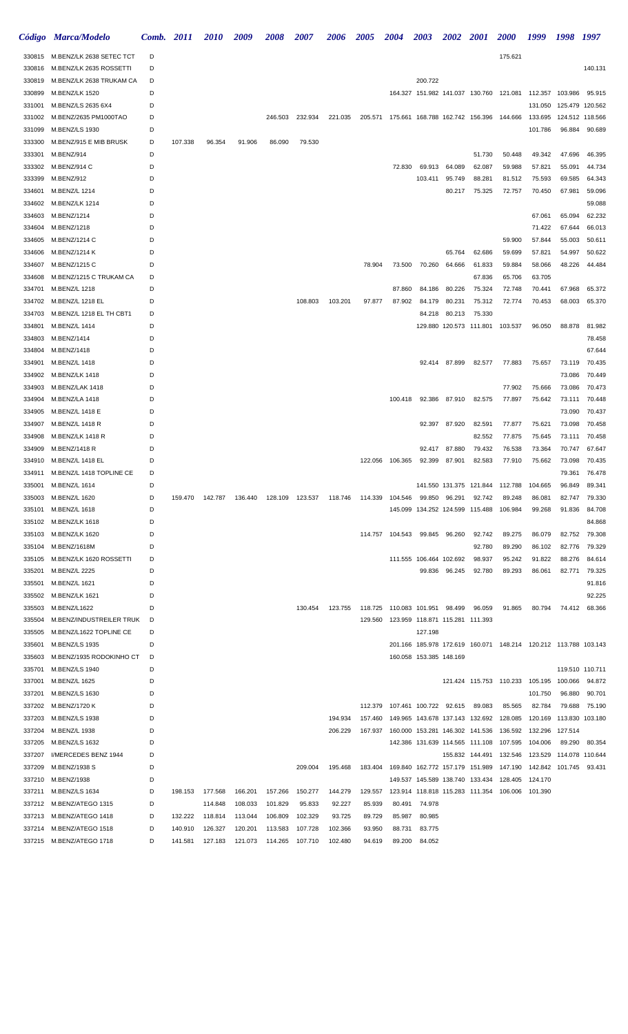| Código | Marca/Modelo | Comb. | 2011 | 2010 | 2009 | 2008 | 2007 | 2006 | 2005 | 2004 | 2003 | 2002 | 2001 | 2000 | 1999 | 1998 | 1997 |
|---|---|---|---|---|---|---|---|---|---|---|---|---|---|---|---|---|---|
| 330815 | M.BENZ/LK 2638 SETEC TCT | D | | | | | | | | | | | | 175.621 | | | |
| 330816 | M.BENZ/LK 2635 ROSSETTI | D | | | | | | | | | | | | | | | 140.131 |
| 330819 | M.BENZ/LK 2638 TRUKAM CA | D | | | | | | | | | 200.722 | | | | | | |
| 330899 | M.BENZ/LK 1520 | D | | | | | | | | 164.327 | 151.982 | 141.037 | 130.760 | 121.081 | 112.357 | 103.986 | 95.915 |
| 331001 | M.BENZ/LS 2635 6X4 | D | | | | | | | | | | | | | 131.050 | 125.479 | 120.562 |
| 331002 | M.BENZ/2635 PM1000TAO | D | | | | 246.503 | 232.934 | 221.035 | 205.571 | 175.661 | 168.788 | 162.742 | 156.396 | 144.666 | 133.695 | 124.512 | 118.566 |
| 331099 | M.BENZ/LS 1930 | D | | | | | | | | | | | | | 101.786 | 96.884 | 90.689 |
| 333300 | M.BENZ/915 E MIB BRUSK | D | 107.338 | 96.354 | 91.906 | 86.090 | 79.530 | | | | | | | | | | |
| 333301 | M.BENZ/914 | D | | | | | | | | | | | 51.730 | 50.448 | 49.342 | 47.696 | 46.395 |
| 333302 | M.BENZ/914 C | D | | | | | | | | 72.830 | 69.913 | 64.089 | 62.087 | 59.988 | 57.821 | 55.091 | 44.734 |
| 333399 | M.BENZ/912 | D | | | | | | | | | 103.411 | 95.749 | 88.281 | 81.512 | 75.593 | 69.585 | 64.343 |
| 334601 | M.BENZ/L 1214 | D | | | | | | | | | | 80.217 | 75.325 | 72.757 | 70.450 | 67.981 | 59.096 |
| 334602 | M.BENZ/LK 1214 | D | | | | | | | | | | | | | | | 59.088 |
| 334603 | M.BENZ/1214 | D | | | | | | | | | | | | | 67.061 | 65.094 | 62.232 |
| 334604 | M.BENZ/1218 | D | | | | | | | | | | | | | 71.422 | 67.644 | 66.013 |
| 334605 | M.BENZ/1214 C | D | | | | | | | | | | | | 59.900 | 57.844 | 55.003 | 50.611 |
| 334606 | M.BENZ/1214 K | D | | | | | | | | | | 65.764 | 62.686 | 59.699 | 57.821 | 54.997 | 50.622 |
| 334607 | M.BENZ/1215 C | D | | | | | | | 78.904 | 73.500 | 70.260 | 64.666 | 61.833 | 59.884 | 58.066 | 48.226 | 44.484 |
| 334608 | M.BENZ/1215 C TRUKAM CA | D | | | | | | | | | | | 67.836 | 65.706 | 63.705 | | |
| 334701 | M.BENZ/L 1218 | D | | | | | | | | 87.860 | 84.186 | 80.226 | 75.324 | 72.748 | 70.441 | 67.968 | 65.372 |
| 334702 | M.BENZ/L 1218 EL | D | | | | | 108.803 | 103.201 | 97.877 | 87.902 | 84.179 | 80.231 | 75.312 | 72.774 | 70.453 | 68.003 | 65.370 |
| 334703 | M.BENZ/L 1218 EL TH CBT1 | D | | | | | | | | | 84.218 | 80.213 | 75.330 | | | | |
| 334801 | M.BENZ/L 1414 | D | | | | | | | | | 129.880 | 120.573 | 111.801 | 103.537 | 96.050 | 88.878 | 81.982 |
| 334803 | M.BENZ/1414 | D | | | | | | | | | | | | | | | 78.458 |
| 334804 | M.BENZ/1418 | D | | | | | | | | | | | | | | | 67.644 |
| 334901 | M.BENZ/L 1418 | D | | | | | | | | | 92.414 | 87.899 | 82.577 | 77.883 | 75.657 | 73.119 | 70.435 |
| 334902 | M.BENZ/LK 1418 | D | | | | | | | | | | | | | | 73.086 | 70.449 |
| 334903 | M.BENZ/LAK 1418 | D | | | | | | | | | | | | 77.902 | 75.666 | 73.086 | 70.473 |
| 334904 | M.BENZ/LA 1418 | D | | | | | | | | 100.418 | 92.386 | 87.910 | 82.575 | 77.897 | 75.642 | 73.111 | 70.448 |
| 334905 | M.BENZ/L 1418 E | D | | | | | | | | | | | | | | 73.090 | 70.437 |
| 334907 | M.BENZ/L 1418 R | D | | | | | | | | | 92.397 | 87.920 | 82.591 | 77.877 | 75.621 | 73.098 | 70.458 |
| 334908 | M.BENZ/LK 1418 R | D | | | | | | | | | | | 82.552 | 77.875 | 75.645 | 73.111 | 70.458 |
| 334909 | M.BENZ/1418 R | D | | | | | | | | | 92.417 | 87.880 | 79.432 | 76.538 | 73.364 | 70.747 | 67.647 |
| 334910 | M.BENZ/L 1418 EL | D | | | | | | | 122.056 | 106.365 | 92.399 | 87.901 | 82.583 | 77.910 | 75.662 | 73.098 | 70.435 |
| 334911 | M.BENZ/L 1418 TOPLINE CE | D | | | | | | | | | | | | | | 79.361 | 76.478 |
| 335001 | M.BENZ/L 1614 | D | | | | | | | | | 141.550 | 131.375 | 121.844 | 112.788 | 104.665 | 96.849 | 89.341 |
| 335003 | M.BENZ/L 1620 | D | 159.470 | 142.787 | 136.440 | 128.109 | 123.537 | 118.746 | 114.339 | 104.546 | 99.850 | 96.291 | 92.742 | 89.248 | 86.081 | 82.747 | 79.330 |
| 335101 | M.BENZ/L 1618 | D | | | | | | | | 145.099 | 134.252 | 124.599 | 115.488 | 106.984 | 99.268 | 91.836 | 84.708 |
| 335102 | M.BENZ/LK 1618 | D | | | | | | | | | | | | | | | 84.868 |
| 335103 | M.BENZ/LK 1620 | D | | | | | | | 114.757 | 104.543 | 99.845 | 96.260 | 92.742 | 89.275 | 86.079 | 82.752 | 79.308 |
| 335104 | M.BENZ/1618M | D | | | | | | | | | | | 92.780 | 89.290 | 86.102 | 82.776 | 79.329 |
| 335105 | M.BENZ/LK 1620 ROSSETTI | D | | | | | | | | 111.555 | 106.464 | 102.692 | 98.937 | 95.242 | 91.822 | 88.276 | 84.614 |
| 335201 | M.BENZ/L 2225 | D | | | | | | | | | 99.836 | 96.245 | 92.780 | 89.293 | 86.061 | 82.771 | 79.325 |
| 335501 | M.BENZ/L 1621 | D | | | | | | | | | | | | | | | 91.816 |
| 335502 | M.BENZ/LK 1621 | D | | | | | | | | | | | | | | | 92.225 |
| 335503 | M.BENZ/L1622 | D | | | | | 130.454 | 123.755 | 118.725 | 110.083 | 101.951 | 98.499 | 96.059 | 91.865 | 80.794 | 74.412 | 68.366 |
| 335504 | M.BENZ/INDUSTREILER TRUK | D | | | | | | | 129.560 | 123.959 | 118.871 | 115.281 | 111.393 | | | | |
| 335505 | M.BENZ/L1622 TOPLINE CE | D | | | | | | | | | 127.198 | | | | | | |
| 335601 | M.BENZ/LS 1935 | D | | | | | | | | 201.166 | 185.978 | 172.619 | 160.071 | 148.214 | 120.212 | 113.788 | 103.143 |
| 335603 | M.BENZ/1935 RODOKINHO CT | D | | | | | | | | 160.058 | 153.385 | 148.169 | | | | | |
| 335701 | M.BENZ/LS 1940 | D | | | | | | | | | | | | | | 119.510 | 110.711 |
| 337001 | M.BENZ/L 1625 | D | | | | | | | | | | 121.424 | 115.753 | 110.233 | 105.195 | 100.066 | 94.872 |
| 337201 | M.BENZ/LS 1630 | D | | | | | | | | | | | | | 101.750 | 96.880 | 90.701 |
| 337202 | M.BENZ/1720 K | D | | | | | | | 112.379 | 107.461 | 100.722 | 92.615 | 89.083 | 85.565 | 82.784 | 79.688 | 75.190 |
| 337203 | M.BENZ/LS 1938 | D | | | | | | 194.934 | 157.460 | 149.965 | 143.678 | 137.143 | 132.692 | 128.085 | 120.169 | 113.830 | 103.180 |
| 337204 | M.BENZ/L 1938 | D | | | | | | 206.229 | 167.937 | 160.000 | 153.281 | 146.302 | 141.536 | 136.592 | 132.296 | 127.514 | |
| 337205 | M.BENZ/LS 1632 | D | | | | | | | | 142.386 | 131.639 | 114.565 | 111.108 | 107.595 | 104.006 | 89.290 | 80.354 |
| 337207 | I/MERCEDES BENZ 1944 | D | | | | | | | | | | 155.832 | 144.491 | 132.546 | 123.529 | 114.078 | 110.644 |
| 337209 | M.BENZ/1938 S | D | | | | | 209.004 | 195.468 | 183.404 | 169.840 | 162.772 | 157.179 | 151.989 | 147.190 | 142.842 | 101.745 | 93.431 |
| 337210 | M.BENZ/1938 | D | | | | | | | | 149.537 | 145.589 | 138.740 | 133.434 | 128.405 | 124.170 | | |
| 337211 | M.BENZ/LS 1634 | D | 198.153 | 177.568 | 166.201 | 157.266 | 150.277 | 144.279 | 129.557 | 123.914 | 118.818 | 115.283 | 111.354 | 106.006 | 101.390 | | |
| 337212 | M.BENZ/ATEGO 1315 | D | | 114.848 | 108.033 | 101.829 | 95.833 | 92.227 | 85.939 | 80.491 | 74.978 | | | | | | |
| 337213 | M.BENZ/ATEGO 1418 | D | 132.222 | 118.814 | 113.044 | 106.809 | 102.329 | 93.725 | 89.729 | 85.987 | 80.985 | | | | | | |
| 337214 | M.BENZ/ATEGO 1518 | D | 140.910 | 126.327 | 120.201 | 113.583 | 107.728 | 102.366 | 93.950 | 88.731 | 83.775 | | | | | | |
| 337215 | M.BENZ/ATEGO 1718 | D | 141.581 | 127.183 | 121.073 | 114.265 | 107.710 | 102.480 | 94.619 | 89.200 | 84.052 | | | | | | |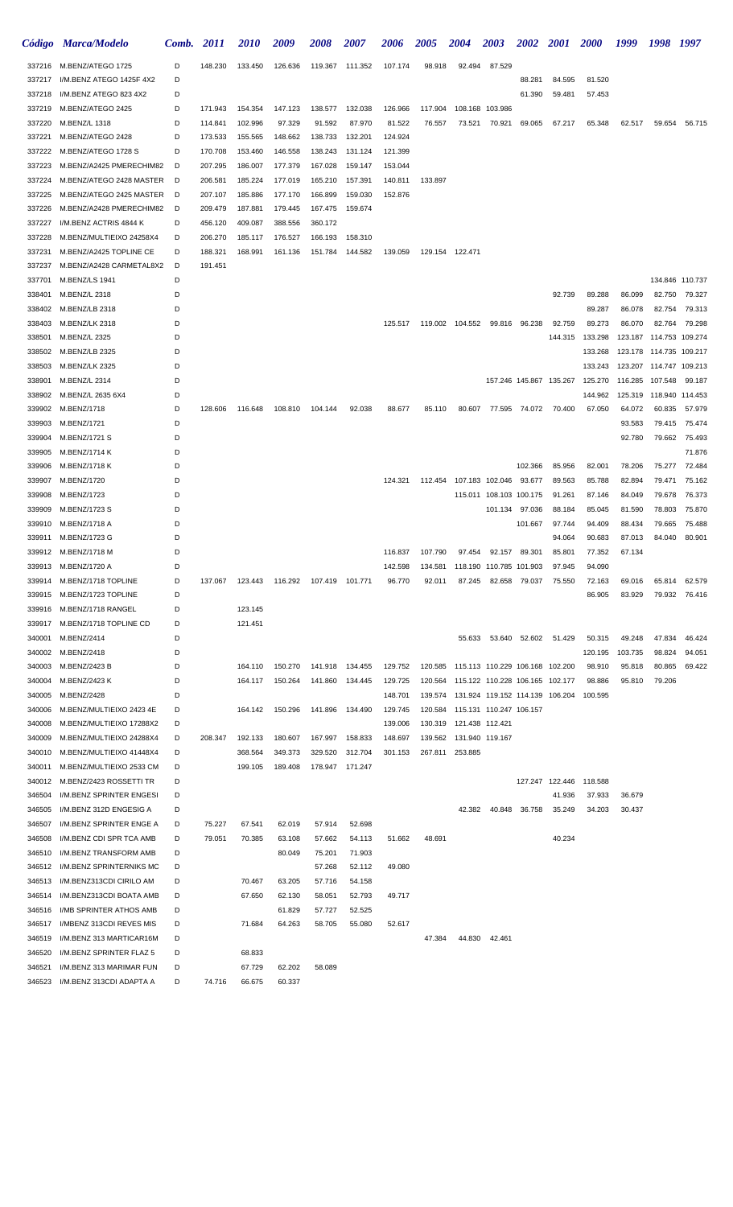| Código | Marca/Modelo | Comb. | 2011 | 2010 | 2009 | 2008 | 2007 | 2006 | 2005 | 2004 | 2003 | 2002 | 2001 | 2000 | 1999 | 1998 | 1997 |
|---|---|---|---|---|---|---|---|---|---|---|---|---|---|---|---|---|---|
| 337216 | M.BENZ/ATEGO 1725 | D | 148.230 | 133.450 | 126.636 | 119.367 | 111.352 | 107.174 | 98.918 | 92.494 | 87.529 | | | | | | |
| 337217 | I/M.BENZ ATEGO 1425F 4X2 | D | | | | | | | | | | 88.281 | 84.595 | 81.520 | | | |
| 337218 | I/M.BENZ ATEGO 823 4X2 | D | | | | | | | | | | 61.390 | 59.481 | 57.453 | | | |
| 337219 | M.BENZ/ATEGO 2425 | D | 171.943 | 154.354 | 147.123 | 138.577 | 132.038 | 126.966 | 117.904 | 108.168 | 103.986 | | | | | | |
| 337220 | M.BENZ/L 1318 | D | 114.841 | 102.996 | 97.329 | 91.592 | 87.970 | 81.522 | 76.557 | 73.521 | 70.921 | 69.065 | 67.217 | 65.348 | 62.517 | 59.654 | 56.715 |
| 337221 | M.BENZ/ATEGO 2428 | D | 173.533 | 155.565 | 148.662 | 138.733 | 132.201 | 124.924 | | | | | | | | | |
| 337222 | M.BENZ/ATEGO 1728 S | D | 170.708 | 153.460 | 146.558 | 138.243 | 131.124 | 121.399 | | | | | | | | | |
| 337223 | M.BENZ/A2425 PMERECHIM82 | D | 207.295 | 186.007 | 177.379 | 167.028 | 159.147 | 153.044 | | | | | | | | | |
| 337224 | M.BENZ/ATEGO 2428 MASTER | D | 206.581 | 185.224 | 177.019 | 165.210 | 157.391 | 140.811 | 133.897 | | | | | | | | |
| 337225 | M.BENZ/ATEGO 2425 MASTER | D | 207.107 | 185.886 | 177.170 | 166.899 | 159.030 | 152.876 | | | | | | | | | |
| 337226 | M.BENZ/A2428 PMERECHIM82 | D | 209.479 | 187.881 | 179.445 | 167.475 | 159.674 | | | | | | | | | | |
| 337227 | I/M.BENZ ACTRIS 4844 K | D | 456.120 | 409.087 | 388.556 | 360.172 | | | | | | | | | | | |
| 337228 | M.BENZ/MULTIEIXO 24258X4 | D | 206.270 | 185.117 | 176.527 | 166.193 | 158.310 | | | | | | | | | | |
| 337231 | M.BENZ/A2425 TOPLINE CE | D | 188.321 | 168.991 | 161.136 | 151.784 | 144.582 | 139.059 | 129.154 | 122.471 | | | | | | | |
| 337237 | M.BENZ/A2428 CARMETAL8X2 | D | 191.451 | | | | | | | | | | | | | | |
| 337701 | M.BENZ/LS 1941 | D | | | | | | | | | | | | | | 134.846 | 110.737 |
| 338401 | M.BENZ/L 2318 | D | | | | | | | | | | | 92.739 | 89.288 | 86.099 | 82.750 | 79.327 |
| 338402 | M.BENZ/LB 2318 | D | | | | | | | | | | | | 89.287 | 86.078 | 82.754 | 79.313 |
| 338403 | M.BENZ/LK 2318 | D | | | | | | 125.517 | 119.002 | 104.552 | 99.816 | 96.238 | 92.759 | 89.273 | 86.070 | 82.764 | 79.298 |
| 338501 | M.BENZ/L 2325 | D | | | | | | | | | | | 144.315 | 133.298 | 123.187 | 114.753 | 109.274 |
| 338502 | M.BENZ/LB 2325 | D | | | | | | | | | | | | 133.268 | 123.178 | 114.735 | 109.217 |
| 338503 | M.BENZ/LK 2325 | D | | | | | | | | | | | | 133.243 | 123.207 | 114.747 | 109.213 |
| 338901 | M.BENZ/L 2314 | D | | | | | | | | | 157.246 | 145.867 | 135.267 | 125.270 | 116.285 | 107.548 | 99.187 |
| 338902 | M.BENZ/L 2635 6X4 | D | | | | | | | | | | | | 144.962 | 125.319 | 118.940 | 114.453 |
| 339902 | M.BENZ/1718 | D | 128.606 | 116.648 | 108.810 | 104.144 | 92.038 | 88.677 | 85.110 | 80.607 | 77.595 | 74.072 | 70.400 | 67.050 | 64.072 | 60.835 | 57.979 |
| 339903 | M.BENZ/1721 | D | | | | | | | | | | | | | 93.583 | 79.415 | 75.474 |
| 339904 | M.BENZ/1721 S | D | | | | | | | | | | | | | 92.780 | 79.662 | 75.493 |
| 339905 | M.BENZ/1714 K | D | | | | | | | | | | | | | | | 71.876 |
| 339906 | M.BENZ/1718 K | D | | | | | | | | | | 102.366 | 85.956 | 82.001 | 78.206 | 75.277 | 72.484 |
| 339907 | M.BENZ/1720 | D | | | | | | 124.321 | 112.454 | 107.183 | 102.046 | 93.677 | 89.563 | 85.788 | 82.894 | 79.471 | 75.162 |
| 339908 | M.BENZ/1723 | D | | | | | | | | 115.011 | 108.103 | 100.175 | 91.261 | 87.146 | 84.049 | 79.678 | 76.373 |
| 339909 | M.BENZ/1723 S | D | | | | | | | | | 101.134 | 97.036 | 88.184 | 85.045 | 81.590 | 78.803 | 75.870 |
| 339910 | M.BENZ/1718 A | D | | | | | | | | | | 101.667 | 97.744 | 94.409 | 88.434 | 79.665 | 75.488 |
| 339911 | M.BENZ/1723 G | D | | | | | | | | | | | 94.064 | 90.683 | 87.013 | 84.040 | 80.901 |
| 339912 | M.BENZ/1718 M | D | | | | | | 116.837 | 107.790 | 97.454 | 92.157 | 89.301 | 85.801 | 77.352 | 67.134 | | |
| 339913 | M.BENZ/1720 A | D | | | | | | 142.598 | 134.581 | 118.190 | 110.785 | 101.903 | 97.945 | 94.090 | | | |
| 339914 | M.BENZ/1718 TOPLINE | D | 137.067 | 123.443 | 116.292 | 107.419 | 101.771 | 96.770 | 92.011 | 87.245 | 82.658 | 79.037 | 75.550 | 72.163 | 69.016 | 65.814 | 62.579 |
| 339915 | M.BENZ/1723 TOPLINE | D | | | | | | | | | | | | 86.905 | 83.929 | 79.932 | 76.416 |
| 339916 | M.BENZ/1718 RANGEL | D | | 123.145 | | | | | | | | | | | | | |
| 339917 | M.BENZ/1718 TOPLINE CD | D | | 121.451 | | | | | | | | | | | | | |
| 340001 | M.BENZ/2414 | D | | | | | | | | 55.633 | 53.640 | 52.602 | 51.429 | 50.315 | 49.248 | 47.834 | 46.424 |
| 340002 | M.BENZ/2418 | D | | | | | | | | | | | | 120.195 | 103.735 | 98.824 | 94.051 |
| 340003 | M.BENZ/2423 B | D | | 164.110 | 150.270 | 141.918 | 134.455 | 129.752 | 120.585 | 115.113 | 110.229 | 106.168 | 102.200 | 98.910 | 95.818 | 80.865 | 69.422 |
| 340004 | M.BENZ/2423 K | D | | 164.117 | 150.264 | 141.860 | 134.445 | 129.725 | 120.564 | 115.122 | 110.228 | 106.165 | 102.177 | 98.886 | 95.810 | 79.206 | |
| 340005 | M.BENZ/2428 | D | | | | | | 148.701 | 139.574 | 131.924 | 119.152 | 114.139 | 106.204 | 100.595 | | | |
| 340006 | M.BENZ/MULTIEIXO 2423 4E | D | | 164.142 | 150.296 | 141.896 | 134.490 | 129.745 | 120.584 | 115.131 | 110.247 | 106.157 | | | | | |
| 340008 | M.BENZ/MULTIEIXO 17288X2 | D | | | | | | 139.006 | 130.319 | 121.438 | 112.421 | | | | | | |
| 340009 | M.BENZ/MULTIEIXO 24288X4 | D | 208.347 | 192.133 | 180.607 | 167.997 | 158.833 | 148.697 | 139.562 | 131.940 | 119.167 | | | | | | |
| 340010 | M.BENZ/MULTIEIXO 41448X4 | D | | 368.564 | 349.373 | 329.520 | 312.704 | 301.153 | 267.811 | 253.885 | | | | | | | |
| 340011 | M.BENZ/MULTIEIXO 2533 CM | D | | 199.105 | 189.408 | 178.947 | 171.247 | | | | | | | | | | |
| 340012 | M.BENZ/2423 ROSSETTI TR | D | | | | | | | | | | 127.247 | 122.446 | 118.588 | | | |
| 346504 | I/M.BENZ SPRINTER ENGESI | D | | | | | | | | | | | 41.936 | 37.933 | 36.679 | | |
| 346505 | I/M.BENZ 312D ENGESIG A | D | | | | | | | | 42.382 | 40.848 | 36.758 | 35.249 | 34.203 | 30.437 | | |
| 346507 | I/M.BENZ SPRINTER ENGE A | D | 75.227 | 67.541 | 62.019 | 57.914 | 52.698 | | | | | | | | | | |
| 346508 | I/M.BENZ CDI SPR TCA AMB | D | 79.051 | 70.385 | 63.108 | 57.662 | 54.113 | 51.662 | 48.691 | | | | 40.234 | | | | |
| 346510 | I/M.BENZ TRANSFORM AMB | D | | | 80.049 | 75.201 | 71.903 | | | | | | | | | | |
| 346512 | I/M.BENZ SPRINTERNIKS MC | D | | | | 57.268 | 52.112 | 49.080 | | | | | | | | | |
| 346513 | I/M.BENZ313CDI CIRILO AM | D | | 70.467 | 63.205 | 57.716 | 54.158 | | | | | | | | | | |
| 346514 | I/M.BENZ313CDI BOATA AMB | D | | 67.650 | 62.130 | 58.051 | 52.793 | 49.717 | | | | | | | | | |
| 346516 | I/MB SPRINTER ATHOS AMB | D | | | 61.829 | 57.727 | 52.525 | | | | | | | | | | |
| 346517 | I/MBENZ 313CDI REVES MIS | D | | 71.684 | 64.263 | 58.705 | 55.080 | 52.617 | | | | | | | | | |
| 346519 | I/M.BENZ 313 MARTICAR16M | D | | | | | | | 47.384 | 44.830 | 42.461 | | | | | | |
| 346520 | I/M.BENZ SPRINTER FLAZ 5 | D | | 68.833 | | | | | | | | | | | | | |
| 346521 | I/M.BENZ 313 MARIMAR FUN | D | | 67.729 | 62.202 | 58.089 | | | | | | | | | | | |
| 346523 | I/M.BENZ 313CDI ADAPTA A | D | 74.716 | 66.675 | 60.337 | | | | | | | | | | | | |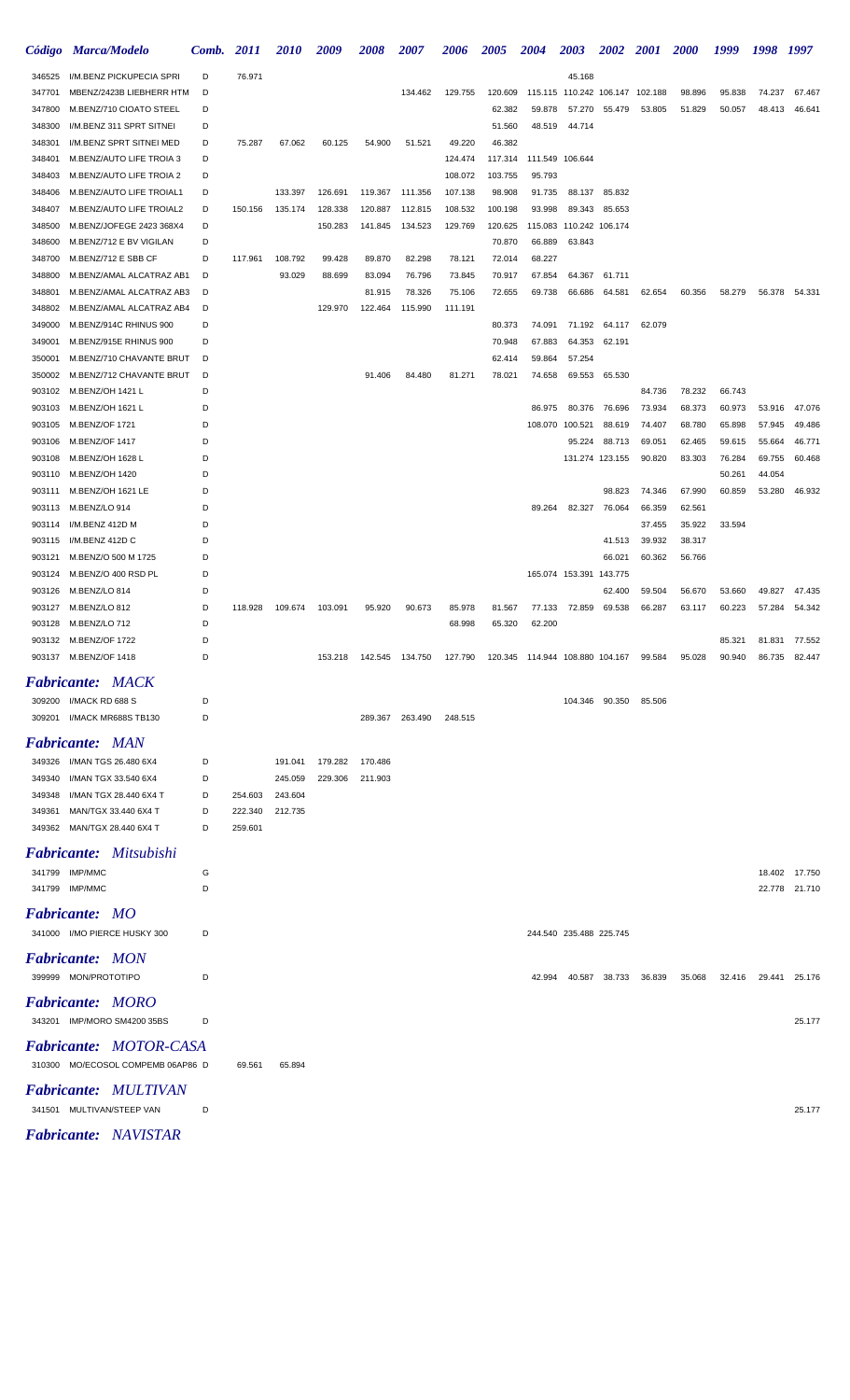| Código | Marca/Modelo | Comb. | 2011 | 2010 | 2009 | 2008 | 2007 | 2006 | 2005 | 2004 | 2003 | 2002 | 2001 | 2000 | 1999 | 1998 | 1997 |
|---|---|---|---|---|---|---|---|---|---|---|---|---|---|---|---|---|---|
| 346525 | I/M.BENZ PICKUPECIA SPRI | D | 76.971 | | | | | | | | 45.168 | | | | | | |
| 347701 | MBENZ/2423B LIEBHERR HTM | D | | | | | 134.462 | 129.755 | 120.609 | 115.115 | 110.242 | 106.147 | 102.188 | 98.896 | 95.838 | 74.237 | 67.467 |
| 347800 | M.BENZ/710 CIOATO STEEL | D | | | | | | | 62.382 | 59.878 | 57.270 | 55.479 | 53.805 | 51.829 | 50.057 | 48.413 | 46.641 |
| 348300 | I/M.BENZ 311 SPRT SITNEI | D | | | | | | | 51.560 | 48.519 | 44.714 | | | | | | |
| 348301 | I/M.BENZ SPRT SITNEI MED | D | 75.287 | 67.062 | 60.125 | 54.900 | 51.521 | 49.220 | 46.382 | | | | | | | | |
| 348401 | M.BENZ/AUTO LIFE TROIA 3 | D | | | | | | 124.474 | 117.314 | 111.549 | 106.644 | | | | | | |
| 348403 | M.BENZ/AUTO LIFE TROIA 2 | D | | | | | | 108.072 | 103.755 | 95.793 | | | | | | | |
| 348406 | M.BENZ/AUTO LIFE TROIAL1 | D | | 133.397 | 126.691 | 119.367 | 111.356 | 107.138 | 98.908 | 91.735 | 88.137 | 85.832 | | | | | |
| 348407 | M.BENZ/AUTO LIFE TROIAL2 | D | 150.156 | 135.174 | 128.338 | 120.887 | 112.815 | 108.532 | 100.198 | 93.998 | 89.343 | 85.653 | | | | | |
| 348500 | M.BENZ/JOFEGE 2423 368X4 | D | | | 150.283 | 141.845 | 134.523 | 129.769 | 120.625 | 115.083 | 110.242 | 106.174 | | | | | |
| 348600 | M.BENZ/712 E BV VIGILAN | D | | | | | | | 70.870 | 66.889 | 63.843 | | | | | | |
| 348700 | M.BENZ/712 E SBB CF | D | 117.961 | 108.792 | 99.428 | 89.870 | 82.298 | 78.121 | 72.014 | 68.227 | | | | | | | |
| 348800 | M.BENZ/AMAL ALCATRAZ AB1 | D | | 93.029 | 88.699 | 83.094 | 76.796 | 73.845 | 70.917 | 67.854 | 64.367 | 61.711 | | | | | |
| 348801 | M.BENZ/AMAL ALCATRAZ AB3 | D | | | | 81.915 | 78.326 | 75.106 | 72.655 | 69.738 | 66.686 | 64.581 | 62.654 | 60.356 | 58.279 | 56.378 | 54.331 |
| 348802 | M.BENZ/AMAL ALCATRAZ AB4 | D | | | 129.970 | 122.464 | 115.990 | 111.191 | | | | | | | | | |
| 349000 | M.BENZ/914C RHINUS 900 | D | | | | | | | 80.373 | 74.091 | 71.192 | 64.117 | 62.079 | | | | |
| 349001 | M.BENZ/915E RHINUS 900 | D | | | | | | | 70.948 | 67.883 | 64.353 | 62.191 | | | | | |
| 350001 | M.BENZ/710 CHAVANTE BRUT | D | | | | | | | 62.414 | 59.864 | 57.254 | | | | | | |
| 350002 | M.BENZ/712 CHAVANTE BRUT | D | | | | 91.406 | 84.480 | 81.271 | 78.021 | 74.658 | 69.553 | 65.530 | | | | | |
| 903102 | M.BENZ/OH 1421 L | D | | | | | | | | | | | 84.736 | 78.232 | 66.743 | | |
| 903103 | M.BENZ/OH 1621 L | D | | | | | | | | 86.975 | 80.376 | 76.696 | 73.934 | 68.373 | 60.973 | 53.916 | 47.076 |
| 903105 | M.BENZ/OF 1721 | D | | | | | | | | 108.070 | 100.521 | 88.619 | 74.407 | 68.780 | 65.898 | 57.945 | 49.486 |
| 903106 | M.BENZ/OF 1417 | D | | | | | | | | | 95.224 | 88.713 | 69.051 | 62.465 | 59.615 | 55.664 | 46.771 |
| 903108 | M.BENZ/OH 1628 L | D | | | | | | | | | 131.274 | 123.155 | 90.820 | 83.303 | 76.284 | 69.755 | 60.468 |
| 903110 | M.BENZ/OH 1420 | D | | | | | | | | | | | | | 50.261 | 44.054 | |
| 903111 | M.BENZ/OH 1621 LE | D | | | | | | | | | | 98.823 | 74.346 | 67.990 | 60.859 | 53.280 | 46.932 |
| 903113 | M.BENZ/LO 914 | D | | | | | | | | 89.264 | 82.327 | 76.064 | 66.359 | 62.561 | | | |
| 903114 | I/M.BENZ 412D M | D | | | | | | | | | | | 37.455 | 35.922 | 33.594 | | |
| 903115 | I/M.BENZ 412D C | D | | | | | | | | | | 41.513 | 39.932 | 38.317 | | | |
| 903121 | M.BENZ/O 500 M 1725 | D | | | | | | | | | | 66.021 | 60.362 | 56.766 | | | |
| 903124 | M.BENZ/O 400 RSD PL | D | | | | | | | | 165.074 | 153.391 | 143.775 | | | | | |
| 903126 | M.BENZ/LO 814 | D | | | | | | | | | | 62.400 | 59.504 | 56.670 | 53.660 | 49.827 | 47.435 |
| 903127 | M.BENZ/LO 812 | D | 118.928 | 109.674 | 103.091 | 95.920 | 90.673 | 85.978 | 81.567 | 77.133 | 72.859 | 69.538 | 66.287 | 63.117 | 60.223 | 57.284 | 54.342 |
| 903128 | M.BENZ/LO 712 | D | | | | | | 68.998 | 65.320 | 62.200 | | | | | | | |
| 903132 | M.BENZ/OF 1722 | D | | | | | | | | | | | | | 85.321 | 81.831 | 77.552 |
| 903137 | M.BENZ/OF 1418 | D | | | 153.218 | 142.545 | 134.750 | 127.790 | 120.345 | 114.944 | 108.880 | 104.167 | 99.584 | 95.028 | 90.940 | 86.735 | 82.447 |

## *Fabricante: MACK*

| Código | Marca/Modelo | Comb. | 2011 | 2010 | 2009 | 2008 | 2007 | 2006 | 2005 | 2004 | 2003 | 2002 | 2001 | 2000 | 1999 | 1998 | 1997 |
|---|---|---|---|---|---|---|---|---|---|---|---|---|---|---|---|---|---|
| 309200 | I/MACK RD 688 S | D | | | | | | | | | 104.346 | 90.350 | 85.506 | | | | |
| 309201 | I/MACK MR688S TB130 | D | | | | 289.367 | 263.490 | 248.515 | | | | | | | | | |

## *Fabricante: MAN*

| Código | Marca/Modelo | Comb. | 2011 | 2010 | 2009 | 2008 | 2007 | 2006 | 2005 | 2004 | 2003 | 2002 | 2001 | 2000 | 1999 | 1998 | 1997 |
|---|---|---|---|---|---|---|---|---|---|---|---|---|---|---|---|---|---|
| 349326 | I/MAN TGS 26.480 6X4 | D | | 191.041 | 179.282 | 170.486 | | | | | | | | | | | |
| 349340 | I/MAN TGX 33.540 6X4 | D | | 245.059 | 229.306 | 211.903 | | | | | | | | | | | |
| 349348 | I/MAN TGX 28.440 6X4 T | D | 254.603 | 243.604 | | | | | | | | | | | | | |
| 349361 | MAN/TGX 33.440 6X4 T | D | 222.340 | 212.735 | | | | | | | | | | | | | |
| 349362 | MAN/TGX 28.440 6X4 T | D | 259.601 | | | | | | | | | | | | | | |

## *Fabricante: Mitsubishi*

| Código | Marca/Modelo | Comb. | 2011 | 2010 | 2009 | 2008 | 2007 | 2006 | 2005 | 2004 | 2003 | 2002 | 2001 | 2000 | 1999 | 1998 | 1997 |
|---|---|---|---|---|---|---|---|---|---|---|---|---|---|---|---|---|---|
| 341799 | IMP/MMC | G | | | | | | | | | | | | | | 18.402 | 17.750 |
| 341799 | IMP/MMC | D | | | | | | | | | | | | | | 22.778 | 21.710 |

## *Fabricante: MO*

| Código | Marca/Modelo | Comb. | 2011 | 2010 | 2009 | 2008 | 2007 | 2006 | 2005 | 2004 | 2003 | 2002 | 2001 | 2000 | 1999 | 1998 | 1997 |
|---|---|---|---|---|---|---|---|---|---|---|---|---|---|---|---|---|---|
| 341000 | I/MO PIERCE HUSKY 300 | D | | | | | | | | 244.540 | 235.488 | 225.745 | | | | | |

## *Fabricante: MON*

| Código | Marca/Modelo | Comb. | 2011 | 2010 | 2009 | 2008 | 2007 | 2006 | 2005 | 2004 | 2003 | 2002 | 2001 | 2000 | 1999 | 1998 | 1997 |
|---|---|---|---|---|---|---|---|---|---|---|---|---|---|---|---|---|---|
| 399999 | MON/PROTOTIPO | D | | | | | | | | 42.994 | 40.587 | 38.733 | 36.839 | 35.068 | 32.416 | 29.441 | 25.176 |

## *Fabricante: MORO*

| Código | Marca/Modelo | Comb. | 2011 | 2010 | 2009 | 2008 | 2007 | 2006 | 2005 | 2004 | 2003 | 2002 | 2001 | 2000 | 1999 | 1998 | 1997 |
|---|---|---|---|---|---|---|---|---|---|---|---|---|---|---|---|---|---|
| 343201 | IMP/MORO SM4200 35BS | D | | | | | | | | | | | | | | | 25.177 |

## *Fabricante: MOTOR-CASA*

| Código | Marca/Modelo | Comb. | 2011 | 2010 | 2009 | 2008 | 2007 | 2006 | 2005 | 2004 | 2003 | 2002 | 2001 | 2000 | 1999 | 1998 | 1997 |
|---|---|---|---|---|---|---|---|---|---|---|---|---|---|---|---|---|---|
| 310300 | MO/ECOSOL COMPEMB 06AP86 | D | 69.561 | 65.894 | | | | | | | | | | | | | |

## *Fabricante: MULTIVAN*

| Código | Marca/Modelo | Comb. | 2011 | 2010 | 2009 | 2008 | 2007 | 2006 | 2005 | 2004 | 2003 | 2002 | 2001 | 2000 | 1999 | 1998 | 1997 |
|---|---|---|---|---|---|---|---|---|---|---|---|---|---|---|---|---|---|
| 341501 | MULTIVAN/STEEP VAN | D | | | | | | | | | | | | | | | 25.177 |

## *Fabricante: NAVISTAR*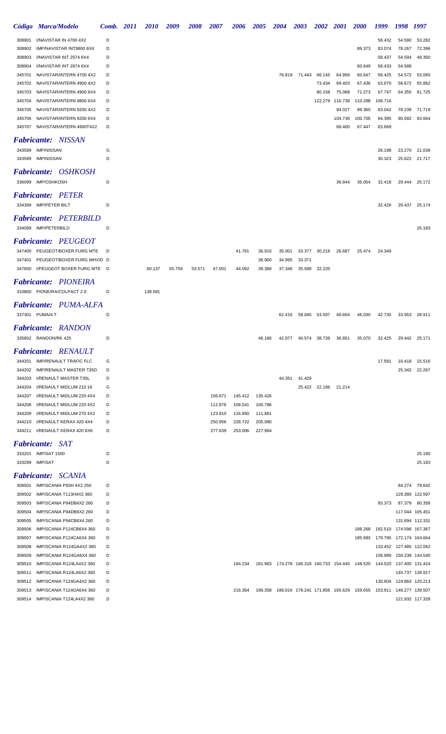| Código | Marca/Modelo | Comb. | 2011 | 2010 | 2009 | 2008 | 2007 | 2006 | 2005 | 2004 | 2003 | 2002 | 2001 | 2000 | 1999 | 1998 | 1997 |
|---|---|---|---|---|---|---|---|---|---|---|---|---|---|---|---|---|---|
| 308901 | I/NAVISTAR IN 4700 4X2 | D | | | | | | | | | | | | | 58.432 | 54.580 | 53.282 |
| 308902 | IMP/NAVISTAR INT9800 6X4 | D | | | | | | | | | | | | 89.373 | 83.074 | 78.267 | 72.396 |
| 308903 | I/NAVISTAR INT 2574 6X4 | D | | | | | | | | | | | | | 58.437 | 54.594 | 48.350 |
| 308904 | I/NAVISTAR INT 2674 6X4 | D | | | | | | | | | | | | 60.649 | 58.433 | 54.588 | |
| 345701 | NAVISTAR/INTERN 4700 4X2 | D | | | | | | | | 76.819 | 71.443 | 66.145 | 64.956 | 60.647 | 58.425 | 54.572 | 53.065 |
| 345702 | NAVISTAR/INTERN 4900 4X2 | D | | | | | | | | | | 73.434 | 69.403 | 67.436 | 63.670 | 58.672 | 55.862 |
| 345703 | NAVISTAR/INTERN 4900 6X4 | D | | | | | | | | | | 80.158 | 75.068 | 71.273 | 67.747 | 64.355 | 61.725 |
| 345704 | NAVISTAR/INTERN 9800 6X4 | D | | | | | | | | | | 122.279 | 116.738 | 110.298 | 106.716 | | |
| 345705 | NAVISTAR/INTERN 9200 4X2 | D | | | | | | | | | | | 94.027 | 89.360 | 83.042 | 78.239 | 71.719 |
| 345706 | NAVISTAR/INTERN 9200 6X4 | D | | | | | | | | | | | 104.736 | 100.705 | 94.395 | 90.582 | 83.664 |
| 345707 | NAVISTAR/INTERN 4900T4X2 | D | | | | | | | | | | | 69.400 | 67.447 | 63.669 | | |

## *Fabricante: NISSAN*

| Código | Marca/Modelo | Comb. | 2011 | 2010 | 2009 | 2008 | 2007 | 2006 | 2005 | 2004 | 2003 | 2002 | 2001 | 2000 | 1999 | 1998 | 1997 |
|---|---|---|---|---|---|---|---|---|---|---|---|---|---|---|---|---|---|
| 343599 | IMP/NISSAN | G | | | | | | | | | | | | | 26.198 | 23.270 | 21.039 |
| 343599 | IMP/NISSAN | D | | | | | | | | | | | | | 30.323 | 25.622 | 21.717 |

## *Fabricante: OSHKOSH*

| Código | Marca/Modelo | Comb. | 2011 | 2010 | 2009 | 2008 | 2007 | 2006 | 2005 | 2004 | 2003 | 2002 | 2001 | 2000 | 1999 | 1998 | 1997 |
|---|---|---|---|---|---|---|---|---|---|---|---|---|---|---|---|---|---|
| 336099 | IMP/OSHKOSH | D | | | | | | | | | | | 36.844 | 35.054 | 32.418 | 29.444 | 25.172 |

## *Fabricante: PETER*

| Código | Marca/Modelo | Comb. | 2011 | 2010 | 2009 | 2008 | 2007 | 2006 | 2005 | 2004 | 2003 | 2002 | 2001 | 2000 | 1999 | 1998 | 1997 |
|---|---|---|---|---|---|---|---|---|---|---|---|---|---|---|---|---|---|
| 334399 | IMP/PETER BILT | D | | | | | | | | | | | | | 32.426 | 29.437 | 25.174 |

## *Fabricante: PETERBILD*

| Código | Marca/Modelo | Comb. | 2011 | 2010 | 2009 | 2008 | 2007 | 2006 | 2005 | 2004 | 2003 | 2002 | 2001 | 2000 | 1999 | 1998 | 1997 |
|---|---|---|---|---|---|---|---|---|---|---|---|---|---|---|---|---|---|
| 334099 | IMP/PETERBILD | D | | | | | | | | | | | | | | | 25.183 |

## *Fabricante: PEUGEOT*

| Código | Marca/Modelo | Comb. | 2011 | 2010 | 2009 | 2008 | 2007 | 2006 | 2005 | 2004 | 2003 | 2002 | 2001 | 2000 | 1999 | 1998 | 1997 |
|---|---|---|---|---|---|---|---|---|---|---|---|---|---|---|---|---|---|
| 347400 | PEUGEOT/BOXER FURG MTE | D | | | | | | 41.791 | 36.910 | 35.001 | 33.377 | 30.216 | 26.687 | 25.474 | 24.349 | | |
| 347401 | PEUGEOT/BOXER FURG MHVID | D | | | | | | | 36.900 | 34.995 | 33.371 | | | | | | |
| 347600 | I/PEUGEOT BOXER FURG MTE | D | | 60.137 | 55.759 | 53.571 | 47.001 | 44.092 | 39.368 | 37.346 | 35.588 | 32.220 | | | | | |

## *Fabricante: PIONEIRA*

| Código | Marca/Modelo | Comb. | 2011 | 2010 | 2009 | 2008 | 2007 | 2006 | 2005 | 2004 | 2003 | 2002 | 2001 | 2000 | 1999 | 1998 | 1997 |
|---|---|---|---|---|---|---|---|---|---|---|---|---|---|---|---|---|---|
| 310800 | PIONEIRA/COLPACT 2.0 | D | | 138.581 | | | | | | | | | | | | | |

## *Fabricante: PUMA-ALFA*

| Código | Marca/Modelo | Comb. | 2011 | 2010 | 2009 | 2008 | 2007 | 2006 | 2005 | 2004 | 2003 | 2002 | 2001 | 2000 | 1999 | 1998 | 1997 |
|---|---|---|---|---|---|---|---|---|---|---|---|---|---|---|---|---|---|
| 337301 | PUMA/4.T | D | | | | | | | | 62.416 | 58.045 | 53.597 | 49.664 | 46.030 | 42.735 | 33.563 | 28.911 |

## *Fabricante: RANDON*

| Código | Marca/Modelo | Comb. | 2011 | 2010 | 2009 | 2008 | 2007 | 2006 | 2005 | 2004 | 2003 | 2002 | 2001 | 2000 | 1999 | 1998 | 1997 |
|---|---|---|---|---|---|---|---|---|---|---|---|---|---|---|---|---|---|
| 335802 | RANDON/RK 425 | D | | | | | | | 46.186 | 42.977 | 40.574 | 38.739 | 36.851 | 35.070 | 32.425 | 29.442 | 25.171 |

## *Fabricante: RENAULT*

| Código | Marca/Modelo | Comb. | 2011 | 2010 | 2009 | 2008 | 2007 | 2006 | 2005 | 2004 | 2003 | 2002 | 2001 | 2000 | 1999 | 1998 | 1997 |
|---|---|---|---|---|---|---|---|---|---|---|---|---|---|---|---|---|---|
| 344201 | IMP/RENAULT TRAFIC FLC | G | | | | | | | | | | | | | 17.591 | 16.418 | 15.516 |
| 344202 | IMP/RENAULT MASTER T35D | D | | | | | | | | | | | | | | 25.342 | 22.267 |
| 344203 | I/RENAULT MASTER T35L | D | | | | | | | | 44.351 | 41.429 | | | | | | |
| 344204 | I/RENAULT MIDLUM 210 16 | G | | | | | | | | | 25.422 | 22.186 | 21.214 | | | | |
| 344207 | I/RENAULT MIDLUM 220 4X4 | D | | | | | 156.871 | 145.412 | 135.426 | | | | | | | | |
| 344208 | I/RENAULT MIDLUM 220 4X2 | D | | | | | 112.876 | 108.541 | 100.786 | | | | | | | | |
| 344209 | I/RENAULT MIDLUM 270 4X2 | D | | | | | 123.910 | 116.850 | 111.861 | | | | | | | | |
| 344210 | I/RENAULT KERAX 420 4X4 | D | | | | | 250.956 | 228.722 | 205.990 | | | | | | | | |
| 344211 | I/RENAULT KERAX 420 6X6 | D | | | | | 277.639 | 253.006 | 227.984 | | | | | | | | |

## *Fabricante: SAT*

| Código | Marca/Modelo | Comb. | 2011 | 2010 | 2009 | 2008 | 2007 | 2006 | 2005 | 2004 | 2003 | 2002 | 2001 | 2000 | 1999 | 1998 | 1997 |
|---|---|---|---|---|---|---|---|---|---|---|---|---|---|---|---|---|---|
| 333201 | IMP/SAT 1500 | D | | | | | | | | | | | | | | | 25.180 |
| 333299 | IMP/SAT | D | | | | | | | | | | | | | | | 25.183 |

## *Fabricante: SCANIA*

| Código | Marca/Modelo | Comb. | 2011 | 2010 | 2009 | 2008 | 2007 | 2006 | 2005 | 2004 | 2003 | 2002 | 2001 | 2000 | 1999 | 1998 | 1997 |
|---|---|---|---|---|---|---|---|---|---|---|---|---|---|---|---|---|---|
| 309501 | IMP/SCANIA P93H 4X2 250 | D | | | | | | | | | | | | | | 84.274 | 79.642 |
| 309502 | IMP/SCANIA T113H4X2 360 | D | | | | | | | | | | | | | | 129.380 | 122.597 |
| 309503 | IMP/SCANIA P94DB4X2 260 | D | | | | | | | | | | | | | 93.373 | 87.379 | 80.358 |
| 309504 | IMP/SCANIA P94DB6X2 260 | D | | | | | | | | | | | | | | 117.044 | 105.451 |
| 309505 | IMP/SCANIA P94CB6X4 260 | D | | | | | | | | | | | | | | 131.694 | 112.331 |
| 309506 | IMP/SCANIA P124CB6X4 360 | D | | | | | | | | | | | | 188.268 | 182.510 | 174.596 | 167.367 |
| 309507 | IMP/SCANIA P124CA6X4 360 | D | | | | | | | | | | | | 185.993 | 179.795 | 172.174 | 164.664 |
| 309508 | IMP/SCANIA R124GA4X2 360 | D | | | | | | | | | | | | | 133.452 | 127.485 | 122.062 |
| 309509 | IMP/SCANIA R124GA6X4 360 | D | | | | | | | | | | | | | 156.989 | 150.238 | 144.540 |
| 309510 | IMP/SCANIA R124LA4X2 360 | D | | | | | | 194.234 | 181.963 | 174.278 | 166.318 | 160.733 | 154.445 | 148.520 | 144.520 | 137.400 | 131.424 |
| 309511 | IMP/SCANIA R124LA6X2 360 | D | | | | | | | | | | | | | | 145.737 | 139.917 |
| 309512 | IMP/SCANIA T124GA4X2 360 | D | | | | | | | | | | | | | 130.604 | 124.864 | 120.213 |
| 309513 | IMP/SCANIA T124GA6X4 360 | D | | | | | | 216.364 | 196.358 | 186.016 | 178.241 | 171.856 | 165.629 | 159.655 | 153.911 | 146.277 | 139.507 |
| 309514 | IMP/SCANIA T124LA4X2 360 | D | | | | | | | | | | | | | | 121.932 | 117.328 |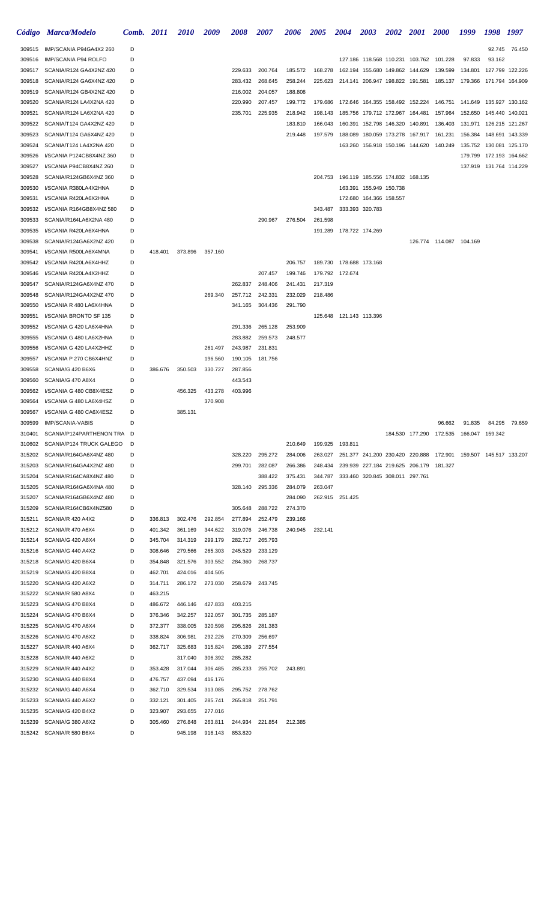| Código | Marca/Modelo | Comb. | 2011 | 2010 | 2009 | 2008 | 2007 | 2006 | 2005 | 2004 | 2003 | 2002 | 2001 | 2000 | 1999 | 1998 | 1997 |
|---|---|---|---|---|---|---|---|---|---|---|---|---|---|---|---|---|---|
| 309515 | IMP/SCANIA P94GA4X2 260 | D | | | | | | | | | | | | | | 92.745 | 76.450 |
| 309516 | IMP/SCANIA P94 ROLFO | D | | | | | | | | 127.186 | 118.568 | 110.231 | 103.762 | 101.228 | 97.833 | 93.162 | |
| 309517 | SCANIA/R124 GA4X2NZ 420 | D | | | | 229.633 | 200.764 | 185.572 | 168.278 | 162.194 | 155.680 | 149.862 | 144.629 | 139.599 | 134.801 | 127.799 | 122.226 |
| 309518 | SCANIA/R124 GA6X4NZ 420 | D | | | | 283.432 | 268.645 | 258.244 | 225.623 | 214.141 | 206.947 | 198.822 | 191.581 | 185.137 | 179.366 | 171.794 | 164.909 |
| 309519 | SCANIA/R124 GB4X2NZ 420 | D | | | | 216.002 | 204.057 | 188.808 | | | | | | | | | |
| 309520 | SCANIA/R124 LA4X2NA 420 | D | | | | 220.990 | 207.457 | 199.772 | 179.686 | 172.646 | 164.355 | 158.492 | 152.224 | 146.751 | 141.649 | 135.927 | 130.162 |
| 309521 | SCANIA/R124 LA6X2NA 420 | D | | | | 235.701 | 225.935 | 218.942 | 198.143 | 185.756 | 179.712 | 172.967 | 164.481 | 157.964 | 152.650 | 145.440 | 140.021 |
| 309522 | SCANIA/T124 GA4X2NZ 420 | D | | | | | | 183.810 | 166.043 | 160.391 | 152.798 | 146.320 | 140.891 | 136.403 | 131.971 | 126.215 | 121.267 |
| 309523 | SCANIA/T124 GA6X4NZ 420 | D | | | | | | 219.448 | 197.579 | 188.089 | 180.059 | 173.278 | 167.917 | 161.231 | 156.384 | 148.691 | 143.339 |
| 309524 | SCANIA/T124 LA4X2NA 420 | D | | | | | | | | 163.260 | 156.918 | 150.196 | 144.620 | 140.249 | 135.752 | 130.081 | 125.170 |
| 309526 | I/SCANIA P124CB8X4NZ 360 | D | | | | | | | | | | | | | 179.799 | 172.193 | 164.662 |
| 309527 | I/SCANIA P94CB8X4NZ 260 | D | | | | | | | | | | | | | 137.919 | 131.764 | 114.229 |
| 309528 | SCANIA/R124GB6X4NZ 360 | D | | | | | | | 204.753 | 196.119 | 185.556 | 174.832 | 168.135 | | | | |
| 309530 | I/SCANIA R380LA4X2HNA | D | | | | | | | | 163.391 | 155.949 | 150.738 | | | | | |
| 309531 | I/SCANIA R420LA6X2HNA | D | | | | | | | | 172.680 | 164.366 | 158.557 | | | | | |
| 309532 | I/SCANIA R164GB8X4NZ 580 | D | | | | | | | 343.487 | 333.393 | 320.783 | | | | | | |
| 309533 | SCANIA/R164LA6X2NA 480 | D | | | | | 290.967 | 276.504 | 261.598 | | | | | | | | |
| 309535 | I/SCANIA R420LA6X4HNA | D | | | | | | | 191.289 | 178.722 | 174.269 | | | | | | |
| 309538 | SCANIA/R124GA6X2NZ 420 | D | | | | | | | | | | | 126.774 | 114.087 | 104.169 | | |
| 309541 | I/SCANIA R500LA6X4MNA | D | 418.401 | 373.896 | 357.160 | | | | | | | | | | | | |
| 309542 | I/SCANIA R420LA6X4HHZ | D | | | | | | 206.757 | 189.730 | 178.688 | 173.168 | | | | | | |
| 309546 | I/SCANIA R420LA4X2HHZ | D | | | | | 207.457 | 199.746 | 179.792 | 172.674 | | | | | | | |
| 309547 | SCANIA/R124GA6X4NZ 470 | D | | | | 262.837 | 248.406 | 241.431 | 217.319 | | | | | | | | |
| 309548 | SCANIA/R124GA4X2NZ 470 | D | | | 269.340 | 257.712 | 242.331 | 232.029 | 218.486 | | | | | | | | |
| 309550 | I/SCANIA R 480 LA6X4HNA | D | | | | 341.165 | 304.436 | 291.790 | | | | | | | | | |
| 309551 | I/SCANIA BRONTO SF 135 | D | | | | | | | 125.648 | 121.143 | 113.396 | | | | | | |
| 309552 | I/SCANIA G 420 LA6X4HNA | D | | | | 291.336 | 265.128 | 253.909 | | | | | | | | | |
| 309555 | I/SCANIA G 480 LA6X2HNA | D | | | | 283.882 | 259.573 | 248.577 | | | | | | | | | |
| 309556 | I/SCANIA G 420 LA4X2HHZ | D | | | 261.497 | 243.987 | 231.831 | | | | | | | | | | |
| 309557 | I/SCANIA P 270 CB6X4HNZ | D | | | 196.560 | 190.105 | 181.756 | | | | | | | | | | |
| 309558 | SCANIA/G 420 B6X6 | D | 386.676 | 350.503 | 330.727 | 287.856 | | | | | | | | | | | |
| 309560 | SCANIA/G 470 A8X4 | D | | | | 443.543 | | | | | | | | | | | |
| 309562 | I/SCANIA G 480 CB8X4ESZ | D | | 456.325 | 433.278 | 403.996 | | | | | | | | | | | |
| 309564 | I/SCANIA G 480 LA6X4HSZ | D | | | 370.908 | | | | | | | | | | | | |
| 309567 | I/SCANIA G 480 CA6X4ESZ | D | | 385.131 | | | | | | | | | | | | | |
| 309599 | IMP/SCANIA-VABIS | D | | | | | | | | | | | | 96.662 | 91.835 | 84.295 | 79.659 |
| 310401 | SCANIA/P124PARTHENON TRA | D | | | | | | | | | | 184.530 | 177.290 | 172.535 | 166.047 | 159.342 | |
| 310602 | SCANIA/P124 TRUCK GALEGO | D | | | | | | 210.649 | 199.925 | 193.811 | | | | | | | |
| 315202 | SCANIA/R164GA6X4NZ 480 | D | | | | 328.220 | 295.272 | 284.006 | 263.027 | 251.377 | 241.200 | 230.420 | 220.888 | 172.901 | 159.507 | 145.517 | 133.207 |
| 315203 | SCANIA/R164GA4X2NZ 480 | D | | | | 299.701 | 282.087 | 266.386 | 248.434 | 239.939 | 227.184 | 219.625 | 206.179 | 181.327 | | | |
| 315204 | SCANIA/R164CA8X4NZ 480 | D | | | | | 388.422 | 375.431 | 344.787 | 333.460 | 320.845 | 308.011 | 297.761 | | | | |
| 315205 | SCANIA/R164GA6X4NA 480 | D | | | | 328.140 | 295.336 | 284.079 | 263.047 | | | | | | | | |
| 315207 | SCANIA/R164GB6X4NZ 480 | D | | | | | | 284.090 | 262.915 | 251.425 | | | | | | | |
| 315209 | SCANIA/R164CB6X4NZ580 | D | | | | 305.648 | 288.722 | 274.370 | | | | | | | | | |
| 315211 | SCANIA/R 420 A4X2 | D | 336.813 | 302.476 | 292.854 | 277.894 | 252.479 | 239.166 | | | | | | | | | |
| 315212 | SCANIA/R 470 A6X4 | D | 401.342 | 361.169 | 344.622 | 319.076 | 246.738 | 240.945 | 232.141 | | | | | | | | |
| 315214 | SCANIA/G 420 A6X4 | D | 345.704 | 314.319 | 299.179 | 282.717 | 265.793 | | | | | | | | | | |
| 315216 | SCANIA/G 440 A4X2 | D | 308.646 | 279.566 | 265.303 | 245.529 | 233.129 | | | | | | | | | | |
| 315218 | SCANIA/G 420 B6X4 | D | 354.848 | 321.576 | 303.552 | 284.360 | 268.737 | | | | | | | | | | |
| 315219 | SCANIA/G 420 B8X4 | D | 462.701 | 424.016 | 404.505 | | | | | | | | | | | | |
| 315220 | SCANIA/G 420 A6X2 | D | 314.711 | 286.172 | 273.030 | 258.679 | 243.745 | | | | | | | | | | |
| 315222 | SCANIA/R 580 A8X4 | D | 463.215 | | | | | | | | | | | | | | |
| 315223 | SCANIA/G 470 B8X4 | D | 486.672 | 446.146 | 427.833 | 403.215 | | | | | | | | | | | |
| 315224 | SCANIA/G 470 B6X4 | D | 376.346 | 342.257 | 322.057 | 301.735 | 285.187 | | | | | | | | | | |
| 315225 | SCANIA/G 470 A6X4 | D | 372.377 | 338.005 | 320.598 | 295.826 | 281.383 | | | | | | | | | | |
| 315226 | SCANIA/G 470 A6X2 | D | 338.824 | 306.981 | 292.226 | 270.309 | 256.697 | | | | | | | | | | |
| 315227 | SCANIA/R 440 A6X4 | D | 362.717 | 325.683 | 315.824 | 298.189 | 277.554 | | | | | | | | | | |
| 315228 | SCANIA/R 440 A6X2 | D | | 317.040 | 306.392 | 285.282 | | | | | | | | | | | |
| 315229 | SCANIA/R 440 A4X2 | D | 353.428 | 317.044 | 306.485 | 285.233 | 255.702 | 243.891 | | | | | | | | | |
| 315230 | SCANIA/G 440 B8X4 | D | 476.757 | 437.094 | 416.176 | | | | | | | | | | | | |
| 315232 | SCANIA/G 440 A6X4 | D | 362.710 | 329.534 | 313.085 | 295.752 | 278.762 | | | | | | | | | | |
| 315233 | SCANIA/G 440 A6X2 | D | 332.121 | 301.405 | 285.741 | 265.818 | 251.791 | | | | | | | | | | |
| 315235 | SCANIA/G 420 B4X2 | D | 323.907 | 293.655 | 277.016 | | | | | | | | | | | | |
| 315239 | SCANIA/G 380 A6X2 | D | 305.460 | 276.848 | 263.811 | 244.934 | 221.854 | 212.385 | | | | | | | | | |
| 315242 | SCANIA/R 580 B6X4 | D | | 945.198 | 916.143 | 853.820 | | | | | | | | | | | |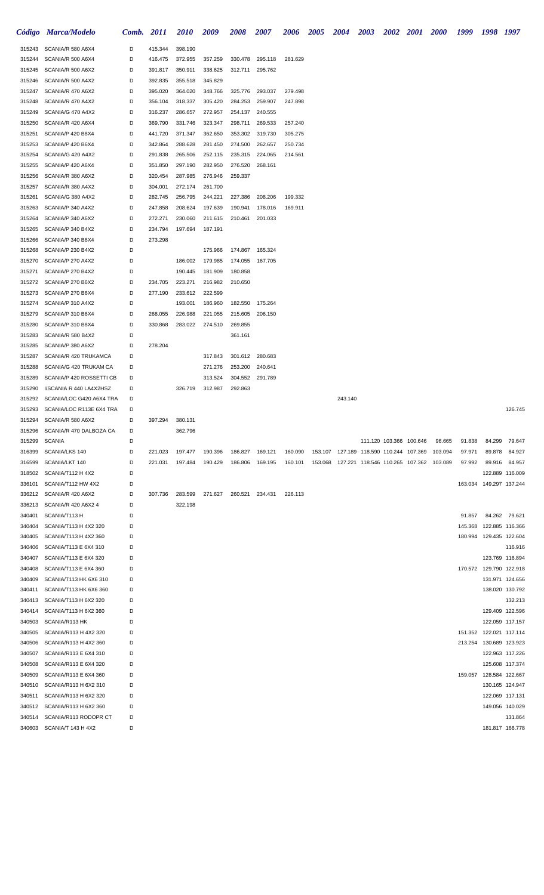| Código | Marca/Modelo | Comb. | 2011 | 2010 | 2009 | 2008 | 2007 | 2006 | 2005 | 2004 | 2003 | 2002 | 2001 | 2000 | 1999 | 1998 | 1997 |
|---|---|---|---|---|---|---|---|---|---|---|---|---|---|---|---|---|---|
| 315243 | SCANIA/R 580 A6X4 | D | 415.344 | 398.190 | | | | | | | | | | | | | |
| 315244 | SCANIA/R 500 A6X4 | D | 416.475 | 372.955 | 357.259 | 330.478 | 295.118 | 281.629 | | | | | | | | | |
| 315245 | SCANIA/R 500 A6X2 | D | 391.817 | 350.911 | 338.625 | 312.711 | 295.762 | | | | | | | | | | |
| 315246 | SCANIA/R 500 A4X2 | D | 392.835 | 355.518 | 345.829 | | | | | | | | | | | | |
| 315247 | SCANIA/R 470 A6X2 | D | 395.020 | 364.020 | 348.766 | 325.776 | 293.037 | 279.498 | | | | | | | | | |
| 315248 | SCANIA/R 470 A4X2 | D | 356.104 | 318.337 | 305.420 | 284.253 | 259.907 | 247.898 | | | | | | | | | |
| 315249 | SCANIA/G 470 A4X2 | D | 316.237 | 286.657 | 272.957 | 254.137 | 240.555 | | | | | | | | | | |
| 315250 | SCANIA/R 420 A6X4 | D | 369.790 | 331.746 | 323.347 | 298.711 | 269.533 | 257.240 | | | | | | | | | |
| 315251 | SCANIA/P 420 B8X4 | D | 441.720 | 371.347 | 362.650 | 353.302 | 319.730 | 305.275 | | | | | | | | | |
| 315253 | SCANIA/P 420 B6X4 | D | 342.864 | 288.628 | 281.450 | 274.500 | 262.657 | 250.734 | | | | | | | | | |
| 315254 | SCANIA/G 420 A4X2 | D | 291.838 | 265.506 | 252.115 | 235.315 | 224.065 | 214.561 | | | | | | | | | |
| 315255 | SCANIA/P 420 A6X4 | D | 351.850 | 297.190 | 282.950 | 276.520 | 268.161 | | | | | | | | | | |
| 315256 | SCANIA/R 380 A6X2 | D | 320.454 | 287.985 | 276.946 | 259.337 | | | | | | | | | | | |
| 315257 | SCANIA/R 380 A4X2 | D | 304.001 | 272.174 | 261.700 | | | | | | | | | | | | |
| 315261 | SCANIA/G 380 A4X2 | D | 282.745 | 256.795 | 244.221 | 227.386 | 208.206 | 199.332 | | | | | | | | | |
| 315263 | SCANIA/P 340 A4X2 | D | 247.858 | 208.624 | 197.639 | 190.941 | 178.016 | 169.911 | | | | | | | | | |
| 315264 | SCANIA/P 340 A6X2 | D | 272.271 | 230.060 | 211.615 | 210.461 | 201.033 | | | | | | | | | | |
| 315265 | SCANIA/P 340 B4X2 | D | 234.794 | 197.694 | 187.191 | | | | | | | | | | | | |
| 315266 | SCANIA/P 340 B6X4 | D | 273.298 | | | | | | | | | | | | | | |
| 315268 | SCANIA/P 230 B4X2 | D | | | 175.966 | 174.867 | 165.324 | | | | | | | | | | |
| 315270 | SCANIA/P 270 A4X2 | D | | 186.002 | 179.985 | 174.055 | 167.705 | | | | | | | | | | |
| 315271 | SCANIA/P 270 B4X2 | D | | 190.445 | 181.909 | 180.858 | | | | | | | | | | | |
| 315272 | SCANIA/P 270 B6X2 | D | 234.705 | 223.271 | 216.982 | 210.650 | | | | | | | | | | | |
| 315273 | SCANIA/P 270 B6X4 | D | 277.190 | 233.612 | 222.599 | | | | | | | | | | | | |
| 315274 | SCANIA/P 310 A4X2 | D | | 193.001 | 186.960 | 182.550 | 175.264 | | | | | | | | | | |
| 315279 | SCANIA/P 310 B6X4 | D | 268.055 | 226.988 | 221.055 | 215.605 | 206.150 | | | | | | | | | | |
| 315280 | SCANIA/P 310 B8X4 | D | 330.868 | 283.022 | 274.510 | 269.855 | | | | | | | | | | | |
| 315283 | SCANIA/R 580 B4X2 | D | | | | 361.161 | | | | | | | | | | | |
| 315285 | SCANIA/P 380 A6X2 | D | 278.204 | | | | | | | | | | | | | | |
| 315287 | SCANIA/R 420 TRUKAMCA | D | | | 317.843 | 301.612 | 280.683 | | | | | | | | | | |
| 315288 | SCANIA/G 420 TRUKAM CA | D | | | 271.276 | 253.200 | 240.641 | | | | | | | | | | |
| 315289 | SCANIA/P 420 ROSSETTI CB | D | | | 313.524 | 304.552 | 291.789 | | | | | | | | | | |
| 315290 | I/SCANIA R 440 LA4X2HSZ | D | | 326.719 | 312.987 | 292.863 | | | | | | | | | | | |
| 315292 | SCANIA/LOC G420 A6X4 TRA | D | | | | | | | | 243.140 | | | | | | | |
| 315293 | SCANIA/LOC R113E 6X4 TRA | D | | | | | | | | | | | | | | | 126.745 |
| 315294 | SCANIA/R 580 A6X2 | D | 397.294 | 380.131 | | | | | | | | | | | | | |
| 315296 | SCANIA/R 470 DALBOZA CA | D | | 362.796 | | | | | | | | | | | | | |
| 315299 | SCANIA | D | | | | | | | | | 111.120 | 103.366 | 100.646 | 96.665 | 91.838 | 84.299 | 79.647 |
| 316399 | SCANIA/LKS 140 | D | 221.023 | 197.477 | 190.396 | 186.827 | 169.121 | 160.090 | 153.107 | 127.189 | 118.590 | 110.244 | 107.369 | 103.094 | 97.971 | 89.878 | 84.927 |
| 316599 | SCANIA/LKT 140 | D | 221.031 | 197.484 | 190.429 | 186.806 | 169.195 | 160.101 | 153.068 | 127.221 | 118.546 | 110.265 | 107.362 | 103.089 | 97.992 | 89.916 | 84.957 |
| 318502 | SCANIA/T112 H 4X2 | D | | | | | | | | | | | | | | 122.889 | 116.009 |
| 336101 | SCANIA/T112 HW 4X2 | D | | | | | | | | | | | | | 163.034 | 149.297 | 137.244 |
| 336212 | SCANIA/R 420 A6X2 | D | 307.736 | 283.599 | 271.627 | 260.521 | 234.431 | 226.113 | | | | | | | | | |
| 336213 | SCANIA/R 420 A6X2 4 | D | | 322.198 | | | | | | | | | | | | | |
| 340401 | SCANIA/T113 H | D | | | | | | | | | | | | | 91.857 | 84.262 | 79.621 |
| 340404 | SCANIA/T113 H 4X2 320 | D | | | | | | | | | | | | | 145.368 | 122.885 | 116.366 |
| 340405 | SCANIA/T113 H 4X2 360 | D | | | | | | | | | | | | | 180.994 | 129.435 | 122.604 |
| 340406 | SCANIA/T113 E 6X4 310 | D | | | | | | | | | | | | | | | 116.916 |
| 340407 | SCANIA/T113 E 6X4 320 | D | | | | | | | | | | | | | | 123.769 | 116.894 |
| 340408 | SCANIA/T113 E 6X4 360 | D | | | | | | | | | | | | | 170.572 | 129.790 | 122.918 |
| 340409 | SCANIA/T113 HK 6X6 310 | D | | | | | | | | | | | | | | 131.971 | 124.656 |
| 340411 | SCANIA/T113 HK 6X6 360 | D | | | | | | | | | | | | | | 138.020 | 130.792 |
| 340413 | SCANIA/T113 H 6X2 320 | D | | | | | | | | | | | | | | | 132.213 |
| 340414 | SCANIA/T113 H 6X2 360 | D | | | | | | | | | | | | | | 129.409 | 122.596 |
| 340503 | SCANIA/R113 HK | D | | | | | | | | | | | | | | 122.059 | 117.157 |
| 340505 | SCANIA/R113 H 4X2 320 | D | | | | | | | | | | | | | 151.352 | 122.021 | 117.114 |
| 340506 | SCANIA/R113 H 4X2 360 | D | | | | | | | | | | | | | 213.254 | 130.689 | 123.923 |
| 340507 | SCANIA/R113 E 6X4 310 | D | | | | | | | | | | | | | | 122.963 | 117.226 |
| 340508 | SCANIA/R113 E 6X4 320 | D | | | | | | | | | | | | | | 125.608 | 117.374 |
| 340509 | SCANIA/R113 E 6X4 360 | D | | | | | | | | | | | | | 159.057 | 128.584 | 122.667 |
| 340510 | SCANIA/R113 H 6X2 310 | D | | | | | | | | | | | | | | 130.165 | 124.947 |
| 340511 | SCANIA/R113 H 6X2 320 | D | | | | | | | | | | | | | | 122.069 | 117.131 |
| 340512 | SCANIA/R113 H 6X2 360 | D | | | | | | | | | | | | | | 149.056 | 140.029 |
| 340514 | SCANIA/R113 RODOPR CT | D | | | | | | | | | | | | | | | 131.864 |
| 340603 | SCANIA/T 143 H 4X2 | D | | | | | | | | | | | | | | 181.817 | 166.778 |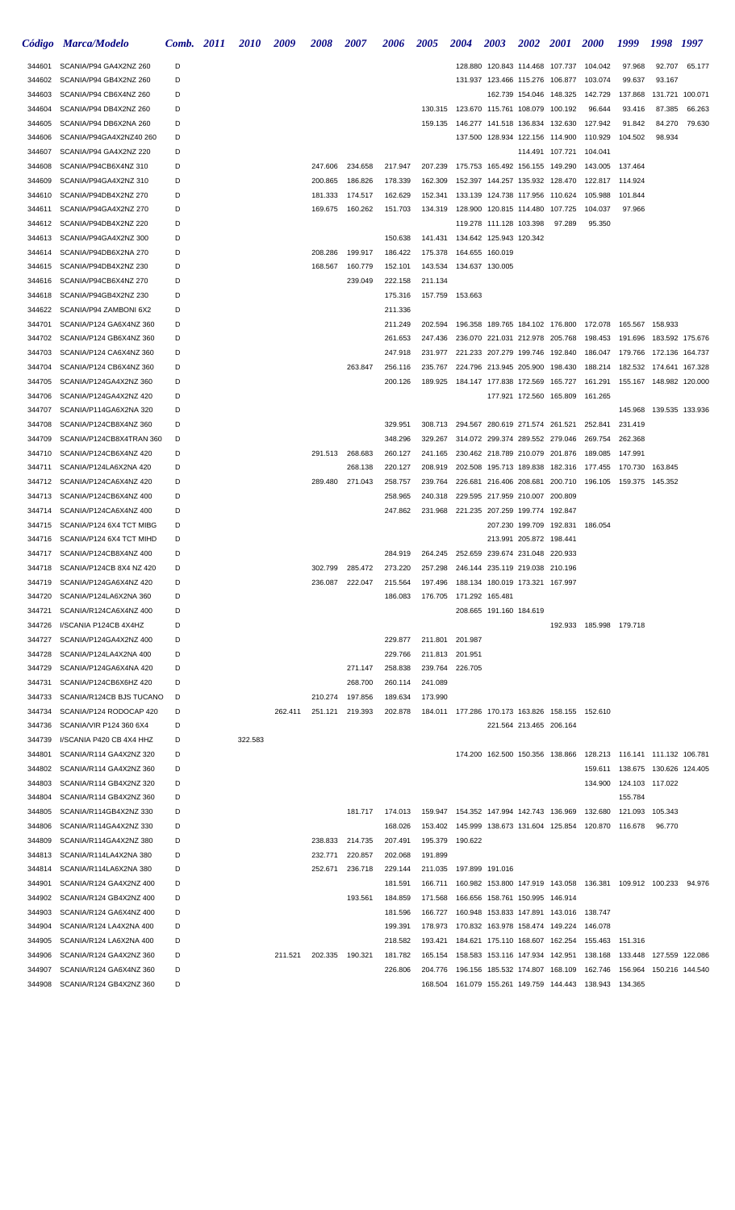| Código | Marca/Modelo | Comb. | 2011 | 2010 | 2009 | 2008 | 2007 | 2006 | 2005 | 2004 | 2003 | 2002 | 2001 | 2000 | 1999 | 1998 | 1997 |
|---|---|---|---|---|---|---|---|---|---|---|---|---|---|---|---|---|---|
| 344601 | SCANIA/P94 GA4X2NZ 260 | D | | | | | | | | 128.880 | 120.843 | 114.468 | 107.737 | 104.042 | 97.968 | 92.707 | 65.177 |
| 344602 | SCANIA/P94 GB4X2NZ 260 | D | | | | | | | | 131.937 | 123.466 | 115.276 | 106.877 | 103.074 | 99.637 | 93.167 | |
| 344603 | SCANIA/P94 CB6X4NZ 260 | D | | | | | | | | | 162.739 | 154.046 | 148.325 | 142.729 | 137.868 | 131.721 | 100.071 |
| 344604 | SCANIA/P94 DB4X2NZ 260 | D | | | | | | | 130.315 | 123.670 | 115.761 | 108.079 | 100.192 | 96.644 | 93.416 | 87.385 | 66.263 |
| 344605 | SCANIA/P94 DB6X2NA 260 | D | | | | | | | 159.135 | 146.277 | 141.518 | 136.834 | 132.630 | 127.942 | 91.842 | 84.270 | 79.630 |
| 344606 | SCANIA/P94GA4X2NZ40 260 | D | | | | | | | | 137.500 | 128.934 | 122.156 | 114.900 | 110.929 | 104.502 | 98.934 | |
| 344607 | SCANIA/P94 GA4X2NZ 220 | D | | | | | | | | | | 114.491 | 107.721 | 104.041 | | | |
| 344608 | SCANIA/P94CB6X4NZ 310 | D | | | | 247.606 | 234.658 | 217.947 | 207.239 | 175.753 | 165.492 | 156.155 | 149.290 | 143.005 | 137.464 | | |
| 344609 | SCANIA/P94GA4X2NZ 310 | D | | | | 200.865 | 186.826 | 178.339 | 162.309 | 152.397 | 144.257 | 135.932 | 128.470 | 122.817 | 114.924 | | |
| 344610 | SCANIA/P94DB4X2NZ 270 | D | | | | 181.333 | 174.517 | 162.629 | 152.341 | 133.139 | 124.738 | 117.956 | 110.624 | 105.988 | 101.844 | | |
| 344611 | SCANIA/P94GA4X2NZ 270 | D | | | | 169.675 | 160.262 | 151.703 | 134.319 | 128.900 | 120.815 | 114.480 | 107.725 | 104.037 | 97.966 | | |
| 344612 | SCANIA/P94DB4X2NZ 220 | D | | | | | | | | 119.278 | 111.128 | 103.398 | 97.289 | 95.350 | | | |
| 344613 | SCANIA/P94GA4X2NZ 300 | D | | | | | | 150.638 | 141.431 | 134.642 | 125.943 | 120.342 | | | | | |
| 344614 | SCANIA/P94DB6X2NA 270 | D | | | | 208.286 | 199.917 | 186.422 | 175.378 | 164.655 | 160.019 | | | | | | |
| 344615 | SCANIA/P94DB4X2NZ 230 | D | | | | 168.567 | 160.779 | 152.101 | 143.534 | 134.637 | 130.005 | | | | | | |
| 344616 | SCANIA/P94CB6X4NZ 270 | D | | | | | 239.049 | 222.158 | 211.134 | | | | | | | | |
| 344618 | SCANIA/P94GB4X2NZ 230 | D | | | | | | 175.316 | 157.759 | 153.663 | | | | | | | |
| 344622 | SCANIA/P94 ZAMBONI 6X2 | D | | | | | | 211.336 | | | | | | | | | |
| 344701 | SCANIA/P124 GA6X4NZ 360 | D | | | | | | 211.249 | 202.594 | 196.358 | 189.765 | 184.102 | 176.800 | 172.078 | 165.567 | 158.933 | |
| 344702 | SCANIA/P124 GB6X4NZ 360 | D | | | | | | 261.653 | 247.436 | 236.070 | 221.031 | 212.978 | 205.768 | 198.453 | 191.696 | 183.592 | 175.676 |
| 344703 | SCANIA/P124 CA6X4NZ 360 | D | | | | | | 247.918 | 231.977 | 221.233 | 207.279 | 199.746 | 192.840 | 186.047 | 179.766 | 172.136 | 164.737 |
| 344704 | SCANIA/P124 CB6X4NZ 360 | D | | | | | 263.847 | 256.116 | 235.767 | 224.796 | 213.945 | 205.900 | 198.430 | 188.214 | 182.532 | 174.641 | 167.328 |
| 344705 | SCANIA/P124GA4X2NZ 360 | D | | | | | | 200.126 | 189.925 | 184.147 | 177.838 | 172.569 | 165.727 | 161.291 | 155.167 | 148.982 | 120.000 |
| 344706 | SCANIA/P124GA4X2NZ 420 | D | | | | | | | | | 177.921 | 172.560 | 165.809 | 161.265 | | | |
| 344707 | SCANIA/P114GA6X2NA 320 | D | | | | | | | | | | | | | 145.968 | 139.535 | 133.936 |
| 344708 | SCANIA/P124CB8X4NZ 360 | D | | | | | | 329.951 | 308.713 | 294.567 | 280.619 | 271.574 | 261.521 | 252.841 | 231.419 | | |
| 344709 | SCANIA/P124CB8X4TRAN 360 | D | | | | | | 348.296 | 329.267 | 314.072 | 299.374 | 289.552 | 279.046 | 269.754 | 262.368 | | |
| 344710 | SCANIA/P124CB6X4NZ 420 | D | | | | 291.513 | 268.683 | 260.127 | 241.165 | 230.462 | 218.789 | 210.079 | 201.876 | 189.085 | 147.991 | | |
| 344711 | SCANIA/P124LA6X2NA 420 | D | | | | | 268.138 | 220.127 | 208.919 | 202.508 | 195.713 | 189.838 | 182.316 | 177.455 | 170.730 | 163.845 | |
| 344712 | SCANIA/P124CA6X4NZ 420 | D | | | | 289.480 | 271.043 | 258.757 | 239.764 | 226.681 | 216.406 | 208.681 | 200.710 | 196.105 | 159.375 | 145.352 | |
| 344713 | SCANIA/P124CB6X4NZ 400 | D | | | | | | 258.965 | 240.318 | 229.595 | 217.959 | 210.007 | 200.809 | | | | |
| 344714 | SCANIA/P124CA6X4NZ 400 | D | | | | | | 247.862 | 231.968 | 221.235 | 207.259 | 199.774 | 192.847 | | | | |
| 344715 | SCANIA/P124 6X4 TCT MIBG | D | | | | | | | | | 207.230 | 199.709 | 192.831 | 186.054 | | | |
| 344716 | SCANIA/P124 6X4 TCT MIHD | D | | | | | | | | | 213.991 | 205.872 | 198.441 | | | | |
| 344717 | SCANIA/P124CB8X4NZ 400 | D | | | | | | 284.919 | 264.245 | 252.659 | 239.674 | 231.048 | 220.933 | | | | |
| 344718 | SCANIA/P124CB 8X4 NZ 420 | D | | | | 302.799 | 285.472 | 273.220 | 257.298 | 246.144 | 235.119 | 219.038 | 210.196 | | | | |
| 344719 | SCANIA/P124GA6X4NZ 420 | D | | | | 236.087 | 222.047 | 215.564 | 197.496 | 188.134 | 180.019 | 173.321 | 167.997 | | | | |
| 344720 | SCANIA/P124LA6X2NA 360 | D | | | | | | 186.083 | 176.705 | 171.292 | 165.481 | | | | | | |
| 344721 | SCANIA/R124CA6X4NZ 400 | D | | | | | | | | 208.665 | 191.160 | 184.619 | | | | | |
| 344726 | I/SCANIA P124CB 4X4HZ | D | | | | | | | | | | | 192.933 | 185.998 | 179.718 | | |
| 344727 | SCANIA/P124GA4X2NZ 400 | D | | | | | | 229.877 | 211.801 | 201.987 | | | | | | | |
| 344728 | SCANIA/P124LA4X2NA 400 | D | | | | | | 229.766 | 211.813 | 201.951 | | | | | | | |
| 344729 | SCANIA/P124GA6X4NA 420 | D | | | | | 271.147 | 258.838 | 239.764 | 226.705 | | | | | | | |
| 344731 | SCANIA/P124CB6X6HZ 420 | D | | | | | 268.700 | 260.114 | 241.089 | | | | | | | | |
| 344733 | SCANIA/R124CB BJS TUCANO | D | | | | 210.274 | 197.856 | 189.634 | 173.990 | | | | | | | | |
| 344734 | SCANIA/P124 RODOCAP 420 | D | | | 262.411 | 251.121 | 219.393 | 202.878 | 184.011 | 177.286 | 170.173 | 163.826 | 158.155 | 152.610 | | | |
| 344736 | SCANIA/VIR P124 360 6X4 | D | | | | | | | | | 221.564 | 213.465 | 206.164 | | | | |
| 344739 | I/SCANIA P420 CB 4X4 HHZ | D | | 322.583 | | | | | | | | | | | | | |
| 344801 | SCANIA/R114 GA4X2NZ 320 | D | | | | | | | | 174.200 | 162.500 | 150.356 | 138.866 | 128.213 | 116.141 | 111.132 | 106.781 |
| 344802 | SCANIA/R114 GA4X2NZ 360 | D | | | | | | | | | | | | 159.611 | 138.675 | 130.626 | 124.405 |
| 344803 | SCANIA/R114 GB4X2NZ 320 | D | | | | | | | | | | | | 134.900 | 124.103 | 117.022 | |
| 344804 | SCANIA/R114 GB4X2NZ 360 | D | | | | | | | | | | | | | 155.784 | | |
| 344805 | SCANIA/R114GB4X2NZ 330 | D | | | | | 181.717 | 174.013 | 159.947 | 154.352 | 147.994 | 142.743 | 136.969 | 132.680 | 121.093 | 105.343 | |
| 344806 | SCANIA/R114GA4X2NZ 330 | D | | | | | | 168.026 | 153.402 | 145.999 | 138.673 | 131.604 | 125.854 | 120.870 | 116.678 | 96.770 | |
| 344809 | SCANIA/R114GA4X2NZ 380 | D | | | | 238.833 | 214.735 | 207.491 | 195.379 | 190.622 | | | | | | | |
| 344813 | SCANIA/R114LA4X2NA 380 | D | | | | 232.771 | 220.857 | 202.068 | 191.899 | | | | | | | | |
| 344814 | SCANIA/R114LA6X2NA 380 | D | | | | 252.671 | 236.718 | 229.144 | 211.035 | 197.899 | 191.016 | | | | | | |
| 344901 | SCANIA/R124 GA4X2NZ 400 | D | | | | | | 181.591 | 166.711 | 160.982 | 153.800 | 147.919 | 143.058 | 136.381 | 109.912 | 100.233 | 94.976 |
| 344902 | SCANIA/R124 GB4X2NZ 400 | D | | | | | 193.561 | 184.859 | 171.568 | 166.656 | 158.761 | 150.995 | 146.914 | | | | |
| 344903 | SCANIA/R124 GA6X4NZ 400 | D | | | | | | 181.596 | 166.727 | 160.948 | 153.833 | 147.891 | 143.016 | 138.747 | | | |
| 344904 | SCANIA/R124 LA4X2NA 400 | D | | | | | | 199.391 | 178.973 | 170.832 | 163.978 | 158.474 | 149.224 | 146.078 | | | |
| 344905 | SCANIA/R124 LA6X2NA 400 | D | | | | | | 218.582 | 193.421 | 184.621 | 175.110 | 168.607 | 162.254 | 155.463 | 151.316 | | |
| 344906 | SCANIA/R124 GA4X2NZ 360 | D | | | 211.521 | 202.335 | 190.321 | 181.782 | 165.154 | 158.583 | 153.116 | 147.934 | 142.951 | 138.168 | 133.448 | 127.559 | 122.086 |
| 344907 | SCANIA/R124 GA6X4NZ 360 | D | | | | | | 226.806 | 204.776 | 196.156 | 185.532 | 174.807 | 168.109 | 162.746 | 156.964 | 150.216 | 144.540 |
| 344908 | SCANIA/R124 GB4X2NZ 360 | D | | | | | | | 168.504 | 161.079 | 155.261 | 149.759 | 144.443 | 138.943 | 134.365 | | |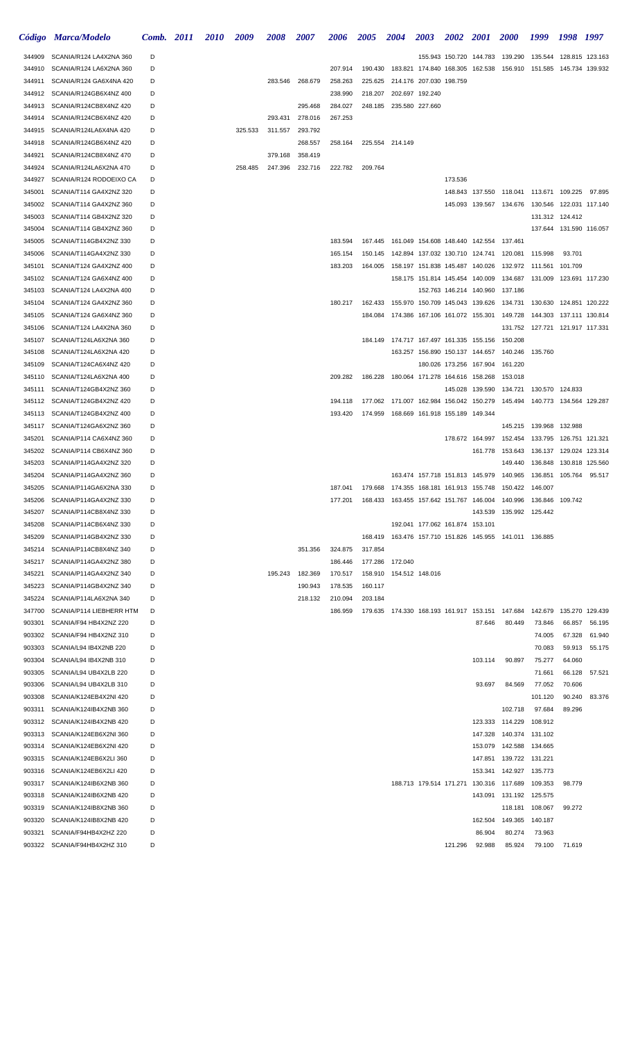| Código | Marca/Modelo | Comb. | 2011 | 2010 | 2009 | 2008 | 2007 | 2006 | 2005 | 2004 | 2003 | 2002 | 2001 | 2000 | 1999 | 1998 | 1997 |
|---|---|---|---|---|---|---|---|---|---|---|---|---|---|---|---|---|---|
| 344909 | SCANIA/R124 LA4X2NA 360 | D | | | | | | | | | 155.943 | 150.720 | 144.783 | 139.290 | 135.544 | 128.815 | 123.163 |
| 344910 | SCANIA/R124 LA6X2NA 360 | D | | | | | | 207.914 | 190.430 | 183.821 | 174.840 | 168.305 | 162.538 | 156.910 | 151.585 | 145.734 | 139.932 |
| 344911 | SCANIA/R124 GA6X4NA 420 | D | | | | 283.546 | 268.679 | 258.263 | 225.625 | 214.176 | 207.030 | 198.759 | | | | | |
| 344912 | SCANIA/R124GB6X4NZ 400 | D | | | | | | 238.990 | 218.207 | 202.697 | 192.240 | | | | | | |
| 344913 | SCANIA/R124CB8X4NZ 420 | D | | | | | 295.468 | 284.027 | 248.185 | 235.580 | 227.660 | | | | | | |
| 344914 | SCANIA/R124CB6X4NZ 420 | D | | | | 293.431 | 278.016 | 267.253 | | | | | | | | | |
| 344915 | SCANIA/R124LA6X4NA 420 | D | | | 325.533 | 311.557 | 293.792 | | | | | | | | | | |
| 344918 | SCANIA/R124GB6X4NZ 420 | D | | | | | 268.557 | 258.164 | 225.554 | 214.149 | | | | | | | |
| 344921 | SCANIA/R124CB8X4NZ 470 | D | | | | 379.168 | 358.419 | | | | | | | | | | |
| 344924 | SCANIA/R124LA6X2NA 470 | D | | | 258.485 | 247.396 | 232.716 | 222.782 | 209.764 | | | | | | | | |
| 344927 | SCANIA/R124 RODOEIXO CA | D | | | | | | | | | | 173.536 | | | | | |
| 345001 | SCANIA/T114 GA4X2NZ 320 | D | | | | | | | | | | 148.843 | 137.550 | 118.041 | 113.671 | 109.225 | 97.895 |
| 345002 | SCANIA/T114 GA4X2NZ 360 | D | | | | | | | | | | 145.093 | 139.567 | 134.676 | 130.546 | 122.031 | 117.140 |
| 345003 | SCANIA/T114 GB4X2NZ 320 | D | | | | | | | | | | | | | 131.312 | 124.412 | |
| 345004 | SCANIA/T114 GB4X2NZ 360 | D | | | | | | | | | | | | | 137.644 | 131.590 | 116.057 |
| 345005 | SCANIA/T114GB4X2NZ 330 | D | | | | | | 183.594 | 167.445 | 161.049 | 154.608 | 148.440 | 142.554 | 137.461 | | | |
| 345006 | SCANIA/T114GA4X2NZ 330 | D | | | | | | 165.154 | 150.145 | 142.894 | 137.032 | 130.710 | 124.741 | 120.081 | 115.998 | 93.701 | |
| 345101 | SCANIA/T124 GA4X2NZ 400 | D | | | | | | 183.203 | 164.005 | 158.197 | 151.838 | 145.487 | 140.026 | 132.972 | 111.561 | 101.709 | |
| 345102 | SCANIA/T124 GA6X4NZ 400 | D | | | | | | | | 158.175 | 151.814 | 145.454 | 140.009 | 134.687 | 131.009 | 123.691 | 117.230 |
| 345103 | SCANIA/T124 LA4X2NA 400 | D | | | | | | | | | 152.763 | 146.214 | 140.960 | 137.186 | | | |
| 345104 | SCANIA/T124 GA4X2NZ 360 | D | | | | | | 180.217 | 162.433 | 155.970 | 150.709 | 145.043 | 139.626 | 134.731 | 130.630 | 124.851 | 120.222 |
| 345105 | SCANIA/T124 GA6X4NZ 360 | D | | | | | | | 184.084 | 174.386 | 167.106 | 161.072 | 155.301 | 149.728 | 144.303 | 137.111 | 130.814 |
| 345106 | SCANIA/T124 LA4X2NA 360 | D | | | | | | | | | | | | 131.752 | 127.721 | 121.917 | 117.331 |
| 345107 | SCANIA/T124LA6X2NA 360 | D | | | | | | | 184.149 | 174.717 | 167.497 | 161.335 | 155.156 | 150.208 | | | |
| 345108 | SCANIA/T124LA6X2NA 420 | D | | | | | | | | | 163.257 | 156.890 | 150.137 | 144.657 | 140.246 | 135.760 | |
| 345109 | SCANIA/T124CA6X4NZ 420 | D | | | | | | | | | | 180.026 | 173.256 | 167.904 | 161.220 | | |
| 345110 | SCANIA/T124LA6X2NA 400 | D | | | | | | 209.282 | 186.228 | 180.064 | 171.278 | 164.616 | 158.268 | 153.018 | | | |
| 345111 | SCANIA/T124GB4X2NZ 360 | D | | | | | | | | | | 145.028 | 139.590 | 134.721 | 130.570 | 124.833 | |
| 345112 | SCANIA/T124GB4X2NZ 420 | D | | | | | | 194.118 | 177.062 | 171.007 | 162.984 | 156.042 | 150.279 | 145.494 | 140.773 | 134.564 | 129.287 |
| 345113 | SCANIA/T124GB4X2NZ 400 | D | | | | | | 193.420 | 174.959 | 168.669 | 161.918 | 155.189 | 149.344 | | | | |
| 345117 | SCANIA/T124GA6X2NZ 360 | D | | | | | | | | | | | | 145.215 | 139.968 | 132.988 | |
| 345201 | SCANIA/P114 CA6X4NZ 360 | D | | | | | | | | | | 178.672 | 164.997 | 152.454 | 133.795 | 126.751 | 121.321 |
| 345202 | SCANIA/P114 CB6X4NZ 360 | D | | | | | | | | | | | 161.778 | 153.643 | 136.137 | 129.024 | 123.314 |
| 345203 | SCANIA/P114GA4X2NZ 320 | D | | | | | | | | | | | | 149.440 | 136.848 | 130.818 | 125.560 |
| 345204 | SCANIA/P114GA4X2NZ 360 | D | | | | | | | | 163.474 | 157.718 | 151.813 | 145.979 | 140.965 | 136.851 | 105.764 | 95.517 |
| 345205 | SCANIA/P114GA6X2NA 330 | D | | | | | | 187.041 | 179.668 | 174.355 | 168.181 | 161.913 | 155.748 | 150.422 | 146.007 | | |
| 345206 | SCANIA/P114GA4X2NZ 330 | D | | | | | | 177.201 | 168.433 | 163.455 | 157.642 | 151.767 | 146.004 | 140.996 | 136.846 | 109.742 | |
| 345207 | SCANIA/P114CB8X4NZ 330 | D | | | | | | | | | | | 143.539 | 135.992 | 125.442 | | |
| 345208 | SCANIA/P114CB6X4NZ 330 | D | | | | | | | | 192.041 | 177.062 | 161.874 | 153.101 | | | | |
| 345209 | SCANIA/P114GB4X2NZ 330 | D | | | | | | | 168.419 | 163.476 | 157.710 | 151.826 | 145.955 | 141.011 | 136.885 | | |
| 345214 | SCANIA/P114CB8X4NZ 340 | D | | | | | 351.356 | 324.875 | 317.854 | | | | | | | | |
| 345217 | SCANIA/P114GA4X2NZ 380 | D | | | | | | 186.446 | 177.286 | 172.040 | | | | | | | |
| 345221 | SCANIA/P114GA4X2NZ 340 | D | | | | 195.243 | 182.369 | 170.517 | 158.910 | 154.512 | 148.016 | | | | | | |
| 345223 | SCANIA/P114GB4X2NZ 340 | D | | | | | 190.943 | 178.535 | 160.117 | | | | | | | | |
| 345224 | SCANIA/P114LA6X2NA 340 | D | | | | | 218.132 | 210.094 | 203.184 | | | | | | | | |
| 347700 | SCANIA/P114 LIEBHERR HTM | D | | | | | | 186.959 | 179.635 | 174.330 | 168.193 | 161.917 | 153.151 | 147.684 | 142.679 | 135.270 | 129.439 |
| 903301 | SCANIA/F94 HB4X2NZ 220 | D | | | | | | | | | | | 87.646 | 80.449 | 73.846 | 66.857 | 56.195 |
| 903302 | SCANIA/F94 HB4X2NZ 310 | D | | | | | | | | | | | | | 74.005 | 67.328 | 61.940 |
| 903303 | SCANIA/L94 IB4X2NB 220 | D | | | | | | | | | | | | | 70.083 | 59.913 | 55.175 |
| 903304 | SCANIA/L94 IB4X2NB 310 | D | | | | | | | | | | | 103.114 | 90.897 | 75.277 | 64.060 | |
| 903305 | SCANIA/L94 UB4X2LB 220 | D | | | | | | | | | | | | | 71.661 | 66.128 | 57.521 |
| 903306 | SCANIA/L94 UB4X2LB 310 | D | | | | | | | | | | | 93.697 | 84.569 | 77.052 | 70.606 | |
| 903308 | SCANIA/K124EB4X2NI 420 | D | | | | | | | | | | | | | 101.120 | 90.240 | 83.376 |
| 903311 | SCANIA/K124IB4X2NB 360 | D | | | | | | | | | | | | 102.718 | 97.684 | 89.296 | |
| 903312 | SCANIA/K124IB4X2NB 420 | D | | | | | | | | | | | 123.333 | 114.229 | 108.912 | | |
| 903313 | SCANIA/K124EB6X2NI 360 | D | | | | | | | | | | | 147.328 | 140.374 | 131.102 | | |
| 903314 | SCANIA/K124EB6X2NI 420 | D | | | | | | | | | | | 153.079 | 142.588 | 134.665 | | |
| 903315 | SCANIA/K124EB6X2LI 360 | D | | | | | | | | | | | 147.851 | 139.722 | 131.221 | | |
| 903316 | SCANIA/K124EB6X2LI 420 | D | | | | | | | | | | | 153.341 | 142.927 | 135.773 | | |
| 903317 | SCANIA/K124IB6X2NB 360 | D | | | | | | | | 188.713 | 179.514 | 171.271 | 130.316 | 117.689 | 109.353 | 98.779 | |
| 903318 | SCANIA/K124IB6X2NB 420 | D | | | | | | | | | | | 143.091 | 131.192 | 125.575 | | |
| 903319 | SCANIA/K124IB8X2NB 360 | D | | | | | | | | | | | | 118.181 | 108.067 | 99.272 | |
| 903320 | SCANIA/K124IB8X2NB 420 | D | | | | | | | | | | | 162.504 | 149.365 | 140.187 | | |
| 903321 | SCANIA/F94HB4X2HZ 220 | D | | | | | | | | | | | 86.904 | 80.274 | 73.963 | | |
| 903322 | SCANIA/F94HB4X2HZ 310 | D | | | | | | | | | | 121.296 | 92.988 | 85.924 | 79.100 | 71.619 | |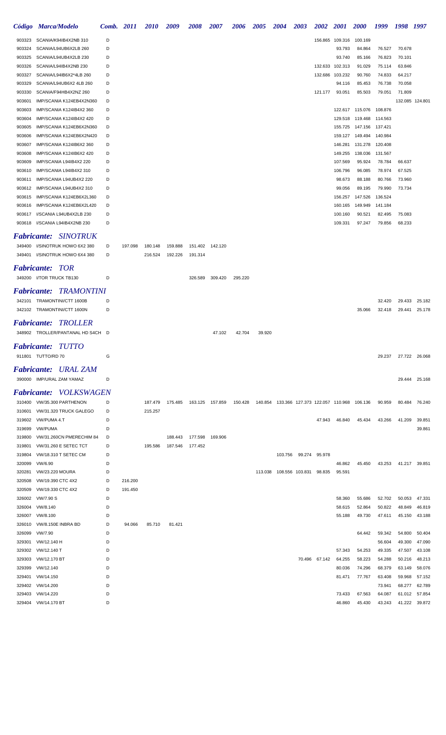| Código | Marca/Modelo | Comb. | 2011 | 2010 | 2009 | 2008 | 2007 | 2006 | 2005 | 2004 | 2003 | 2002 | 2001 | 2000 | 1999 | 1998 | 1997 |
|---|---|---|---|---|---|---|---|---|---|---|---|---|---|---|---|---|---|
| 903323 | SCANIA/K94IB4X2NB 310 | D | | | | | | | | | | 156.865 | 109.316 | 100.169 | | | |
| 903324 | SCANIA/L94UB6X2LB 260 | D | | | | | | | | | | | 93.793 | 84.864 | 76.527 | 70.678 | |
| 903325 | SCANIA/L94UB4X2LB 230 | D | | | | | | | | | | | 93.740 | 85.166 | 76.823 | 70.101 | |
| 903326 | SCANIA/L94IB4X2NB 230 | D | | | | | | | | | | 132.633 | 102.313 | 91.029 | 75.114 | 63.846 | |
| 903327 | SCANIA/L94IB6X2*4LB 260 | D | | | | | | | | | | 132.686 | 103.232 | 90.760 | 74.833 | 64.217 | |
| 903329 | SCANIA/L94UB6X2 4LB 260 | D | | | | | | | | | | | 94.116 | 85.453 | 76.738 | 70.058 | |
| 903330 | SCANIA/F94HB4X2NZ 260 | D | | | | | | | | | | 121.177 | 93.051 | 85.503 | 79.051 | 71.809 | |
| 903601 | IMP/SCANIA K124EB4X2N360 | D | | | | | | | | | | | | | | 132.085 | 124.801 |
| 903603 | IMP/SCANIA K124IB4X2 360 | D | | | | | | | | | | | 122.617 | 115.076 | 108.876 | | |
| 903604 | IMP/SCANIA K124IB4X2 420 | D | | | | | | | | | | | 129.518 | 119.468 | 114.563 | | |
| 903605 | IMP/SCANIA K124EB6X2N360 | D | | | | | | | | | | | 155.725 | 147.156 | 137.421 | | |
| 903606 | IMP/SCANIA K124EB6X2N420 | D | | | | | | | | | | | 159.127 | 149.494 | 140.984 | | |
| 903607 | IMP/SCANIA K124IB6X2 360 | D | | | | | | | | | | | 146.281 | 131.278 | 120.408 | | |
| 903608 | IMP/SCANIA K124IB6X2 420 | D | | | | | | | | | | | 149.255 | 138.036 | 131.567 | | |
| 903609 | IMP/SCANIA L94IB4X2 220 | D | | | | | | | | | | | 107.569 | 95.924 | 78.784 | 66.637 | |
| 903610 | IMP/SCANIA L94IB4X2 310 | D | | | | | | | | | | | 106.796 | 96.085 | 78.974 | 67.525 | |
| 903611 | IMP/SCANIA L94UB4X2 220 | D | | | | | | | | | | | 98.673 | 88.188 | 80.766 | 73.960 | |
| 903612 | IMP/SCANIA L94UB4X2 310 | D | | | | | | | | | | | 99.056 | 89.195 | 79.990 | 73.734 | |
| 903615 | IMP/SCANIA K124EB6X2L360 | D | | | | | | | | | | | 156.257 | 147.526 | 136.524 | | |
| 903616 | IMP/SCANIA K124EB6X2L420 | D | | | | | | | | | | | 160.165 | 149.949 | 141.184 | | |
| 903617 | I/SCANIA L94UB4X2LB 230 | D | | | | | | | | | | | 100.160 | 90.521 | 82.495 | 75.083 | |
| 903618 | I/SCANIA L94IB4X2NB 230 | D | | | | | | | | | | | 109.331 | 97.247 | 79.856 | 68.233 | |

## *Fabricante: SINOTRUK*

| Código | Marca/Modelo | Comb. | 2011 | 2010 | 2009 | 2008 | 2007 | 2006 | 2005 | 2004 | 2003 | 2002 | 2001 | 2000 | 1999 | 1998 | 1997 |
|---|---|---|---|---|---|---|---|---|---|---|---|---|---|---|---|---|---|
| 349400 | I/SINOTRUK HOWO 6X2 380 | D | 197.098 | 180.148 | 159.888 | 151.402 | 142.120 | | | | | | | | | | |
| 349401 | I/SINOTRUK HOWO 6X4 380 | D | | 216.524 | 192.226 | 191.314 | | | | | | | | | | | |

## *Fabricante: TOR*

| Código | Marca/Modelo | Comb. | 2011 | 2010 | 2009 | 2008 | 2007 | 2006 | 2005 | 2004 | 2003 | 2002 | 2001 | 2000 | 1999 | 1998 | 1997 |
|---|---|---|---|---|---|---|---|---|---|---|---|---|---|---|---|---|---|
| 349200 | I/TOR TRUCK TB130 | D | | | | 326.589 | 309.420 | 295.220 | | | | | | | | | |

## *Fabricante: TRAMONTINI*

| Código | Marca/Modelo | Comb. | 2011 | 2010 | 2009 | 2008 | 2007 | 2006 | 2005 | 2004 | 2003 | 2002 | 2001 | 2000 | 1999 | 1998 | 1997 |
|---|---|---|---|---|---|---|---|---|---|---|---|---|---|---|---|---|---|
| 342101 | TRAMONTINI/CTT 1600B | D | | | | | | | | | | | | | 32.420 | 29.433 | 25.182 |
| 342102 | TRAMONTINI/CTT 1600N | D | | | | | | | | | | | | 35.066 | 32.418 | 29.441 | 25.178 |

## *Fabricante: TROLLER*

| Código | Marca/Modelo | Comb. | 2011 | 2010 | 2009 | 2008 | 2007 | 2006 | 2005 | 2004 | 2003 | 2002 | 2001 | 2000 | 1999 | 1998 | 1997 |
|---|---|---|---|---|---|---|---|---|---|---|---|---|---|---|---|---|---|
| 348902 | TROLLER/PANTANAL HD S4CH | D | | | | | 47.102 | 42.704 | 39.920 | | | | | | | | |

## *Fabricante: TUTTO*

| Código | Marca/Modelo | Comb. | 2011 | 2010 | 2009 | 2008 | 2007 | 2006 | 2005 | 2004 | 2003 | 2002 | 2001 | 2000 | 1999 | 1998 | 1997 |
|---|---|---|---|---|---|---|---|---|---|---|---|---|---|---|---|---|---|
| 911801 | TUTTO/RD 70 | G | | | | | | | | | | | | | 29.237 | 27.722 | 26.068 |

## *Fabricante: URAL ZAM*

| Código | Marca/Modelo | Comb. | 2011 | 2010 | 2009 | 2008 | 2007 | 2006 | 2005 | 2004 | 2003 | 2002 | 2001 | 2000 | 1999 | 1998 | 1997 |
|---|---|---|---|---|---|---|---|---|---|---|---|---|---|---|---|---|---|
| 390000 | IMP/URAL ZAM YAMAZ | D | | | | | | | | | | | | | | 29.444 | 25.168 |

## *Fabricante: VOLKSWAGEN*

| Código | Marca/Modelo | Comb. | 2011 | 2010 | 2009 | 2008 | 2007 | 2006 | 2005 | 2004 | 2003 | 2002 | 2001 | 2000 | 1999 | 1998 | 1997 |
|---|---|---|---|---|---|---|---|---|---|---|---|---|---|---|---|---|---|
| 310400 | VW/35.300 PARTHENON | D | | 187.479 | 175.485 | 163.125 | 157.859 | 150.428 | 140.854 | 133.366 | 127.373 | 122.057 | 110.968 | 106.136 | 90.959 | 80.484 | 76.240 |
| 310601 | VW/31.320 TRUCK GALEGO | D | | 215.257 | | | | | | | | | | | | | |
| 319602 | VW/PUMA 4.T | D | | | | | | | | | | 47.943 | 46.840 | 45.434 | 43.266 | 41.209 | 39.851 |
| 319699 | VW/PUMA | D | | | | | | | | | | | | | | | 39.861 |
| 319800 | VW/31.260CN PMERECHIM 84 | D | | | 188.443 | 177.598 | 169.906 | | | | | | | | | | |
| 319801 | VW/31.260 E SETEC TCT | D | | 195.586 | 187.546 | 177.452 | | | | | | | | | | | |
| 319804 | VW/18.310 T SETEC CM | D | | | | | | | | 103.756 | 99.274 | 95.978 | | | | | |
| 320099 | VW/6.90 | D | | | | | | | | | | | 46.862 | 45.450 | 43.253 | 41.217 | 39.851 |
| 320281 | VW/23.220 MOURA | D | | | | | | | 113.038 | 108.556 | 103.831 | 98.835 | 95.591 | | | | |
| 320508 | VW/19.390 CTC 4X2 | D | 216.200 | | | | | | | | | | | | | | |
| 320509 | VW/19.330 CTC 4X2 | D | 191.450 | | | | | | | | | | | | | | |
| 326002 | VW/7.90 S | D | | | | | | | | | | | 58.360 | 55.686 | 52.702 | 50.053 | 47.331 |
| 326004 | VW/8.140 | D | | | | | | | | | | | 58.615 | 52.864 | 50.822 | 48.849 | 46.819 |
| 326007 | VW/8.100 | D | | | | | | | | | | | 55.188 | 49.730 | 47.611 | 45.150 | 43.188 |
| 326010 | VW/8.150E INBRA BD | D | 94.066 | 85.710 | 81.421 | | | | | | | | | | | | |
| 326099 | VW/7.90 | D | | | | | | | | | | | | 64.442 | 59.342 | 54.800 | 50.404 |
| 329301 | VW/12.140 H | D | | | | | | | | | | | | | 56.604 | 49.300 | 47.090 |
| 329302 | VW/12.140 T | D | | | | | | | | | | | 57.343 | 54.253 | 49.335 | 47.507 | 43.108 |
| 329303 | VW/12.170 BT | D | | | | | | | | | 70.496 | 67.142 | 64.255 | 58.223 | 54.288 | 50.216 | 48.213 |
| 329399 | VW/12.140 | D | | | | | | | | | | | 80.036 | 74.296 | 68.379 | 63.149 | 58.076 |
| 329401 | VW/14.150 | D | | | | | | | | | | | 81.471 | 77.767 | 63.408 | 59.968 | 57.152 |
| 329402 | VW/14.200 | D | | | | | | | | | | | | | 73.941 | 68.277 | 62.789 |
| 329403 | VW/14.220 | D | | | | | | | | | | | 73.433 | 67.563 | 64.087 | 61.012 | 57.854 |
| 329404 | VW/14.170 BT | D | | | | | | | | | | | 46.860 | 45.430 | 43.243 | 41.222 | 39.872 |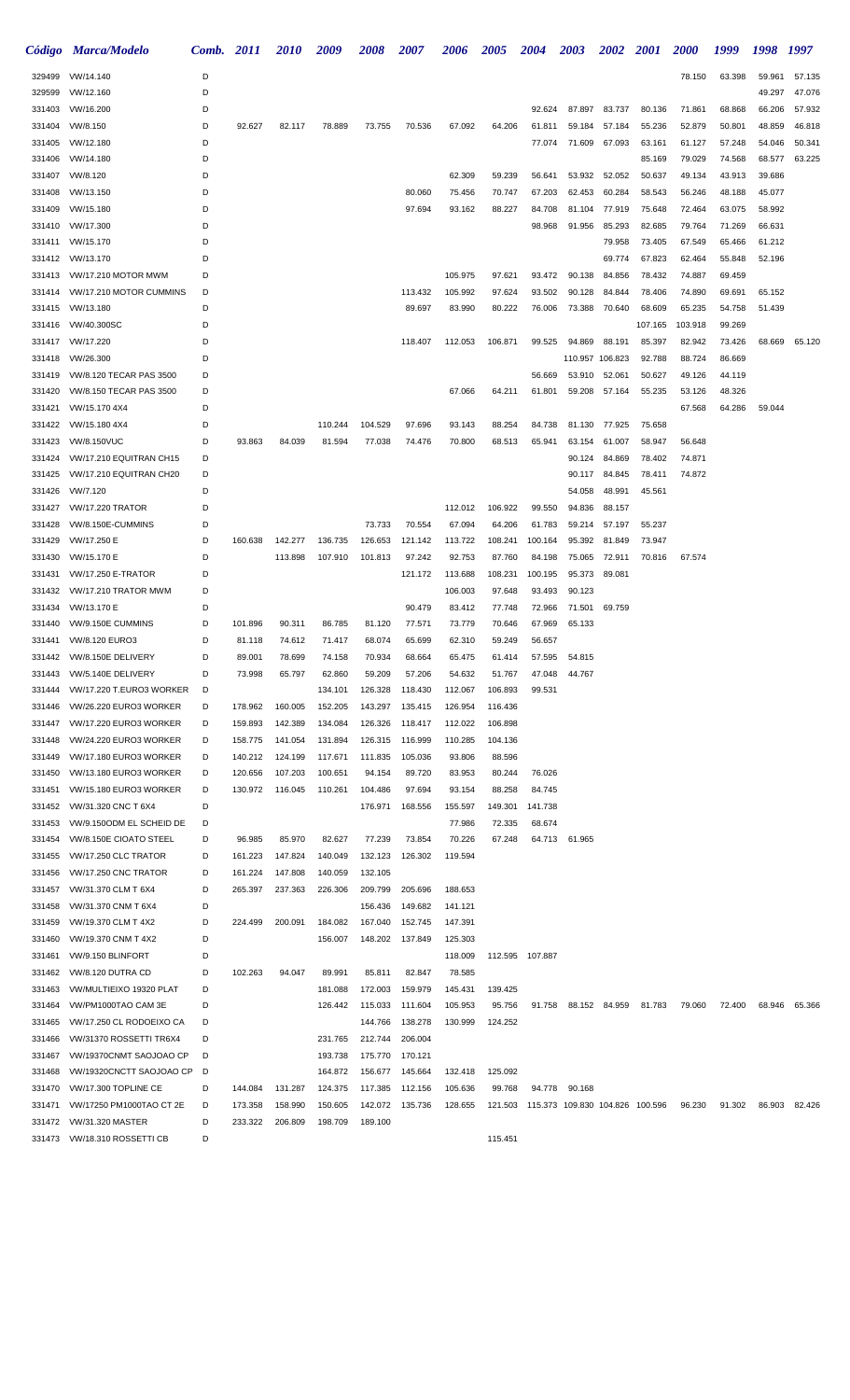| Código | Marca/Modelo | Comb. | 2011 | 2010 | 2009 | 2008 | 2007 | 2006 | 2005 | 2004 | 2003 | 2002 | 2001 | 2000 | 1999 | 1998 | 1997 |
|---|---|---|---|---|---|---|---|---|---|---|---|---|---|---|---|---|---|
| 329499 | VW/14.140 | D | | | | | | | | | | | | 78.150 | 63.398 | 59.961 | 57.135 |
| 329599 | VW/12.160 | D | | | | | | | | | | | | | | 49.297 | 47.076 |
| 331403 | VW/16.200 | D | | | | | | | | 92.624 | 87.897 | 83.737 | 80.136 | 71.861 | 68.868 | 66.206 | 57.932 |
| 331404 | VW/8.150 | D | 92.627 | 82.117 | 78.889 | 73.755 | 70.536 | 67.092 | 64.206 | 61.811 | 59.184 | 57.184 | 55.236 | 52.879 | 50.801 | 48.859 | 46.818 |
| 331405 | VW/12.180 | D | | | | | | | | 77.074 | 71.609 | 67.093 | 63.161 | 61.127 | 57.248 | 54.046 | 50.341 |
| 331406 | VW/14.180 | D | | | | | | | | | | | 85.169 | 79.029 | 74.568 | 68.577 | 63.225 |
| 331407 | VW/8.120 | D | | | | | | 62.309 | 59.239 | 56.641 | 53.932 | 52.052 | 50.637 | 49.134 | 43.913 | 39.686 | |
| 331408 | VW/13.150 | D | | | | | 80.060 | 75.456 | 70.747 | 67.203 | 62.453 | 60.284 | 58.543 | 56.246 | 48.188 | 45.077 | |
| 331409 | VW/15.180 | D | | | | | 97.694 | 93.162 | 88.227 | 84.708 | 81.104 | 77.919 | 75.648 | 72.464 | 63.075 | 58.992 | |
| 331410 | VW/17.300 | D | | | | | | | | 98.968 | 91.956 | 85.293 | 82.685 | 79.764 | 71.269 | 66.631 | |
| 331411 | VW/15.170 | D | | | | | | | | | | 79.958 | 73.405 | 67.549 | 65.466 | 61.212 | |
| 331412 | VW/13.170 | D | | | | | | | | | | 69.774 | 67.823 | 62.464 | 55.848 | 52.196 | |
| 331413 | VW/17.210 MOTOR MWM | D | | | | | | 105.975 | 97.621 | 93.472 | 90.138 | 84.856 | 78.432 | 74.887 | 69.459 | | |
| 331414 | VW/17.210 MOTOR CUMMINS | D | | | | | 113.432 | 105.992 | 97.624 | 93.502 | 90.128 | 84.844 | 78.406 | 74.890 | 69.691 | 65.152 | |
| 331415 | VW/13.180 | D | | | | | 89.697 | 83.990 | 80.222 | 76.006 | 73.388 | 70.640 | 68.609 | 65.235 | 54.758 | 51.439 | |
| 331416 | VW/40.300SC | D | | | | | | | | | | | 107.165 | 103.918 | 99.269 | | |
| 331417 | VW/17.220 | D | | | | | 118.407 | 112.053 | 106.871 | 99.525 | 94.869 | 88.191 | 85.397 | 82.942 | 73.426 | 68.669 | 65.120 |
| 331418 | VW/26.300 | D | | | | | | | | | 110.957 | 106.823 | 92.788 | 88.724 | 86.669 | | |
| 331419 | VW/8.120 TECAR PAS 3500 | D | | | | | | | | 56.669 | 53.910 | 52.061 | 50.627 | 49.126 | 44.119 | | |
| 331420 | VW/8.150 TECAR PAS 3500 | D | | | | | | 67.066 | 64.211 | 61.801 | 59.208 | 57.164 | 55.235 | 53.126 | 48.326 | | |
| 331421 | VW/15.170 4X4 | D | | | | | | | | | | | | 67.568 | 64.286 | 59.044 | |
| 331422 | VW/15.180 4X4 | D | | | 110.244 | 104.529 | 97.696 | 93.143 | 88.254 | 84.738 | 81.130 | 77.925 | 75.658 | | | | |
| 331423 | VW/8.150VUC | D | 93.863 | 84.039 | 81.594 | 77.038 | 74.476 | 70.800 | 68.513 | 65.941 | 63.154 | 61.007 | 58.947 | 56.648 | | | |
| 331424 | VW/17.210 EQUITRAN CH15 | D | | | | | | | | | 90.124 | 84.869 | 78.402 | 74.871 | | | |
| 331425 | VW/17.210 EQUITRAN CH20 | D | | | | | | | | | 90.117 | 84.845 | 78.411 | 74.872 | | | |
| 331426 | VW/7.120 | D | | | | | | | | | 54.058 | 48.991 | 45.561 | | | | |
| 331427 | VW/17.220 TRATOR | D | | | | | | 112.012 | 106.922 | 99.550 | 94.836 | 88.157 | | | | | |
| 331428 | VW/8.150E-CUMMINS | D | | | | 73.733 | 70.554 | 67.094 | 64.206 | 61.783 | 59.214 | 57.197 | 55.237 | | | | |
| 331429 | VW/17.250 E | D | 160.638 | 142.277 | 136.735 | 126.653 | 121.142 | 113.722 | 108.241 | 100.164 | 95.392 | 81.849 | 73.947 | | | | |
| 331430 | VW/15.170 E | D | | 113.898 | 107.910 | 101.813 | 97.242 | 92.753 | 87.760 | 84.198 | 75.065 | 72.911 | 70.816 | 67.574 | | | |
| 331431 | VW/17.250 E-TRATOR | D | | | | | 121.172 | 113.688 | 108.231 | 100.195 | 95.373 | 89.081 | | | | | |
| 331432 | VW/17.210 TRATOR MWM | D | | | | | | 106.003 | 97.648 | 93.493 | 90.123 | | | | | | |
| 331434 | VW/13.170 E | D | | | | | 90.479 | 83.412 | 77.748 | 72.966 | 71.501 | 69.759 | | | | | |
| 331440 | VW/9.150E CUMMINS | D | 101.896 | 90.311 | 86.785 | 81.120 | 77.571 | 73.779 | 70.646 | 67.969 | 65.133 | | | | | | |
| 331441 | VW/8.120 EURO3 | D | 81.118 | 74.612 | 71.417 | 68.074 | 65.699 | 62.310 | 59.249 | 56.657 | | | | | | | |
| 331442 | VW/8.150E DELIVERY | D | 89.001 | 78.699 | 74.158 | 70.934 | 68.664 | 65.475 | 61.414 | 57.595 | 54.815 | | | | | | |
| 331443 | VW/5.140E DELIVERY | D | 73.998 | 65.797 | 62.860 | 59.209 | 57.206 | 54.632 | 51.767 | 47.048 | 44.767 | | | | | | |
| 331444 | VW/17.220 T.EURO3 WORKER | D | | | 134.101 | 126.328 | 118.430 | 112.067 | 106.893 | 99.531 | | | | | | | |
| 331446 | VW/26.220 EURO3 WORKER | D | 178.962 | 160.005 | 152.205 | 143.297 | 135.415 | 126.954 | 116.436 | | | | | | | | |
| 331447 | VW/17.220 EURO3 WORKER | D | 159.893 | 142.389 | 134.084 | 126.326 | 118.417 | 112.022 | 106.898 | | | | | | | | |
| 331448 | VW/24.220 EURO3 WORKER | D | 158.775 | 141.054 | 131.894 | 126.315 | 116.999 | 110.285 | 104.136 | | | | | | | | |
| 331449 | VW/17.180 EURO3 WORKER | D | 140.212 | 124.199 | 117.671 | 111.835 | 105.036 | 93.806 | 88.596 | | | | | | | | |
| 331450 | VW/13.180 EURO3 WORKER | D | 120.656 | 107.203 | 100.651 | 94.154 | 89.720 | 83.953 | 80.244 | 76.026 | | | | | | | |
| 331451 | VW/15.180 EURO3 WORKER | D | 130.972 | 116.045 | 110.261 | 104.486 | 97.694 | 93.154 | 88.258 | 84.745 | | | | | | | |
| 331452 | VW/31.320 CNC T 6X4 | D | | | | 176.971 | 168.556 | 155.597 | 149.301 | 141.738 | | | | | | | |
| 331453 | VW/9.150ODM EL SCHEID DE | D | | | | | | 77.986 | 72.335 | 68.674 | | | | | | | |
| 331454 | VW/8.150E CIOATO STEEL | D | 96.985 | 85.970 | 82.627 | 77.239 | 73.854 | 70.226 | 67.248 | 64.713 | 61.965 | | | | | | |
| 331455 | VW/17.250 CLC TRATOR | D | 161.223 | 147.824 | 140.049 | 132.123 | 126.302 | 119.594 | | | | | | | | | |
| 331456 | VW/17.250 CNC TRATOR | D | 161.224 | 147.808 | 140.059 | 132.105 | | | | | | | | | | | |
| 331457 | VW/31.370 CLM T 6X4 | D | 265.397 | 237.363 | 226.306 | 209.799 | 205.696 | 188.653 | | | | | | | | | |
| 331458 | VW/31.370 CNM T 6X4 | D | | | | 156.436 | 149.682 | 141.121 | | | | | | | | | |
| 331459 | VW/19.370 CLM T 4X2 | D | 224.499 | 200.091 | 184.082 | 167.040 | 152.745 | 147.391 | | | | | | | | | |
| 331460 | VW/19.370 CNM T 4X2 | D | | | 156.007 | 148.202 | 137.849 | 125.303 | | | | | | | | | |
| 331461 | VW/9.150 BLINFORT | D | | | | | | 118.009 | 112.595 | 107.887 | | | | | | | |
| 331462 | VW/8.120 DUTRA CD | D | 102.263 | 94.047 | 89.991 | 85.811 | 82.847 | 78.585 | | | | | | | | | |
| 331463 | VW/MULTIEIXO 19320 PLAT | D | | | 181.088 | 172.003 | 159.979 | 145.431 | 139.425 | | | | | | | | |
| 331464 | VW/PM1000TAO CAM 3E | D | | | 126.442 | 115.033 | 111.604 | 105.953 | 95.756 | 91.758 | 88.152 | 84.959 | 81.783 | 79.060 | 72.400 | 68.946 | 65.366 |
| 331465 | VW/17.250 CL RODOEIXO CA | D | | | | 144.766 | 138.278 | 130.999 | 124.252 | | | | | | | | |
| 331466 | VW/31370 ROSSETTI TR6X4 | D | | | 231.765 | 212.744 | 206.004 | | | | | | | | | | |
| 331467 | VW/19370CNMT SAOJOAO CP | D | | | 193.738 | 175.770 | 170.121 | | | | | | | | | | |
| 331468 | VW/19320CNCTT SAOJOAO CP | D | | | 164.872 | 156.677 | 145.664 | 132.418 | 125.092 | | | | | | | | |
| 331470 | VW/17.300 TOPLINE CE | D | 144.084 | 131.287 | 124.375 | 117.385 | 112.156 | 105.636 | 99.768 | 94.778 | 90.168 | | | | | | |
| 331471 | VW/17250 PM1000TAO CT 2E | D | 173.358 | 158.990 | 150.605 | 142.072 | 135.736 | 128.655 | 121.503 | 115.373 | 109.830 | 104.826 | 100.596 | 96.230 | 91.302 | 86.903 | 82.426 |
| 331472 | VW/31.320 MASTER | D | 233.322 | 206.809 | 198.709 | 189.100 | | | | | | | | | | | |
| 331473 | VW/18.310 ROSSETTI CB | D | | | | | | | 115.451 | | | | | | | | |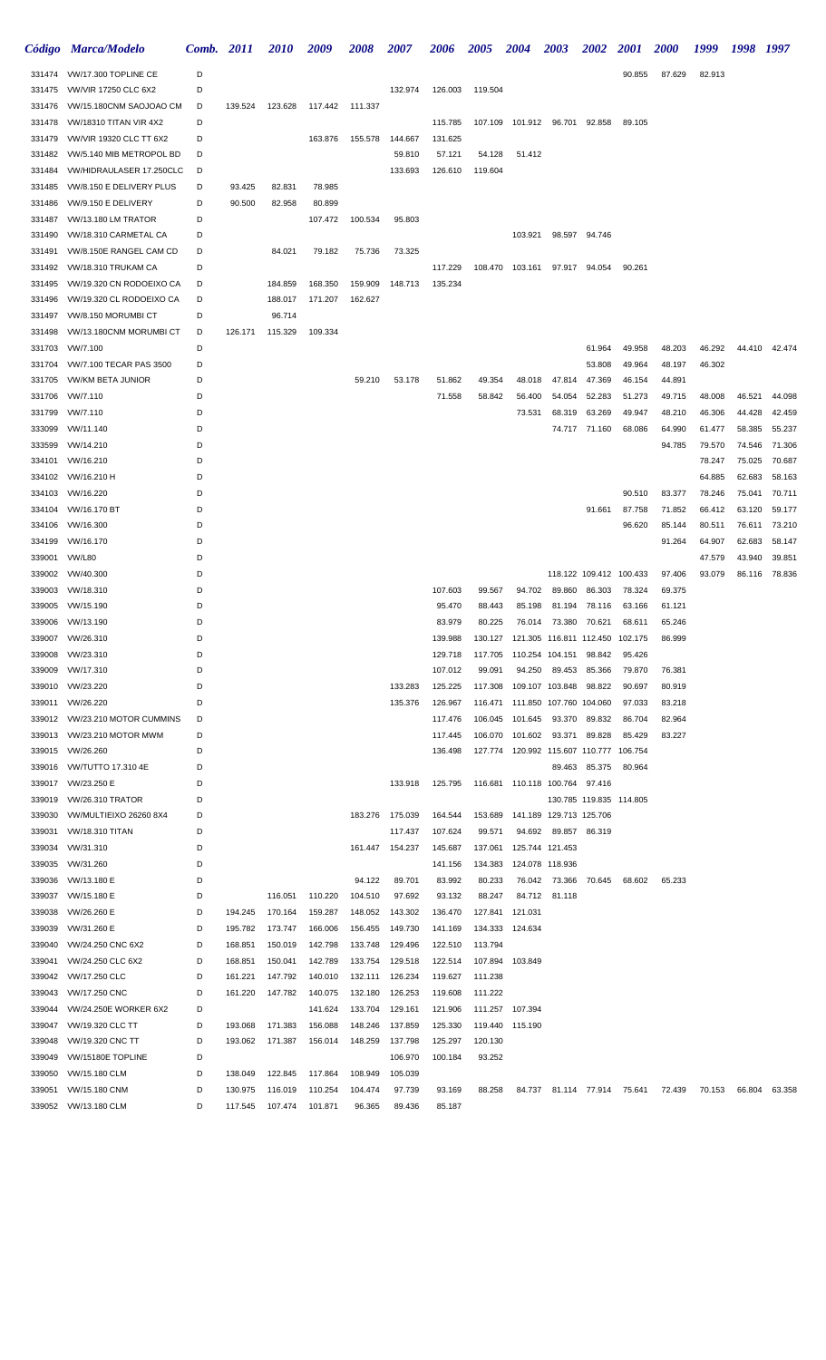| Código | Marca/Modelo | Comb. | 2011 | 2010 | 2009 | 2008 | 2007 | 2006 | 2005 | 2004 | 2003 | 2002 | 2001 | 2000 | 1999 | 1998 | 1997 |
|---|---|---|---|---|---|---|---|---|---|---|---|---|---|---|---|---|---|
| 331474 | VW/17.300 TOPLINE CE | D | | | | | | | | | | | 90.855 | 87.629 | 82.913 | | |
| 331475 | VW/VIR 17250 CLC 6X2 | D | | | | | 132.974 | 126.003 | 119.504 | | | | | | | | |
| 331476 | VW15.180CNM SAOJOAO CM | D | 139.524 | 123.628 | 117.442 | 111.337 | | | | | | | | | | | |
| 331478 | VW/18310 TITAN VIR 4X2 | D | | | | | | 115.785 | 107.109 | 101.912 | 96.701 | 92.858 | 89.105 | | | | |
| 331479 | VW/VIR 19320 CLC TT 6X2 | D | | | 163.876 | 155.578 | 144.667 | 131.625 | | | | | | | | | |
| 331482 | VW5.140 MIB METROPOL BD | D | | | | | 59.810 | 57.121 | 54.128 | 51.412 | | | | | | | |
| 331484 | VW/HIDRAULASER 17.250CLC | D | | | | | 133.693 | 126.610 | 119.604 | | | | | | | | |
| 331485 | VW/8.150 E DELIVERY PLUS | D | 93.425 | 82.831 | 78.985 | | | | | | | | | | | | |
| 331486 | VW/9.150 E DELIVERY | D | 90.500 | 82.958 | 80.899 | | | | | | | | | | | | |
| 331487 | VW/13.180 LM TRATOR | D | | | 107.472 | 100.534 | 95.803 | | | | | | | | | | |
| 331490 | VW/18.310 CARMETAL CA | D | | | | | | | | 103.921 | 98.597 | 94.746 | | | | | |
| 331491 | VW/8.150E RANGEL CAM CD | D | | 84.021 | 79.182 | 75.736 | 73.325 | | | | | | | | | | |
| 331492 | VW/18.310 TRUKAM CA | D | | | | | | 117.229 | 108.470 | 103.161 | 97.917 | 94.054 | 90.261 | | | | |
| 331495 | VW/19.320 CN RODOEIXO CA | D | | 184.859 | 168.350 | 159.909 | 148.713 | 135.234 | | | | | | | | | |
| 331496 | VW/19.320 CL RODOEIXO CA | D | | 188.017 | 171.207 | 162.627 | | | | | | | | | | | |
| 331497 | VW/8.150 MORUMBI CT | D | | 96.714 | | | | | | | | | | | | | |
| 331498 | VW/13.180CNM MORUMBI CT | D | 126.171 | 115.329 | 109.334 | | | | | | | | | | | | |
| 331703 | VW/7.100 | D | | | | | | | | | | 61.964 | 49.958 | 48.203 | 46.292 | 44.410 | 42.474 |
| 331704 | VW/7.100 TECAR PAS 3500 | D | | | | | | | | | | 53.808 | 49.964 | 48.197 | 46.302 | | |
| 331705 | VW/KM BETA JUNIOR | D | | | | 59.210 | 53.178 | 51.862 | 49.354 | 48.018 | 47.814 | 47.369 | 46.154 | 44.891 | | | |
| 331706 | VW/7.110 | D | | | | | | 71.558 | 58.842 | 56.400 | 54.054 | 52.283 | 51.273 | 49.715 | 48.008 | 46.521 | 44.098 |
| 331799 | VW/7.110 | D | | | | | | | | 73.531 | 68.319 | 63.269 | 49.947 | 48.210 | 46.306 | 44.428 | 42.459 |
| 333099 | VW/11.140 | D | | | | | | | | | 74.717 | 71.160 | 68.086 | 64.990 | 61.477 | 58.385 | 55.237 |
| 333599 | VW/14.210 | D | | | | | | | | | | | | 94.785 | 79.570 | 74.546 | 71.306 |
| 334101 | VW/16.210 | D | | | | | | | | | | | | | 78.247 | 75.025 | 70.687 |
| 334102 | VW/16.210 H | D | | | | | | | | | | | | | 64.885 | 62.683 | 58.163 |
| 334103 | VW/16.220 | D | | | | | | | | | | | 90.510 | 83.377 | 78.246 | 75.041 | 70.711 |
| 334104 | VW/16.170 BT | D | | | | | | | | | | 91.661 | 87.758 | 71.852 | 66.412 | 63.120 | 59.177 |
| 334106 | VW/16.300 | D | | | | | | | | | | | 96.620 | 85.144 | 80.511 | 76.611 | 73.210 |
| 334199 | VW/16.170 | D | | | | | | | | | | | | 91.264 | 64.907 | 62.683 | 58.147 |
| 339001 | VW/L80 | D | | | | | | | | | | | | | 47.579 | 43.940 | 39.851 |
| 339002 | VW/40.300 | D | | | | | | | | | 118.122 | 109.412 | 100.433 | 97.406 | 93.079 | 86.116 | 78.836 |
| 339003 | VW/18.310 | D | | | | | | 107.603 | 99.567 | 94.702 | 89.860 | 86.303 | 78.324 | 69.375 | | | |
| 339005 | VW/15.190 | D | | | | | | 95.470 | 88.443 | 85.198 | 81.194 | 78.116 | 63.166 | 61.121 | | | |
| 339006 | VW/13.190 | D | | | | | | 83.979 | 80.225 | 76.014 | 73.380 | 70.621 | 68.611 | 65.246 | | | |
| 339007 | VW/26.310 | D | | | | | | 139.988 | 130.127 | 121.305 | 116.811 | 112.450 | 102.175 | 86.999 | | | |
| 339008 | VW/23.310 | D | | | | | | 129.718 | 117.705 | 110.254 | 104.151 | 98.842 | 95.426 | | | | |
| 339009 | VW/17.310 | D | | | | | | 107.012 | 99.091 | 94.250 | 89.453 | 85.366 | 79.870 | 76.381 | | | |
| 339010 | VW/23.220 | D | | | | | 133.283 | 125.225 | 117.308 | 109.107 | 103.848 | 98.822 | 90.697 | 80.919 | | | |
| 339011 | VW/26.220 | D | | | | | 135.376 | 126.967 | 116.471 | 111.850 | 107.760 | 104.060 | 97.033 | 83.218 | | | |
| 339012 | VW/23.210 MOTOR CUMMINS | D | | | | | | 117.476 | 106.045 | 101.645 | 93.370 | 89.832 | 86.704 | 82.964 | | | |
| 339013 | VW/23.210 MOTOR MWM | D | | | | | | 117.445 | 106.070 | 101.602 | 93.371 | 89.828 | 85.429 | 83.227 | | | |
| 339015 | VW/26.260 | D | | | | | | 136.498 | 127.774 | 120.992 | 115.607 | 110.777 | 106.754 | | | | |
| 339016 | VW/TUTTO 17.310 4E | D | | | | | | | | | 89.463 | 85.375 | 80.964 | | | | |
| 339017 | VW/23.250 E | D | | | | | 133.918 | 125.795 | 116.681 | 110.118 | 100.764 | 97.416 | | | | | |
| 339019 | VW/26.310 TRATOR | D | | | | | | | | | 130.785 | 119.835 | 114.805 | | | | |
| 339030 | VW/MULTIEIXO 26260 8X4 | D | | | | 183.276 | 175.039 | 164.544 | 153.689 | 141.189 | 129.713 | 125.706 | | | | | |
| 339031 | VW/18.310 TITAN | D | | | | | 117.437 | 107.624 | 99.571 | 94.692 | 89.857 | 86.319 | | | | | |
| 339034 | VW/31.310 | D | | | | 161.447 | 154.237 | 145.687 | 137.061 | 125.744 | 121.453 | | | | | | |
| 339035 | VW/31.260 | D | | | | | | 141.156 | 134.383 | 124.078 | 118.936 | | | | | | |
| 339036 | VW/13.180 E | D | | | | 94.122 | 89.701 | 83.992 | 80.233 | 76.042 | 73.366 | 70.645 | 68.602 | 65.233 | | | |
| 339037 | VW/15.180 E | D | | 116.051 | 110.220 | 104.510 | 97.692 | 93.132 | 88.247 | 84.712 | 81.118 | | | | | | |
| 339038 | VW/26.260 E | D | 194.245 | 170.164 | 159.287 | 148.052 | 143.302 | 136.470 | 127.841 | 121.031 | | | | | | | |
| 339039 | VW/31.260 E | D | 195.782 | 173.747 | 166.006 | 156.455 | 149.730 | 141.169 | 134.333 | 124.634 | | | | | | | |
| 339040 | VW/24.250 CNC 6X2 | D | 168.851 | 150.019 | 142.798 | 133.748 | 129.496 | 122.510 | 113.794 | | | | | | | | |
| 339041 | VW/24.250 CLC 6X2 | D | 168.851 | 150.041 | 142.789 | 133.754 | 129.518 | 122.514 | 107.894 | 103.849 | | | | | | | |
| 339042 | VW/17.250 CLC | D | 161.221 | 147.792 | 140.010 | 132.111 | 126.234 | 119.627 | 111.238 | | | | | | | | |
| 339043 | VW/17.250 CNC | D | 161.220 | 147.782 | 140.075 | 132.180 | 126.253 | 119.608 | 111.222 | | | | | | | | |
| 339044 | VW/24.250E WORKER 6X2 | D | | | 141.624 | 133.704 | 129.161 | 121.906 | 111.257 | 107.394 | | | | | | | |
| 339047 | VW/19.320 CLC TT | D | 193.068 | 171.383 | 156.088 | 148.246 | 137.859 | 125.330 | 119.440 | 115.190 | | | | | | | |
| 339048 | VW/19.320 CNC TT | D | 193.062 | 171.387 | 156.014 | 148.259 | 137.798 | 125.297 | 120.130 | | | | | | | | |
| 339049 | VW/15180E TOPLINE | D | | | | | 106.970 | 100.184 | 93.252 | | | | | | | | |
| 339050 | VW/15.180 CLM | D | 138.049 | 122.845 | 117.864 | 108.949 | 105.039 | | | | | | | | | | |
| 339051 | VW/15.180 CNM | D | 130.975 | 116.019 | 110.254 | 104.474 | 97.739 | 93.169 | 88.258 | 84.737 | 81.114 | 77.914 | 75.641 | 72.439 | 70.153 | 66.804 | 63.358 |
| 339052 | VW/13.180 CLM | D | 117.545 | 107.474 | 101.871 | 96.365 | 89.436 | 85.187 | | | | | | | | | |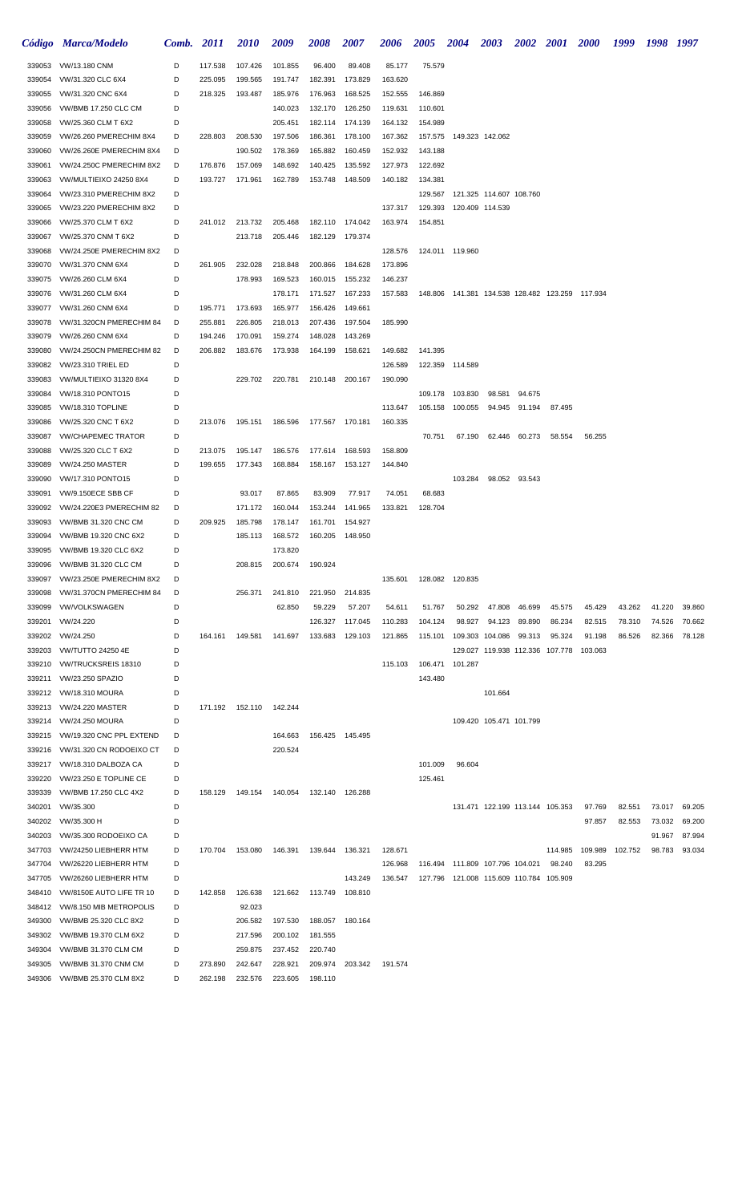| Código | Marca/Modelo | Comb. | 2011 | 2010 | 2009 | 2008 | 2007 | 2006 | 2005 | 2004 | 2003 | 2002 | 2001 | 2000 | 1999 | 1998 | 1997 |
|---|---|---|---|---|---|---|---|---|---|---|---|---|---|---|---|---|---|
| 339053 | VW/13.180 CNM | D | 117.538 | 107.426 | 101.855 | 96.400 | 89.408 | 85.177 | 75.579 | | | | | | | | |
| 339054 | VW/31.320 CLC 6X4 | D | 225.095 | 199.565 | 191.747 | 182.391 | 173.829 | 163.620 | | | | | | | | | |
| 339055 | VW/31.320 CNC 6X4 | D | 218.325 | 193.487 | 185.976 | 176.963 | 168.525 | 152.555 | 146.869 | | | | | | | | |
| 339056 | VW/BMB 17.250 CLC CM | D | | | 140.023 | 132.170 | 126.250 | 119.631 | 110.601 | | | | | | | | |
| 339058 | VW/25.360 CLM T 6X2 | D | | | 205.451 | 182.114 | 174.139 | 164.132 | 154.989 | | | | | | | | |
| 339059 | VW/26.260 PMERECHIM 8X4 | D | 228.803 | 208.530 | 197.506 | 186.361 | 178.100 | 167.362 | 157.575 | 149.323 | 142.062 | | | | | | |
| 339060 | VW/26.260E PMERECHIM 8X4 | D | | 190.502 | 178.369 | 165.882 | 160.459 | 152.932 | 143.188 | | | | | | | | |
| 339061 | VW/24.250C PMERECHIM 8X2 | D | 176.876 | 157.069 | 148.692 | 140.425 | 135.592 | 127.973 | 122.692 | | | | | | | | |
| 339063 | VW/MULTIEIXO 24250 8X4 | D | 193.727 | 171.961 | 162.789 | 153.748 | 148.509 | 140.182 | 134.381 | | | | | | | | |
| 339064 | VW/23.310 PMERECHIM 8X2 | D | | | | | | | 129.567 | 121.325 | 114.607 | 108.760 | | | | | |
| 339065 | VW/23.220 PMERECHIM 8X2 | D | | | | | | 137.317 | 129.393 | 120.409 | 114.539 | | | | | | |
| 339066 | VW/25.370 CLM T 6X2 | D | 241.012 | 213.732 | 205.468 | 182.110 | 174.042 | 163.974 | 154.851 | | | | | | | | |
| 339067 | VW/25.370 CNM T 6X2 | D | | 213.718 | 205.446 | 182.129 | 179.374 | | | | | | | | | | |
| 339068 | VW/24.250E PMERECHIM 8X2 | D | | | | | | 128.576 | 124.011 | 119.960 | | | | | | | |
| 339070 | VW/31.370 CNM 6X4 | D | 261.905 | 232.028 | 218.848 | 200.866 | 184.628 | 173.896 | | | | | | | | | |
| 339075 | VW/26.260 CLM 6X4 | D | | 178.993 | 169.523 | 160.015 | 155.232 | 146.237 | | | | | | | | | |
| 339076 | VW/31.260 CLM 6X4 | D | | | 178.171 | 171.527 | 167.233 | 157.583 | 148.806 | 141.381 | 134.538 | 128.482 | 123.259 | 117.934 | | | |
| 339077 | VW/31.260 CNM 6X4 | D | 195.771 | 173.693 | 165.977 | 156.426 | 149.661 | | | | | | | | | | |
| 339078 | VW/31.320CN PMERECHIM 84 | D | 255.881 | 226.805 | 218.013 | 207.436 | 197.504 | 185.990 | | | | | | | | | |
| 339079 | VW/26.260 CNM 6X4 | D | 194.246 | 170.091 | 159.274 | 148.028 | 143.269 | | | | | | | | | | |
| 339080 | VW/24.250CN PMERECHIM 82 | D | 206.882 | 183.676 | 173.938 | 164.199 | 158.621 | 149.682 | 141.395 | | | | | | | | |
| 339082 | VW/23.310 TRIEL ED | D | | | | | | 126.589 | 122.359 | 114.589 | | | | | | | |
| 339083 | VW/MULTIEIXO 31320 8X4 | D | | 229.702 | 220.781 | 210.148 | 200.167 | 190.090 | | | | | | | | | |
| 339084 | VW/18.310 PONTO15 | D | | | | | | | 109.178 | 103.830 | 98.581 | 94.675 | | | | | |
| 339085 | VW/18.310 TOPLINE | D | | | | | | 113.647 | 105.158 | 100.055 | 94.945 | 91.194 | 87.495 | | | | |
| 339086 | VW/25.320 CNC T 6X2 | D | 213.076 | 195.151 | 186.596 | 177.567 | 170.181 | 160.335 | | | | | | | | | |
| 339087 | VW/CHAPEMEC TRATOR | D | | | | | | | 70.751 | 67.190 | 62.446 | 60.273 | 58.554 | 56.255 | | | |
| 339088 | VW/25.320 CLC T 6X2 | D | 213.075 | 195.147 | 186.576 | 177.614 | 168.593 | 158.809 | | | | | | | | | |
| 339089 | VW/24.250 MASTER | D | 199.655 | 177.343 | 168.884 | 158.167 | 153.127 | 144.840 | | | | | | | | | |
| 339090 | VW/17.310 PONTO15 | D | | | | | | | | 103.284 | 98.052 | 93.543 | | | | | |
| 339091 | VW/9.150ECE SBB CF | D | | 93.017 | 87.865 | 83.909 | 77.917 | 74.051 | 68.683 | | | | | | | | |
| 339092 | VW/24.220E3 PMERECHIM 82 | D | | 171.172 | 160.044 | 153.244 | 141.965 | 133.821 | 128.704 | | | | | | | | |
| 339093 | VW/BMB 31.320 CNC CM | D | 209.925 | 185.798 | 178.147 | 161.701 | 154.927 | | | | | | | | | | |
| 339094 | VW/BMB 19.320 CNC 6X2 | D | | 185.113 | 168.572 | 160.205 | 148.950 | | | | | | | | | | |
| 339095 | VW/BMB 19.320 CLC 6X2 | D | | | 173.820 | | | | | | | | | | | | |
| 339096 | VW/BMB 31.320 CLC CM | D | | 208.815 | 200.674 | 190.924 | | | | | | | | | | | |
| 339097 | VW/23.250E PMERECHIM 8X2 | D | | | | | | 135.601 | 128.082 | 120.835 | | | | | | | |
| 339098 | VW/31.370CN PMERECHIM 84 | D | | 256.371 | 241.810 | 221.950 | 214.835 | | | | | | | | | | |
| 339099 | VW/VOLKSWAGEN | D | | | 62.850 | 59.229 | 57.207 | 54.611 | 51.767 | 50.292 | 47.808 | 46.699 | 45.575 | 45.429 | 43.262 | 41.220 | 39.860 |
| 339201 | VW/24.220 | D | | | | 126.327 | 117.045 | 110.283 | 104.124 | 98.927 | 94.123 | 89.890 | 86.234 | 82.515 | 78.310 | 74.526 | 70.662 |
| 339202 | VW/24.250 | D | 164.161 | 149.581 | 141.697 | 133.683 | 129.103 | 121.865 | 115.101 | 109.303 | 104.086 | 99.313 | 95.324 | 91.198 | 86.526 | 82.366 | 78.128 |
| 339203 | VW/TUTTO 24250 4E | D | | | | | | | | 129.027 | 119.938 | 112.336 | 107.778 | 103.063 | | | |
| 339210 | VW/TRUCKSREIS 18310 | D | | | | | | 115.103 | 106.471 | 101.287 | | | | | | | |
| 339211 | VW/23.250 SPAZIO | D | | | | | | | 143.480 | | | | | | | | |
| 339212 | VW/18.310 MOURA | D | | | | | | | | | 101.664 | | | | | | |
| 339213 | VW/24.220 MASTER | D | 171.192 | 152.110 | 142.244 | | | | | | | | | | | | |
| 339214 | VW/24.250 MOURA | D | | | | | | | | 109.420 | 105.471 | 101.799 | | | | | |
| 339215 | VW/19.320 CNC PPL EXTEND | D | | | 164.663 | 156.425 | 145.495 | | | | | | | | | | |
| 339216 | VW/31.320 CN RODOEIXO CT | D | | | 220.524 | | | | | | | | | | | | |
| 339217 | VW/18.310 DALBOZA CA | D | | | | | | | 101.009 | 96.604 | | | | | | | |
| 339220 | VW/23.250 E TOPLINE CE | D | | | | | | | 125.461 | | | | | | | | |
| 339339 | VW/BMB 17.250 CLC 4X2 | D | 158.129 | 149.154 | 140.054 | 132.140 | 126.288 | | | | | | | | | | |
| 340201 | VW/35.300 | D | | | | | | | | 131.471 | 122.199 | 113.144 | 105.353 | 97.769 | 82.551 | 73.017 | 69.205 |
| 340202 | VW/35.300 H | D | | | | | | | | | | | | 97.857 | 82.553 | 73.032 | 69.200 |
| 340203 | VW/35.300 RODOEIXO CA | D | | | | | | | | | | | | | | 91.967 | 87.994 |
| 347703 | VW/24250 LIEBHERR HTM | D | 170.704 | 153.080 | 146.391 | 139.644 | 136.321 | 128.671 | | | | | 114.985 | 109.989 | 102.752 | 98.783 | 93.034 |
| 347704 | VW/26220 LIEBHERR HTM | D | | | | | | 126.968 | 116.494 | 111.809 | 107.796 | 104.021 | 98.240 | 83.295 | | | |
| 347705 | VW/26260 LIEBHERR HTM | D | | | | | 143.249 | 136.547 | 127.796 | 121.008 | 115.609 | 110.784 | 105.909 | | | | |
| 348410 | VW/8150E AUTO LIFE TR 10 | D | 142.858 | 126.638 | 121.662 | 113.749 | 108.810 | | | | | | | | | | |
| 348412 | VW/8.150 MIB METROPOLIS | D | | 92.023 | | | | | | | | | | | | | |
| 349300 | VW/BMB 25.320 CLC 8X2 | D | | 206.582 | 197.530 | 188.057 | 180.164 | | | | | | | | | | |
| 349302 | VW/BMB 19.370 CLM 6X2 | D | | 217.596 | 200.102 | 181.555 | | | | | | | | | | | |
| 349304 | VW/BMB 31.370 CLM CM | D | | 259.875 | 237.452 | 220.740 | | | | | | | | | | | |
| 349305 | VW/BMB 31.370 CNM CM | D | 273.890 | 242.647 | 228.921 | 209.974 | 203.342 | 191.574 | | | | | | | | | |
| 349306 | VW/BMB 25.370 CLM 8X2 | D | 262.198 | 232.576 | 223.605 | 198.110 | | | | | | | | | | | |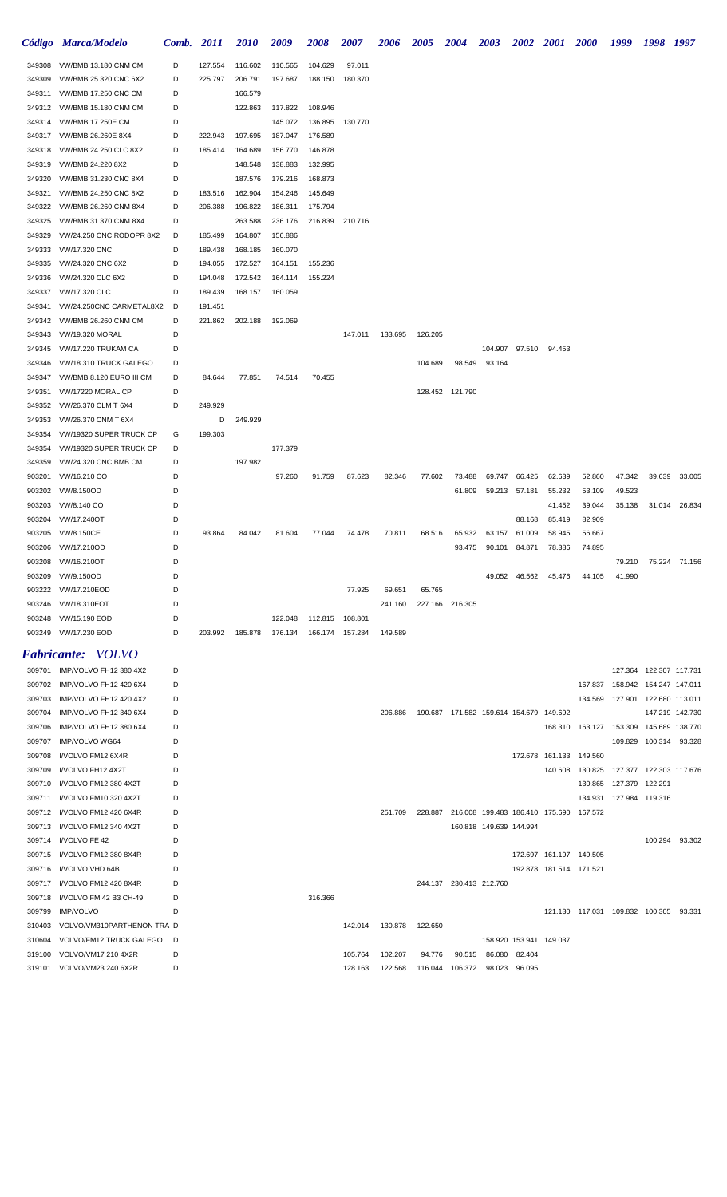| Código | Marca/Modelo | Comb. | 2011 | 2010 | 2009 | 2008 | 2007 | 2006 | 2005 | 2004 | 2003 | 2002 | 2001 | 2000 | 1999 | 1998 | 1997 |
|---|---|---|---|---|---|---|---|---|---|---|---|---|---|---|---|---|---|
| 349308 | VW/BMB 13.180 CNM CM | D | 127.554 | 116.602 | 110.565 | 104.629 | 97.011 | | | | | | | | | | |
| 349309 | VW/BMB 25.320 CNC 6X2 | D | 225.797 | 206.791 | 197.687 | 188.150 | 180.370 | | | | | | | | | | |
| 349311 | VW/BMB 17.250 CNC CM | D | | 166.579 | | | | | | | | | | | | | |
| 349312 | VW/BMB 15.180 CNM CM | D | | 122.863 | 117.822 | 108.946 | | | | | | | | | | | |
| 349314 | VW/BMB 17.250E CM | D | | | 145.072 | 136.895 | 130.770 | | | | | | | | | | |
| 349317 | VW/BMB 26.260E 8X4 | D | 222.943 | 197.695 | 187.047 | 176.589 | | | | | | | | | | | |
| 349318 | VW/BMB 24.250 CLC 8X2 | D | 185.414 | 164.689 | 156.770 | 146.878 | | | | | | | | | | | |
| 349319 | VW/BMB 24.220 8X2 | D | | 148.548 | 138.883 | 132.995 | | | | | | | | | | | |
| 349320 | VW/BMB 31.230 CNC 8X4 | D | | 187.576 | 179.216 | 168.873 | | | | | | | | | | | |
| 349321 | VW/BMB 24.250 CNC 8X2 | D | 183.516 | 162.904 | 154.246 | 145.649 | | | | | | | | | | | |
| 349322 | VW/BMB 26.260 CNM 8X4 | D | 206.388 | 196.822 | 186.311 | 175.794 | | | | | | | | | | | |
| 349325 | VW/BMB 31.370 CNM 8X4 | D | | 263.588 | 236.176 | 216.839 | 210.716 | | | | | | | | | | |
| 349329 | VW/24.250 CNC RODOPR 8X2 | D | 185.499 | 164.807 | 156.886 | | | | | | | | | | | | |
| 349333 | VW/17.320 CNC | D | 189.438 | 168.185 | 160.070 | | | | | | | | | | | | |
| 349335 | VW/24.320 CNC 6X2 | D | 194.055 | 172.527 | 164.151 | 155.236 | | | | | | | | | | | |
| 349336 | VW/24.320 CLC 6X2 | D | 194.048 | 172.542 | 164.114 | 155.224 | | | | | | | | | | | |
| 349337 | VW/17.320 CLC | D | 189.439 | 168.157 | 160.059 | | | | | | | | | | | | |
| 349341 | VW/24.250CNC CARMETAL8X2 | D | 191.451 | | | | | | | | | | | | | | |
| 349342 | VW/BMB 26.260 CNM CM | D | 221.862 | 202.188 | 192.069 | | | | | | | | | | | | |
| 349343 | VW/19.320 MORAL | D | | | | | 147.011 | 133.695 | 126.205 | | | | | | | | |
| 349345 | VW/17.220 TRUKAM CA | D | | | | | | | | | 104.907 | 97.510 | 94.453 | | | | |
| 349346 | VW/18.310 TRUCK GALEGO | D | | | | | | | 104.689 | 98.549 | 93.164 | | | | | | |
| 349347 | VW/BMB 8.120 EURO III CM | D | 84.644 | 77.851 | 74.514 | 70.455 | | | | | | | | | | | |
| 349351 | VW/17220 MORAL CP | D | | | | | | | 128.452 | 121.790 | | | | | | | |
| 349352 | VW/26.370 CLM T 6X4 | D | 249.929 | | | | | | | | | | | | | | |
| 349353 | VW/26.370 CNM T 6X4 | | D | 249.929 | | | | | | | | | | | | | |
| 349354 | VW/19320 SUPER TRUCK CP | G | 199.303 | | | | | | | | | | | | | | |
| 349354 | VW/19320 SUPER TRUCK CP | D | | | 177.379 | | | | | | | | | | | | |
| 349359 | VW/24.320 CNC BMB CM | D | | 197.982 | | | | | | | | | | | | | |
| 903201 | VW/16.210 CO | D | | | 97.260 | 91.759 | 87.623 | 82.346 | 77.602 | 73.488 | 69.747 | 66.425 | 62.639 | 52.860 | 47.342 | 39.639 | 33.005 |
| 903202 | VW/8.150OD | D | | | | | | | | 61.809 | 59.213 | 57.181 | 55.232 | 53.109 | 49.523 | | |
| 903203 | VW/8.140 CO | D | | | | | | | | | | | 41.452 | 39.044 | 35.138 | 31.014 | 26.834 |
| 903204 | VW/17.240OT | D | | | | | | | | | | 88.168 | 85.419 | 82.909 | | | |
| 903205 | VW/8.150CE | D | 93.864 | 84.042 | 81.604 | 77.044 | 74.478 | 70.811 | 68.516 | 65.932 | 63.157 | 61.009 | 58.945 | 56.667 | | | |
| 903206 | VW/17.210OD | D | | | | | | | | 93.475 | 90.101 | 84.871 | 78.386 | 74.895 | | | |
| 903208 | VW/16.210OT | D | | | | | | | | | | | | | 79.210 | 75.224 | 71.156 |
| 903209 | VW/9.150OD | D | | | | | | | | | 49.052 | 46.562 | 45.476 | 44.105 | 41.990 | | |
| 903222 | VW/17.210EOD | D | | | | | 77.925 | 69.651 | 65.765 | | | | | | | | |
| 903246 | VW/18.310EOT | D | | | | | | 241.160 | 227.166 | 216.305 | | | | | | | |
| 903248 | VW/15.190 EOD | D | | | 122.048 | 112.815 | 108.801 | | | | | | | | | | |
| 903249 | VW/17.230 EOD | D | 203.992 | 185.878 | 176.134 | 166.174 | 157.284 | 149.589 | | | | | | | | | |

## *Fabricante: VOLVO*

| Código | Marca/Modelo | Comb. | 2011 | 2010 | 2009 | 2008 | 2007 | 2006 | 2005 | 2004 | 2003 | 2002 | 2001 | 2000 | 1999 | 1998 | 1997 |
|---|---|---|---|---|---|---|---|---|---|---|---|---|---|---|---|---|---|
| 309701 | IMP/VOLVO FH12 380 4X2 | D | | | | | | | | | | | | | 127.364 | 122.307 | 117.731 |
| 309702 | IMP/VOLVO FH12 420 6X4 | D | | | | | | | | | | | | 167.837 | 158.942 | 154.247 | 147.011 |
| 309703 | IMP/VOLVO FH12 420 4X2 | D | | | | | | | | | | | | 134.569 | 127.901 | 122.680 | 113.011 |
| 309704 | IMP/VOLVO FH12 340 6X4 | D | | | | | | 206.886 | 190.687 | 171.582 | 159.614 | 154.679 | 149.692 | | | 147.219 | 142.730 |
| 309706 | IMP/VOLVO FH12 380 6X4 | D | | | | | | | | | | | 168.310 | 163.127 | 153.309 | 145.689 | 138.770 |
| 309707 | IMP/VOLVO WG64 | D | | | | | | | | | | | | | 109.829 | 100.314 | 93.328 |
| 309708 | I/VOLVO FM12 6X4R | D | | | | | | | | | | 172.678 | 161.133 | 149.560 | | | |
| 309709 | I/VOLVO FH12 4X2T | D | | | | | | | | | | | 140.608 | 130.825 | 127.377 | 122.303 | 117.676 |
| 309710 | I/VOLVO FM12 380 4X2T | D | | | | | | | | | | | | 130.865 | 127.379 | 122.291 | |
| 309711 | I/VOLVO FM10 320 4X2T | D | | | | | | | | | | | | 134.931 | 127.984 | 119.316 | |
| 309712 | I/VOLVO FM12 420 6X4R | D | | | | | | 251.709 | 228.887 | 216.008 | 199.483 | 186.410 | 175.690 | 167.572 | | | |
| 309713 | I/VOLVO FM12 340 4X2T | D | | | | | | | | 160.818 | 149.639 | 144.994 | | | | | |
| 309714 | I/VOLVO FE 42 | D | | | | | | | | | | | | | | 100.294 | 93.302 |
| 309715 | I/VOLVO FM12 380 8X4R | D | | | | | | | | | | 172.697 | 161.197 | 149.505 | | | |
| 309716 | I/VOLVO VHD 64B | D | | | | | | | | | | 192.878 | 181.514 | 171.521 | | | |
| 309717 | I/VOLVO FM12 420 8X4R | D | | | | | | | 244.137 | 230.413 | 212.760 | | | | | | |
| 309718 | I/VOLVO FM 42 B3 CH-49 | D | | | | 316.366 | | | | | | | | | | | |
| 309799 | IMP/VOLVO | D | | | | | | | | | | | 121.130 | 117.031 | 109.832 | 100.305 | 93.331 |
| 310403 | VOLVO/VM310PARTHENON TRA | D | | | | | 142.014 | 130.878 | 122.650 | | | | | | | | |
| 310604 | VOLVO/FM12 TRUCK GALEGO | D | | | | | | | | | 158.920 | 153.941 | 149.037 | | | | |
| 319100 | VOLVO/VM17 210 4X2R | D | | | | | 105.764 | 102.207 | 94.776 | 90.515 | 86.080 | 82.404 | | | | | |
| 319101 | VOLVO/VM23 240 6X2R | D | | | | | 128.163 | 122.568 | 116.044 | 106.372 | 98.023 | 96.095 | | | | | |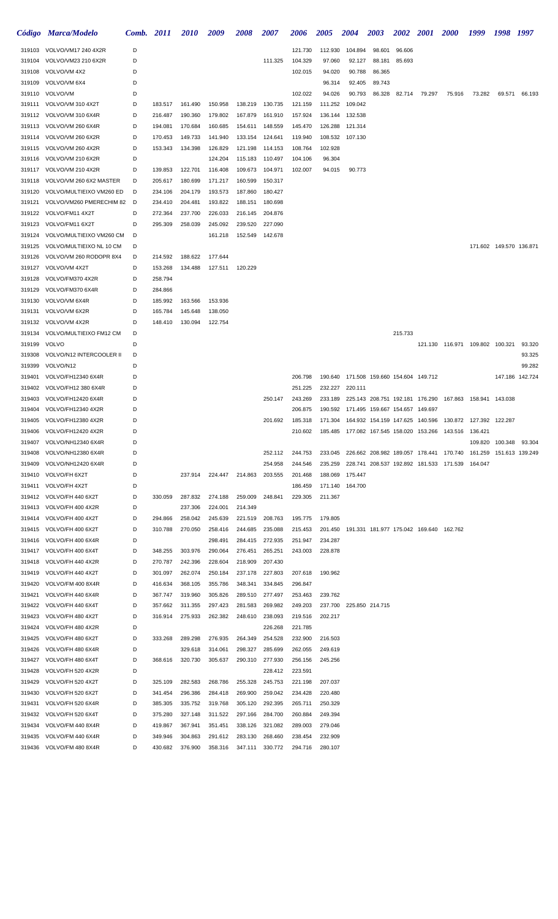| Código | Marca/Modelo | Comb. | 2011 | 2010 | 2009 | 2008 | 2007 | 2006 | 2005 | 2004 | 2003 | 2002 | 2001 | 2000 | 1999 | 1998 | 1997 |
|---|---|---|---|---|---|---|---|---|---|---|---|---|---|---|---|---|---|
| 319103 | VOLVO/VM17 240 4X2R | D | | | | | | 121.730 | 112.930 | 104.894 | 98.601 | 96.606 | | | | | |
| 319104 | VOLVO/VM23 210 6X2R | D | | | | | 111.325 | 104.329 | 97.060 | 92.127 | 88.181 | 85.693 | | | | | |
| 319108 | VOLVO/VM 4X2 | D | | | | | | 102.015 | 94.020 | 90.788 | 86.365 | | | | | | |
| 319109 | VOLVO/VM 6X4 | D | | | | | | | 96.314 | 92.405 | 89.743 | | | | | | |
| 319110 | VOLVO/VM | D | | | | | | 102.022 | 94.026 | 90.793 | 86.328 | 82.714 | 79.297 | 75.916 | 73.282 | 69.571 | 66.193 |
| 319111 | VOLVO/VM 310 4X2T | D | 183.517 | 161.490 | 150.958 | 138.219 | 130.735 | 121.159 | 111.252 | 109.042 | | | | | | | |
| 319112 | VOLVO/VM 310 6X4R | D | 216.487 | 190.360 | 179.802 | 167.879 | 161.910 | 157.924 | 136.144 | 132.538 | | | | | | | |
| 319113 | VOLVO/VM 260 6X4R | D | 194.081 | 170.684 | 160.685 | 154.611 | 148.559 | 145.470 | 126.288 | 121.314 | | | | | | | |
| 319114 | VOLVO/VM 260 6X2R | D | 170.453 | 149.733 | 141.940 | 133.154 | 124.641 | 119.940 | 108.532 | 107.130 | | | | | | | |
| 319115 | VOLVO/VM 260 4X2R | D | 153.343 | 134.398 | 126.829 | 121.198 | 114.153 | 108.764 | 102.928 | | | | | | | | |
| 319116 | VOLVO/VM 210 6X2R | D | | | 124.204 | 115.183 | 110.497 | 104.106 | 96.304 | | | | | | | | |
| 319117 | VOLVO/VM 210 4X2R | D | 139.853 | 122.701 | 116.408 | 109.673 | 104.971 | 102.007 | 94.015 | 90.773 | | | | | | | |
| 319118 | VOLVO/VM 260 6X2 MASTER | D | 205.617 | 180.699 | 171.217 | 160.599 | 150.317 | | | | | | | | | | |
| 319120 | VOLVO/MULTIEIXO VM260 ED | D | 234.106 | 204.179 | 193.573 | 187.860 | 180.427 | | | | | | | | | | |
| 319121 | VOLVO/VM260 PMERECHIM 82 | D | 234.410 | 204.481 | 193.822 | 188.151 | 180.698 | | | | | | | | | | |
| 319122 | VOLVO/FM11 4X2T | D | 272.364 | 237.700 | 226.033 | 216.145 | 204.876 | | | | | | | | | | |
| 319123 | VOLVO/FM11 6X2T | D | 295.309 | 258.039 | 245.092 | 239.520 | 227.090 | | | | | | | | | | |
| 319124 | VOLVO/MULTIEIXO VM260 CM | D | | | 161.218 | 152.549 | 142.678 | | | | | | | | | | |
| 319125 | VOLVO/MULTIEIXO NL 10 CM | D | | | | | | | | | | | | | 171.602 | 149.570 | 136.871 |
| 319126 | VOLVO/VM 260 RODOPR 8X4 | D | 214.592 | 188.622 | 177.644 | | | | | | | | | | | | |
| 319127 | VOLVO/VM 4X2T | D | 153.268 | 134.488 | 127.511 | 120.229 | | | | | | | | | | | |
| 319128 | VOLVO/FM370 4X2R | D | 258.794 | | | | | | | | | | | | | | |
| 319129 | VOLVO/FM370 6X4R | D | 284.866 | | | | | | | | | | | | | | |
| 319130 | VOLVO/VM 6X4R | D | 185.992 | 163.566 | 153.936 | | | | | | | | | | | | |
| 319131 | VOLVO/VM 6X2R | D | 165.784 | 145.648 | 138.050 | | | | | | | | | | | | |
| 319132 | VOLVO/VM 4X2R | D | 148.410 | 130.094 | 122.754 | | | | | | | | | | | | |
| 319134 | VOLVO/MULTIEIXO FM12 CM | D | | | | | | | | | | 215.733 | | | | | |
| 319199 | VOLVO | D | | | | | | | | | | | 121.130 | 116.971 | 109.802 | 100.321 | 93.320 |
| 319308 | VOLVO/N12 INTERCOOLER II | D | | | | | | | | | | | | | | | 93.325 |
| 319399 | VOLVO/N12 | D | | | | | | | | | | | | | | | 99.282 |
| 319401 | VOLVO/FH12340 6X4R | D | | | | | | 206.798 | 190.640 | 171.508 | 159.660 | 154.604 | 149.712 | | | 147.186 | 142.724 |
| 319402 | VOLVO/FH12 380 6X4R | D | | | | | | 251.225 | 232.227 | 220.111 | | | | | | | |
| 319403 | VOLVO/FH12420 6X4R | D | | | | | 250.147 | 243.269 | 233.189 | 225.143 | 208.751 | 192.181 | 176.290 | 167.863 | 158.941 | 143.038 | |
| 319404 | VOLVO/FH12340 4X2R | D | | | | | | 206.875 | 190.592 | 171.495 | 159.667 | 154.657 | 149.697 | | | | |
| 319405 | VOLVO/FH12380 4X2R | D | | | | | 201.692 | 185.318 | 171.304 | 164.932 | 154.159 | 147.625 | 140.596 | 130.872 | 127.392 | 122.287 | |
| 319406 | VOLVO/FH12420 4X2R | D | | | | | | 210.602 | 185.485 | 177.082 | 167.545 | 158.020 | 153.266 | 143.516 | 136.421 | | |
| 319407 | VOLVO/NH12340 6X4R | D | | | | | | | | | | | | | 109.820 | 100.348 | 93.304 |
| 319408 | VOLVO/NH12380 6X4R | D | | | | | 252.112 | 244.753 | 233.045 | 226.662 | 208.982 | 189.057 | 178.441 | 170.740 | 161.259 | 151.613 | 139.249 |
| 319409 | VOLVO/NH12420 6X4R | D | | | | | 254.958 | 244.546 | 235.259 | 228.741 | 208.537 | 192.892 | 181.533 | 171.539 | 164.047 | | |
| 319410 | VOLVO/FH 6X2T | D | | 237.914 | 224.447 | 214.863 | 203.555 | 201.468 | 188.069 | 175.447 | | | | | | | |
| 319411 | VOLVO/FH 4X2T | D | | | | | | 186.459 | 171.140 | 164.700 | | | | | | | |
| 319412 | VOLVO/FH 440 6X2T | D | 330.059 | 287.832 | 274.188 | 259.009 | 248.841 | 229.305 | 211.367 | | | | | | | | |
| 319413 | VOLVO/FH 400 4X2R | D | | 237.306 | 224.001 | 214.349 | | | | | | | | | | | |
| 319414 | VOLVO/FH 400 4X2T | D | 294.866 | 258.042 | 245.639 | 221.519 | 208.763 | 195.775 | 179.805 | | | | | | | | |
| 319415 | VOLVO/FH 400 6X2T | D | 310.788 | 270.050 | 258.416 | 244.685 | 235.088 | 215.453 | 201.450 | 191.331 | 181.977 | 175.042 | 169.640 | 162.762 | | | |
| 319416 | VOLVO/FH 400 6X4R | D | | | 298.491 | 284.415 | 272.935 | 251.947 | 234.287 | | | | | | | | |
| 319417 | VOLVO/FH 400 6X4T | D | 348.255 | 303.976 | 290.064 | 276.451 | 265.251 | 243.003 | 228.878 | | | | | | | | |
| 319418 | VOLVO/FH 440 4X2R | D | 270.787 | 242.396 | 228.604 | 218.909 | 207.430 | | | | | | | | | | |
| 319419 | VOLVO/FH 440 4X2T | D | 301.097 | 262.074 | 250.184 | 237.178 | 227.803 | 207.618 | 190.962 | | | | | | | | |
| 319420 | VOLVO/FM 400 8X4R | D | 416.634 | 368.105 | 355.786 | 348.341 | 334.845 | 296.847 | | | | | | | | | |
| 319421 | VOLVO/FH 440 6X4R | D | 367.747 | 319.960 | 305.826 | 289.510 | 277.497 | 253.463 | 239.762 | | | | | | | | |
| 319422 | VOLVO/FH 440 6X4T | D | 357.662 | 311.355 | 297.423 | 281.583 | 269.982 | 249.203 | 237.700 | 225.850 | 214.715 | | | | | | |
| 319423 | VOLVO/FH 480 4X2T | D | 316.914 | 275.933 | 262.382 | 248.610 | 238.093 | 219.516 | 202.217 | | | | | | | | |
| 319424 | VOLVO/FH 480 4X2R | D | | | | | 226.268 | 221.785 | | | | | | | | | |
| 319425 | VOLVO/FH 480 6X2T | D | 333.268 | 289.298 | 276.935 | 264.349 | 254.528 | 232.900 | 216.503 | | | | | | | | |
| 319426 | VOLVO/FH 480 6X4R | D | | 329.618 | 314.061 | 298.327 | 285.699 | 262.055 | 249.619 | | | | | | | | |
| 319427 | VOLVO/FH 480 6X4T | D | 368.616 | 320.730 | 305.637 | 290.310 | 277.930 | 256.156 | 245.256 | | | | | | | | |
| 319428 | VOLVO/FH 520 4X2R | D | | | | | 228.412 | 223.591 | | | | | | | | | |
| 319429 | VOLVO/FH 520 4X2T | D | 325.109 | 282.583 | 268.786 | 255.328 | 245.753 | 221.198 | 207.037 | | | | | | | | |
| 319430 | VOLVO/FH 520 6X2T | D | 341.454 | 296.386 | 284.418 | 269.900 | 259.042 | 234.428 | 220.480 | | | | | | | | |
| 319431 | VOLVO/FH 520 6X4R | D | 385.305 | 335.752 | 319.768 | 305.120 | 292.395 | 265.711 | 250.329 | | | | | | | | |
| 319432 | VOLVO/FH 520 6X4T | D | 375.280 | 327.148 | 311.522 | 297.166 | 284.700 | 260.884 | 249.394 | | | | | | | | |
| 319434 | VOLVO/FM 440 8X4R | D | 419.867 | 367.941 | 351.451 | 338.126 | 321.082 | 289.003 | 279.046 | | | | | | | | |
| 319435 | VOLVO/FM 440 6X4R | D | 349.946 | 304.863 | 291.612 | 283.130 | 268.460 | 238.454 | 232.909 | | | | | | | | |
| 319436 | VOLVO/FM 480 8X4R | D | 430.682 | 376.900 | 358.316 | 347.111 | 330.772 | 294.716 | 280.107 | | | | | | | | |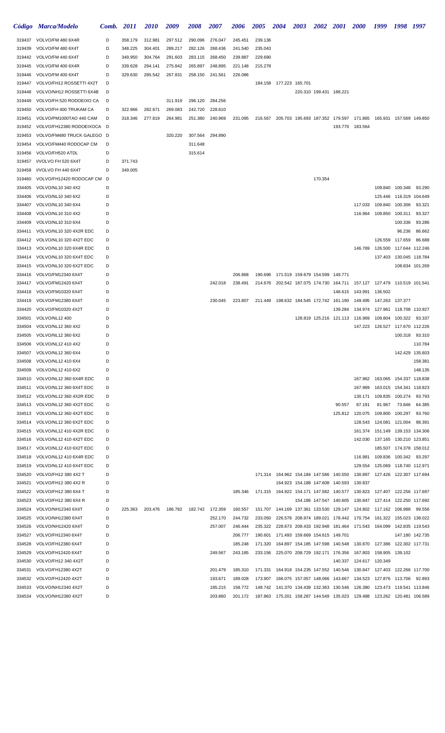| Código | Marca/Modelo | Comb. | 2011 | 2010 | 2009 | 2008 | 2007 | 2006 | 2005 | 2004 | 2003 | 2002 | 2001 | 2000 | 1999 | 1998 | 1997 |
|---|---|---|---|---|---|---|---|---|---|---|---|---|---|---|---|---|---|
| 319437 | VOLVO/FM 480 6X4R | D | 358.179 | 312.981 | 297.512 | 290.096 | 276.047 | 245.451 | 239.136 | | | | | | | | |
| 319439 | VOLVO/FM 480 6X4T | D | 348.225 | 304.401 | 289.217 | 282.126 | 268.436 | 241.540 | 235.043 | | | | | | | | |
| 319442 | VOLVO/FM 440 6X4T | D | 349.950 | 304.764 | 291.603 | 283.115 | 268.450 | 239.887 | 229.690 | | | | | | | | |
| 319445 | VOLVO/FM 400 6X4R | D | 339.628 | 294.141 | 275.842 | 265.897 | 248.895 | 221.148 | 215.278 | | | | | | | | |
| 319446 | VOLVO/FM 400 6X4T | D | 329.630 | 285.542 | 267.831 | 258.150 | 241.561 | 226.086 | | | | | | | | | |
| 319447 | VOLVO/FH12 ROSSETTI 4X2T | D | | | | | | | 184.158 | 177.223 | 165.701 | | | | | | |
| 319448 | VOLVO/NH12 ROSSETTI 6X4B | D | | | | | | | | | 220.310 | 199.431 | 188.221 | | | | |
| 319449 | VOLVO/FH 520 RODOEIXO CA | D | | | 311.919 | 296.120 | 284.256 | | | | | | | | | | |
| 319450 | VOLVO/FH 400 TRUKAM CA | D | 322.966 | 282.671 | 269.083 | 242.720 | 228.610 | | | | | | | | | | |
| 319451 | VOLVO/PM1000TAO 440 CAM | D | 318.346 | 277.819 | 264.981 | 251.380 | 240.969 | 231.095 | 216.567 | 205.703 | 195.693 | 187.352 | 179.597 | 171.865 | 165.931 | 157.569 | 149.850 |
| 319452 | VOLVO/FH12380 RODOEIXOCA | D | | | | | | | | | | | 193.770 | 183.564 | | | |
| 319453 | VOLVO/FM480 TRUCK GALEGO | D | | | 320.220 | 307.564 | 294.890 | | | | | | | | | | |
| 319454 | VOLVO/FM440 RODOCAP CM | D | | | | 311.648 | | | | | | | | | | | |
| 319456 | VOLVO/FH520 ATDL | D | | | | 315.614 | | | | | | | | | | | |
| 319457 | I/VOLVO FH 520 6X4T | D | 371.743 | | | | | | | | | | | | | | |
| 319458 | I/VOLVO FH 440 6X4T | D | 349.005 | | | | | | | | | | | | | | |
| 319460 | VOLVO/FH12420 RODOCAP CM | D | | | | | | | | | | 170.354 | | | | | |
| 334405 | VOLVO/NL10 340 4X2 | D | | | | | | | | | | | | | 109.840 | 100.348 | 93.290 |
| 334406 | VOLVO/NL10 340 6X2 | D | | | | | | | | | | | | | 125.446 | 116.319 | 104.649 |
| 334407 | VOLVO/NL10 340 6X4 | D | | | | | | | | | | | | 117.033 | 109.840 | 100.306 | 93.321 |
| 334408 | VOLVO/NL10 310 4X2 | D | | | | | | | | | | | | 116.964 | 109.850 | 100.311 | 93.327 |
| 334409 | VOLVO/NL10 310 6X4 | D | | | | | | | | | | | | | | 100.336 | 93.286 |
| 334411 | VOLVO/NL10 320 4X2R EDC | D | | | | | | | | | | | | | | 96.236 | 86.662 |
| 334412 | VOLVO/NL10 320 4X2T EDC | D | | | | | | | | | | | | | 126.559 | 117.659 | 86.688 |
| 334413 | VOLVO/NL10 320 6X4R EDC | D | | | | | | | | | | | | 146.769 | 126.500 | 117.644 | 112.246 |
| 334414 | VOLVO/NL10 320 6X4T EDC | D | | | | | | | | | | | | | 137.403 | 130.045 | 118.784 |
| 334415 | VOLVO/NL10 320 6X2T EDC | D | | | | | | | | | | | | | | 108.834 | 101.269 |
| 334416 | VOLVO/FM12340 6X4T | D | | | | | | 206.868 | 190.696 | 171.519 | 159.679 | 154.599 | 149.771 | | | | |
| 334417 | VOLVO/FM12420 6X4T | D | | | | | 242.018 | 238.491 | 214.676 | 202.542 | 187.075 | 174.730 | 164.711 | 157.127 | 127.479 | 110.519 | 101.541 |
| 334418 | VOLVO/FM10320 6X4T | D | | | | | | | | | | | 148.615 | 143.991 | 136.502 | | |
| 334419 | VOLVO/FM12380 6X4T | D | | | | | 230.045 | 223.807 | 211.449 | 198.632 | 184.545 | 172.742 | 161.190 | 149.495 | 147.263 | 137.377 | |
| 334420 | VOLVO/FM10320 4X2T | D | | | | | | | | | | | 139.284 | 134.974 | 127.961 | 118.708 | 110.927 |
| 334501 | VOLVO/NL12 400 | D | | | | | | | | | 128.819 | 125.216 | 121.113 | 116.969 | 109.804 | 100.322 | 93.337 |
| 334504 | VOLVO/NL12 360 4X2 | D | | | | | | | | | | | | 147.223 | 126.527 | 117.670 | 112.226 |
| 334505 | VOLVO/NL12 360 6X2 | D | | | | | | | | | | | | | | 100.318 | 93.310 |
| 334506 | VOLVO/NL12 410 4X2 | D | | | | | | | | | | | | | | | 110.784 |
| 334507 | VOLVO/NL12 360 6X4 | D | | | | | | | | | | | | | | 142.429 | 135.603 |
| 334508 | VOLVO/NL12 410 6X4 | D | | | | | | | | | | | | | | | 158.381 |
| 334509 | VOLVO/NL12 410 6X2 | D | | | | | | | | | | | | | | | 148.135 |
| 334510 | VOLVO/NL12 360 6X4R EDC | D | | | | | | | | | | | | 167.962 | 163.065 | 154.337 | 118.838 |
| 334511 | VOLVO/NL12 360 6X4T EDC | D | | | | | | | | | | | | 167.969 | 163.015 | 154.341 | 118.823 |
| 334512 | VOLVO/NL12 360 4X2R EDC | D | | | | | | | | | | | | 130.171 | 109.835 | 100.274 | 93.793 |
| 334513 | VOLVO/NL12 360 4X2T EDC | G | | | | | | | | | | | 90.557 | 87.191 | 81.967 | 73.846 | 64.385 |
| 334513 | VOLVO/NL12 360 4X2T EDC | D | | | | | | | | | | | 125.812 | 120.075 | 109.800 | 100.297 | 93.760 |
| 334514 | VOLVO/NL12 360 6X2T EDC | D | | | | | | | | | | | | 128.543 | 124.081 | 121.004 | 98.391 |
| 334515 | VOLVO/NL12 410 4X2R EDC | D | | | | | | | | | | | | 161.374 | 151.149 | 139.153 | 134.306 |
| 334516 | VOLVO/NL12 410 4X2T EDC | D | | | | | | | | | | | | 142.030 | 137.165 | 130.210 | 123.851 |
| 334517 | VOLVO/NL12 410 6X2T EDC | D | | | | | | | | | | | | | 185.507 | 174.378 | 158.012 |
| 334518 | VOLVO/NL12 410 6X4R EDC | D | | | | | | | | | | | | 116.981 | 109.836 | 100.342 | 93.297 |
| 334519 | VOLVO/NL12 410 6X4T EDC | D | | | | | | | | | | | | 129.554 | 125.069 | 118.740 | 112.971 |
| 334520 | VOLVO/FH12 380 4X2 T | D | | | | | | | 171.314 | 164.962 | 154.184 | 147.586 | 140.550 | 130.897 | 127.426 | 122.307 | 117.694 |
| 334521 | VOLVO/FH12 380 4X2 R | D | | | | | | | | 164.923 | 154.188 | 147.608 | 140.593 | 130.837 | | | |
| 334522 | VOLVO/FH12 380 6X4 T | D | | | | | | 185.346 | 171.315 | 164.922 | 154.171 | 147.582 | 140.577 | 130.823 | 127.407 | 122.256 | 117.697 |
| 334523 | VOLVO/FH12 380 6X4 R | D | | | | | | | | | 154.186 | 147.547 | 140.605 | 130.847 | 127.414 | 122.250 | 117.692 |
| 334524 | VOLVO/NH12340 6X4T | D | 225.363 | 203.476 | 186.782 | 182.742 | 172.359 | 160.557 | 151.707 | 144.169 | 137.361 | 133.530 | 129.147 | 124.802 | 117.162 | 106.988 | 99.556 |
| 334525 | VOLVO/NH12380 6X4T | D | | | | | 252.170 | 244.732 | 233.050 | 226.578 | 208.974 | 189.021 | 178.442 | 170.754 | 161.322 | 155.023 | 138.022 |
| 334526 | VOLVO/NH12420 6X4T | D | | | | | 257.007 | 246.444 | 235.322 | 228.673 | 208.433 | 192.948 | 181.464 | 171.543 | 164.099 | 142.835 | 119.543 |
| 334527 | VOLVO/FH12340 6X4T | D | | | | | | 206.777 | 190.601 | 171.493 | 159.669 | 154.615 | 149.701 | | | 147.180 | 142.735 |
| 334528 | VOLVO/FH12380 6X4T | D | | | | | | 185.248 | 171.320 | 164.897 | 154.185 | 147.598 | 140.548 | 130.870 | 127.386 | 122.302 | 117.731 |
| 334529 | VOLVO/FH12420 6X4T | D | | | | | 249.567 | 243.185 | 233.156 | 225.070 | 208.729 | 192.171 | 176.356 | 167.803 | 158.905 | 139.102 | |
| 334530 | VOLVO/FH12 340 4X2T | D | | | | | | | | | | | 140.337 | 124.617 | 120.349 | | |
| 334531 | VOLVO/FH12380 4X2T | D | | | | | 201.479 | 185.310 | 171.331 | 164.918 | 154.235 | 147.552 | 140.546 | 130.847 | 127.403 | 122.266 | 117.700 |
| 334532 | VOLVO/FH12420 4X2T | D | | | | | 193.671 | 189.028 | 173.907 | 166.075 | 157.057 | 148.066 | 143.667 | 134.523 | 127.876 | 113.706 | 92.893 |
| 334533 | VOLVO/NH12340 4X2T | D | | | | | 185.215 | 158.772 | 148.742 | 141.370 | 134.439 | 132.363 | 130.546 | 126.380 | 123.473 | 119.541 | 113.846 |
| 334534 | VOLVO/NH12380 4X2T | D | | | | | 203.860 | 201.172 | 187.863 | 175.201 | 158.287 | 144.549 | 135.023 | 129.488 | 123.262 | 120.481 | 106.589 |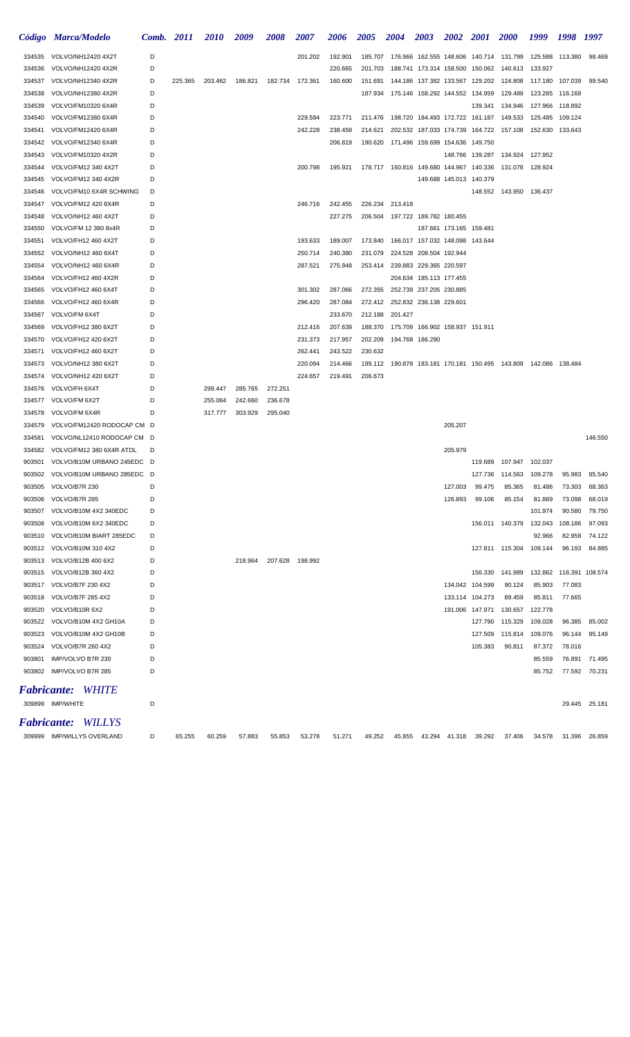| Código | Marca/Modelo | Comb. | 2011 | 2010 | 2009 | 2008 | 2007 | 2006 | 2005 | 2004 | 2003 | 2002 | 2001 | 2000 | 1999 | 1998 | 1997 |
|---|---|---|---|---|---|---|---|---|---|---|---|---|---|---|---|---|---|
| 334535 | VOLVO/NH12420 4X2T | D | | | | | 201.202 | 192.901 | 185.707 | 176.966 | 162.555 | 148.606 | 140.714 | 131.799 | 125.588 | 113.380 | 98.469 |
| 334536 | VOLVO/NH12420 4X2R | D | | | | | | 220.665 | 201.703 | 188.741 | 173.314 | 158.500 | 150.062 | 140.613 | 133.927 | | |
| 334537 | VOLVO/NH12340 4X2R | D | 225.365 | 203.462 | 186.821 | 182.734 | 172.361 | 160.600 | 151.691 | 144.186 | 137.382 | 133.567 | 129.202 | 124.808 | 117.180 | 107.039 | 99.540 |
| 334538 | VOLVO/NH12380 4X2R | D | | | | | | | 187.934 | 175.146 | 158.292 | 144.552 | 134.959 | 129.489 | 123.265 | 116.168 | |
| 334539 | VOLVO/FM12380 6X4R | D | | | | | | | | | | | 139.341 | 134.946 | 127.966 | 118.892 | |
| 334540 | VOLVO/FM10320 6X4R | D | | | | | 229.594 | 223.771 | 211.476 | 198.720 | 184.493 | 172.722 | 161.187 | 149.533 | 125.485 | 109.124 | |
| 334541 | VOLVO/FM12420 6X4R | D | | | | | 242.228 | 238.459 | 214.621 | 202.532 | 187.033 | 174.739 | 164.722 | 157.108 | 152.630 | 133.643 | |
| 334542 | VOLVO/FM12340 6X4R | D | | | | | | 206.819 | 190.620 | 171.496 | 159.699 | 154.636 | 149.750 | | | | |
| 334543 | VOLVO/FM10320 4X2R | D | | | | | | | | | | 148.766 | 139.287 | 134.924 | 127.952 | | |
| 334544 | VOLVO/FM12 340 4X2T | D | | | | | 200.798 | 195.921 | 178.717 | 160.816 | 149.680 | 144.967 | 140.336 | 131.078 | 128.924 | | |
| 334545 | VOLVO/FM12 340 4X2R | D | | | | | | | | | 149.688 | 145.013 | 140.379 | | | | |
| 334546 | VOLVO/FM10 6X4R SCHWING | D | | | | | | | | | | | 148.552 | 143.950 | 136.437 | | |
| 334547 | VOLVO/FM12 420 8X4R | D | | | | | 246.716 | 242.455 | 226.234 | 213.418 | | | | | | | |
| 334548 | VOLVO/NH12 460 4X2T | D | | | | | | 227.275 | 206.504 | 197.722 | 189.782 | 180.455 | | | | | |
| 334550 | VOLVO/FM 12 380 8x4R | D | | | | | | | | | 187.661 | 173.165 | 159.481 | | | | |
| 334551 | VOLVO/FH12 460 4X2T | D | | | | | 193.633 | 189.007 | 173.840 | 166.017 | 157.032 | 148.098 | 143.644 | | | | |
| 334552 | VOLVO/NH12 460 6X4T | D | | | | | 250.714 | 240.380 | 231.079 | 224.528 | 208.504 | 192.944 | | | | | |
| 334554 | VOLVO/NH12 460 6X4R | D | | | | | 287.521 | 275.948 | 253.414 | 239.883 | 229.365 | 220.597 | | | | | |
| 334564 | VOLVO/FH12 460 4X2R | D | | | | | | | | 204.634 | 185.113 | 177.455 | | | | | |
| 334565 | VOLVO/FH12 460 6X4T | D | | | | | 301.302 | 287.066 | 272.355 | 252.739 | 237.205 | 230.885 | | | | | |
| 334566 | VOLVO/FH12 460 6X4R | D | | | | | 296.420 | 287.084 | 272.412 | 252.832 | 236.138 | 229.601 | | | | | |
| 334567 | VOLVO/FM 6X4T | D | | | | | | 233.670 | 212.188 | 201.427 | | | | | | | |
| 334569 | VOLVO/FH12 380 6X2T | D | | | | | 212.416 | 207.639 | 188.370 | 175.709 | 166.902 | 158.937 | 151.911 | | | | |
| 334570 | VOLVO/FH12 420 6X2T | D | | | | | 231.373 | 217.957 | 202.209 | 194.768 | 186.290 | | | | | | |
| 334571 | VOLVO/FH12 460 6X2T | D | | | | | 262.441 | 243.522 | 230.632 | | | | | | | | |
| 334573 | VOLVO/NH12 380 6X2T | D | | | | | 220.094 | 214.466 | 199.112 | 190.878 | 183.181 | 170.181 | 150.495 | 143.809 | 142.086 | 138.484 | |
| 334574 | VOLVO/NH12 420 6X2T | D | | | | | 224.657 | 219.491 | 206.673 | | | | | | | | |
| 334576 | VOLVO/FH 6X4T | D | | 299.447 | 285.765 | 272.251 | | | | | | | | | | | |
| 334577 | VOLVO/FM 6X2T | D | | 255.064 | 242.660 | 236.678 | | | | | | | | | | | |
| 334578 | VOLVO/FM 6X4R | D | | 317.777 | 303.929 | 295.040 | | | | | | | | | | | |
| 334579 | VOLVO/FM12420 RODOCAP CM | D | | | | | | | | | | 205.207 | | | | | |
| 334581 | VOLVO/NL12410 RODOCAP CM | D | | | | | | | | | | | | | | | 146.550 |
| 334582 | VOLVO/FM12 380 6X4R ATDL | D | | | | | | | | | | 205.979 | | | | | |
| 903501 | VOLVO/B10M URBANO 245EDC | D | | | | | | | | | | | 119.689 | 107.947 | 102.037 | | |
| 903502 | VOLVO/B10M URBANO 285EDC | D | | | | | | | | | | | 127.736 | 114.563 | 109.278 | 95.983 | 85.540 |
| 903505 | VOLVO/B7R 230 | D | | | | | | | | | | 127.003 | 99.475 | 85.365 | 81.486 | 73.303 | 68.363 |
| 903506 | VOLVO/B7R 285 | D | | | | | | | | | | 126.893 | 99.106 | 85.154 | 81.869 | 73.098 | 68.019 |
| 903507 | VOLVO/B10M 4X2 340EDC | D | | | | | | | | | | | | | 101.974 | 90.580 | 79.750 |
| 903508 | VOLVO/B10M 6X2 340EDC | D | | | | | | | | | | | 156.011 | 140.379 | 132.043 | 108.186 | 97.093 |
| 903510 | VOLVO/B10M BIART 285EDC | D | | | | | | | | | | | | | 92.966 | 82.958 | 74.122 |
| 903512 | VOLVO/B10M 310 4X2 | D | | | | | | | | | | | 127.811 | 115.304 | 109.144 | 96.193 | 84.885 |
| 903513 | VOLVO/B12B 400 6X2 | D | | | 218.964 | 207.628 | 198.992 | | | | | | | | | | |
| 903515 | VOLVO/B12B 360 4X2 | D | | | | | | | | | | | 156.330 | 141.989 | 132.862 | 116.391 | 108.574 |
| 903517 | VOLVO/B7F 230 4X2 | D | | | | | | | | | | 134.042 | 104.599 | 90.124 | 85.903 | 77.083 | |
| 903518 | VOLVO/B7F 285 4X2 | D | | | | | | | | | | 133.114 | 104.273 | 89.459 | 85.811 | 77.665 | |
| 903520 | VOLVO/B10R 6X2 | D | | | | | | | | | | 191.006 | 147.971 | 130.657 | 122.778 | | |
| 903522 | VOLVO/B10M 4X2 GH10A | D | | | | | | | | | | | 127.790 | 115.329 | 109.028 | 96.385 | 85.002 |
| 903523 | VOLVO/B10M 4X2 GH10B | D | | | | | | | | | | | 127.509 | 115.814 | 109.076 | 96.144 | 85.149 |
| 903524 | VOLVO/B7R 260 4X2 | D | | | | | | | | | | | 105.383 | 90.811 | 87.372 | 78.016 | |
| 903801 | IMP/VOLVO B7R 230 | D | | | | | | | | | | | | | 85.559 | 76.891 | 71.495 |
| 903802 | IMP/VOLVO B7R 285 | D | | | | | | | | | | | | | 85.752 | 77.592 | 70.231 |

## *Fabricante: WHITE*

| Código | Marca/Modelo | Comb. | 2011 | 2010 | 2009 | 2008 | 2007 | 2006 | 2005 | 2004 | 2003 | 2002 | 2001 | 2000 | 1999 | 1998 | 1997 |
|---|---|---|---|---|---|---|---|---|---|---|---|---|---|---|---|---|---|
| 309899 | IMP/WHITE | D | | | | | | | | | | | | | | 29.445 | 25.181 |

## *Fabricante: WILLYS*

| Código | Marca/Modelo | Comb. | 2011 | 2010 | 2009 | 2008 | 2007 | 2006 | 2005 | 2004 | 2003 | 2002 | 2001 | 2000 | 1999 | 1998 | 1997 |
|---|---|---|---|---|---|---|---|---|---|---|---|---|---|---|---|---|---|
| 309999 | IMP/WILLYS OVERLAND | D | 65.255 | 60.259 | 57.883 | 55.853 | 53.278 | 51.271 | 49.252 | 45.855 | 43.294 | 41.318 | 39.292 | 37.406 | 34.578 | 31.396 | 26.859 |